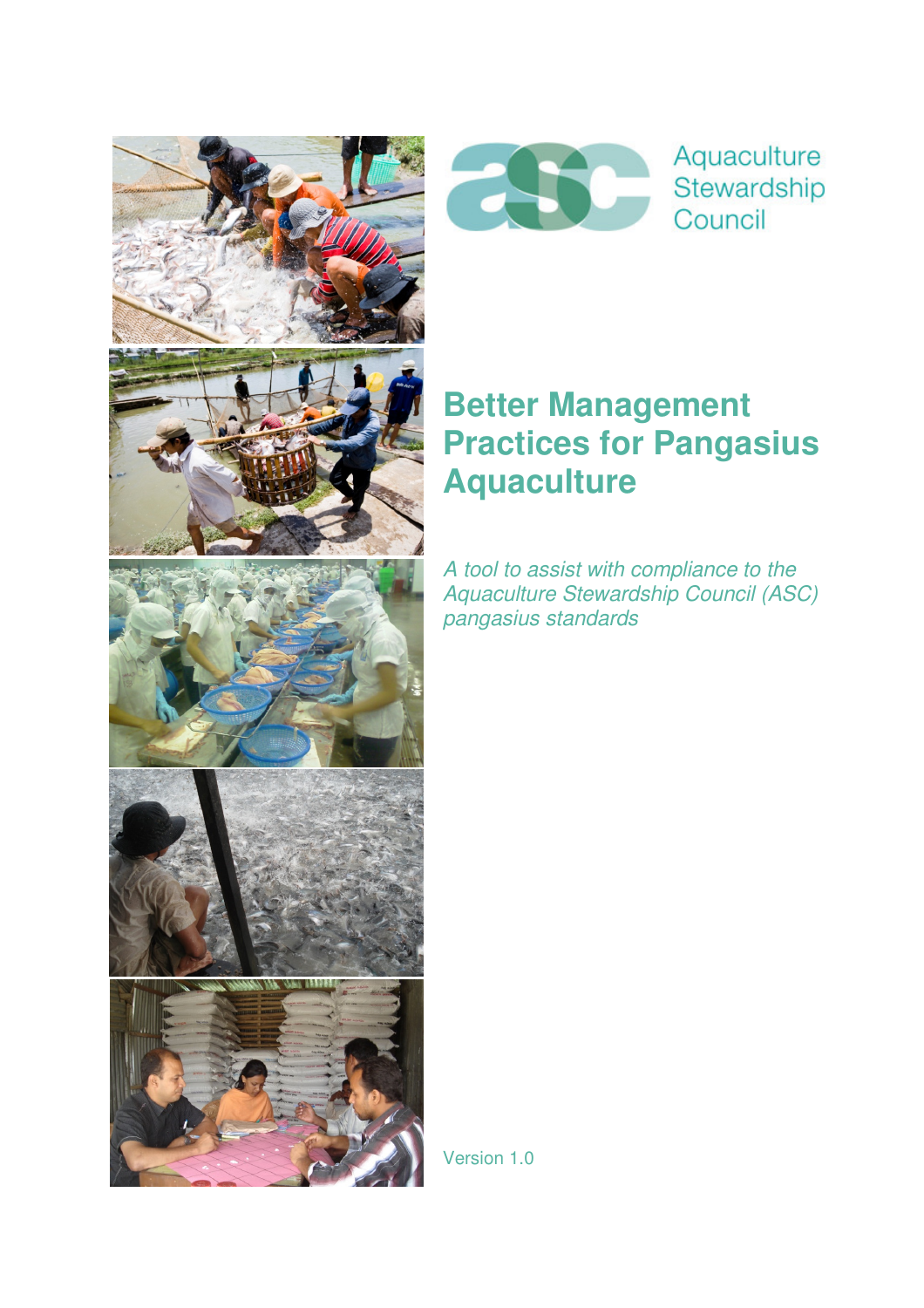Aquaculture Stewardship Council

# Better Management Practices for Pangasius Aquaculture

*A tool to assist with compliance to the Aquaculture Stewardship Council (ASC) pangasius standards*

Version 1.0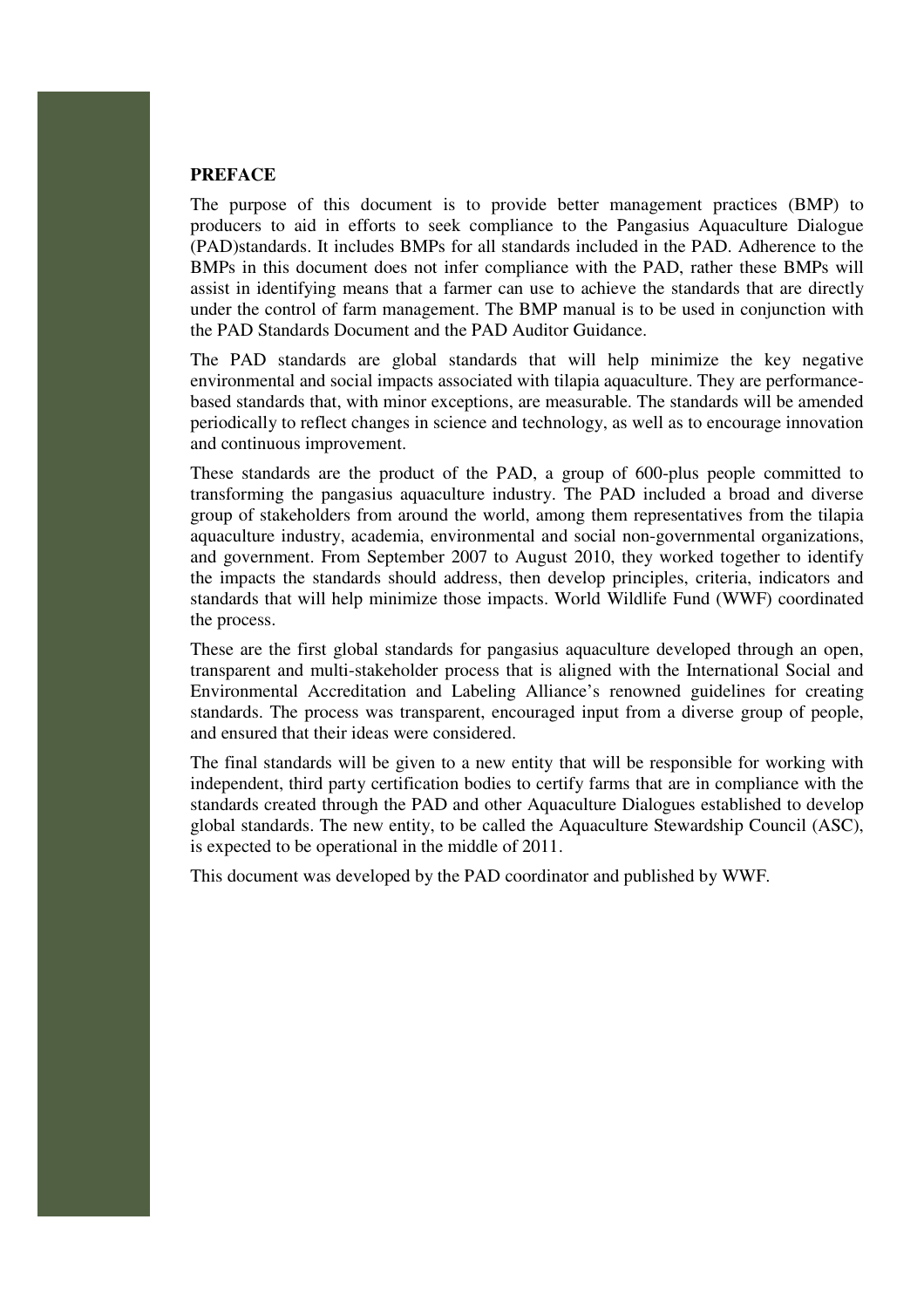## PREFACE

The purpose of this document is to provide better management practices (BMP) to producers to aid in efforts to seek compliance to the Pangasius Aquaculture Dialogue (PAD)standards. It includes BMPs for all standards included in the PAD. Adherence to the BMPs in this document does not infer compliance with the PAD, rather these BMPs will assist in identifying means that a farmer can use to achieve the standards that are directly under the control of farm management. The BMP manual is to be used in conjunction with the PAD Standards Document and the PAD Auditor Guidance.

The PAD standards are global standards that will help minimize the key negative environmental and social impacts associated with tilapia aquaculture. They are performance-based standards that, with minor exceptions, are measurable. The standards will be amended periodically to reflect changes in science and technology, as well as to encourage innovation and continuous improvement.

These standards are the product of the PAD, a group of 600-plus people committed to transforming the pangasius aquaculture industry. The PAD included a broad and diverse group of stakeholders from around the world, among them representatives from the tilapia aquaculture industry, academia, environmental and social non-governmental organizations, and government. From September 2007 to August 2010, they worked together to identify the impacts the standards should address, then develop principles, criteria, indicators and standards that will help minimize those impacts. World Wildlife Fund (WWF) coordinated the process.

These are the first global standards for pangasius aquaculture developed through an open, transparent and multi-stakeholder process that is aligned with the International Social and Environmental Accreditation and Labeling Alliance's renowned guidelines for creating standards. The process was transparent, encouraged input from a diverse group of people, and ensured that their ideas were considered.

The final standards will be given to a new entity that will be responsible for working with independent, third party certification bodies to certify farms that are in compliance with the standards created through the PAD and other Aquaculture Dialogues established to develop global standards. The new entity, to be called the Aquaculture Stewardship Council (ASC), is expected to be operational in the middle of 2011.

This document was developed by the PAD coordinator and published by WWF.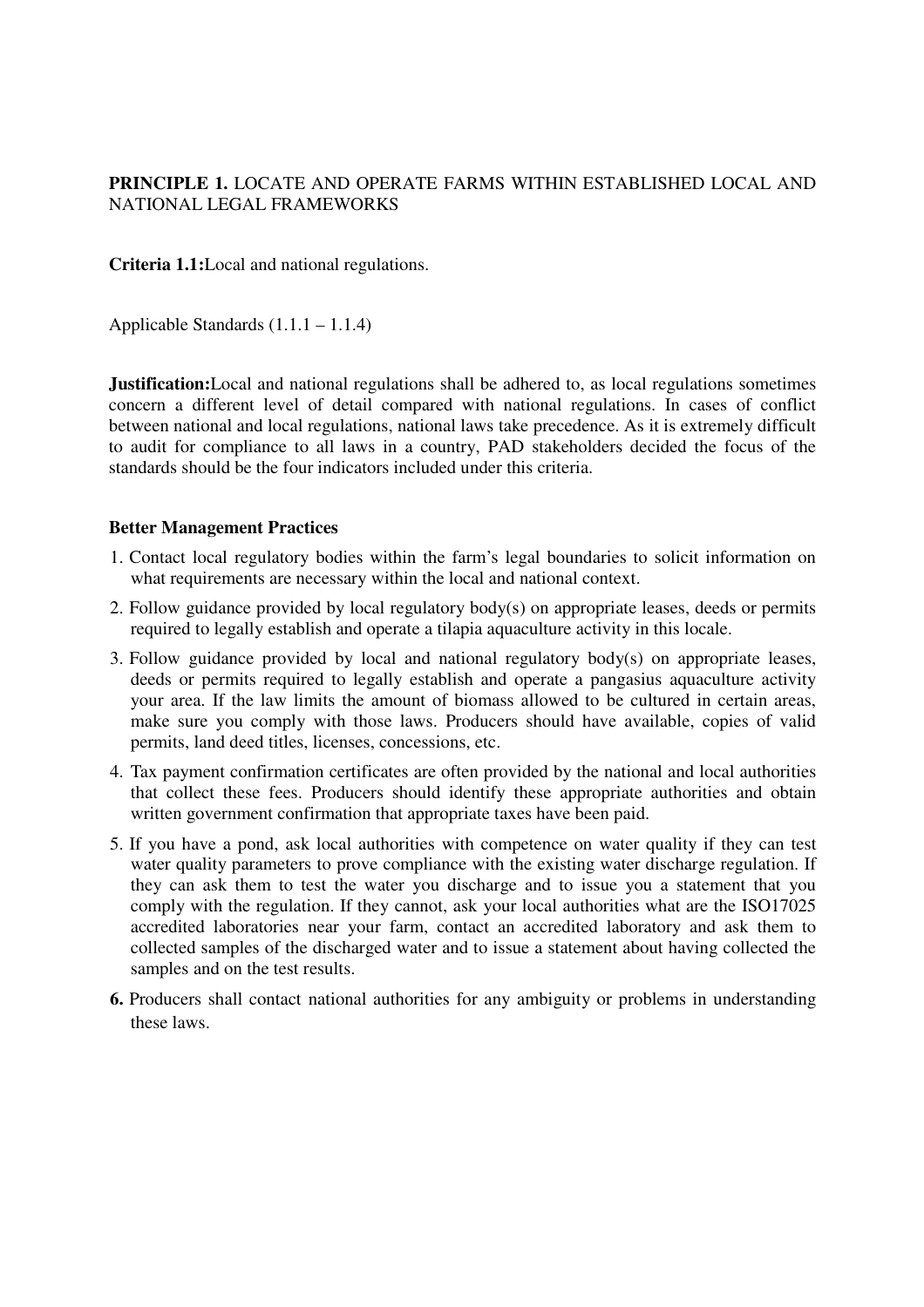**PRINCIPLE 1.** LOCATE AND OPERATE FARMS WITHIN ESTABLISHED LOCAL AND NATIONAL LEGAL FRAMEWORKS

**Criteria 1.1:**Local and national regulations.

Applicable Standards (1.1.1 – 1.1.4)

**Justification:**Local and national regulations shall be adhered to, as local regulations sometimes concern a different level of detail compared with national regulations. In cases of conflict between national and local regulations, national laws take precedence. As it is extremely difficult to audit for compliance to all laws in a country, PAD stakeholders decided the focus of the standards should be the four indicators included under this criteria.

**Better Management Practices**

1. Contact local regulatory bodies within the farm's legal boundaries to solicit information on what requirements are necessary within the local and national context.
2. Follow guidance provided by local regulatory body(s) on appropriate leases, deeds or permits required to legally establish and operate a tilapia aquaculture activity in this locale.
3. Follow guidance provided by local and national regulatory body(s) on appropriate leases, deeds or permits required to legally establish and operate a pangasius aquaculture activity your area. If the law limits the amount of biomass allowed to be cultured in certain areas, make sure you comply with those laws. Producers should have available, copies of valid permits, land deed titles, licenses, concessions, etc.
4. Tax payment confirmation certificates are often provided by the national and local authorities that collect these fees. Producers should identify these appropriate authorities and obtain written government confirmation that appropriate taxes have been paid.
5. If you have a pond, ask local authorities with competence on water quality if they can test water quality parameters to prove compliance with the existing water discharge regulation. If they can ask them to test the water you discharge and to issue you a statement that you comply with the regulation. If they cannot, ask your local authorities what are the ISO17025 accredited laboratories near your farm, contact an accredited laboratory and ask them to collected samples of the discharged water and to issue a statement about having collected the samples and on the test results.
6. Producers shall contact national authorities for any ambiguity or problems in understanding these laws.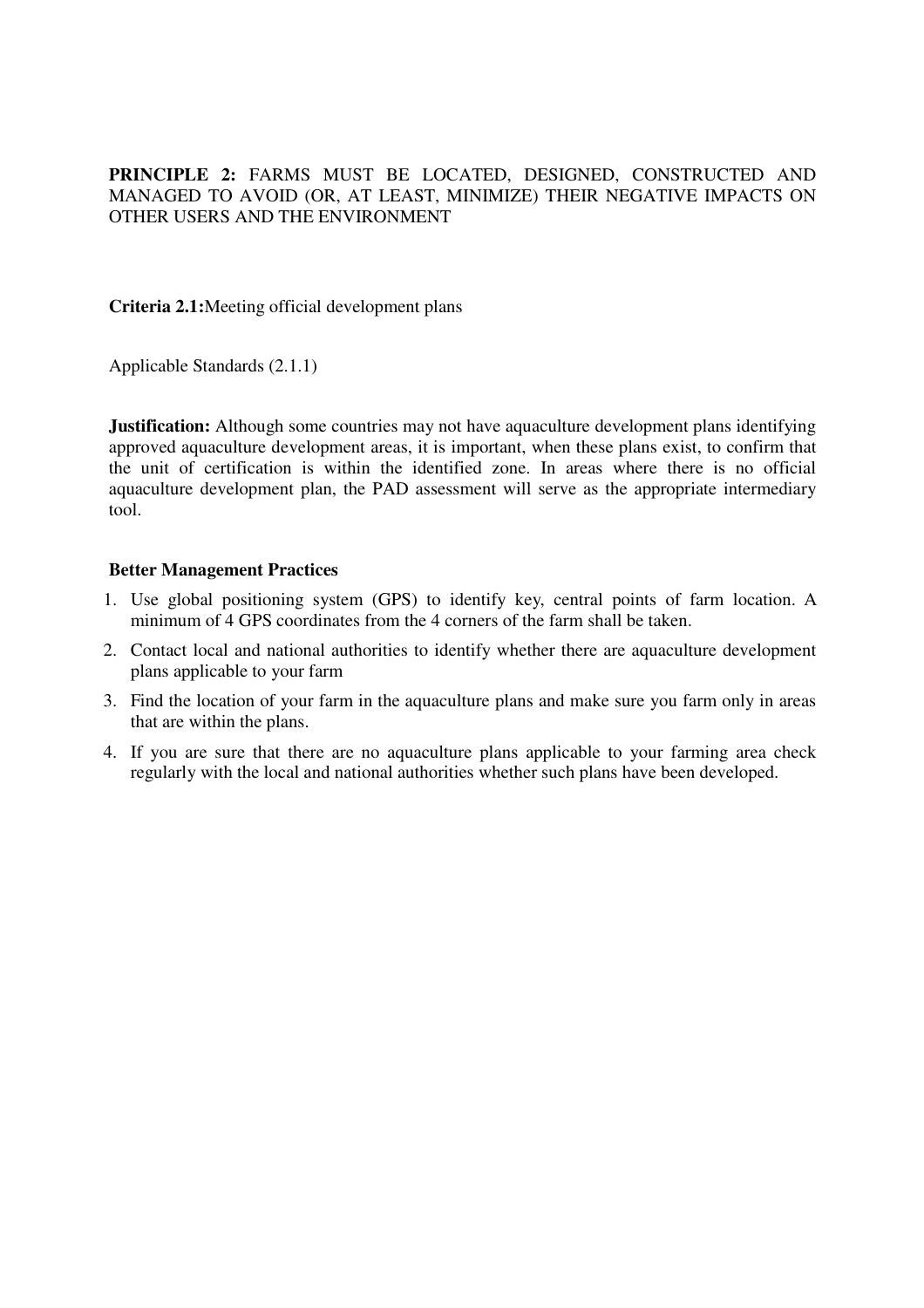**PRINCIPLE 2:** FARMS MUST BE LOCATED, DESIGNED, CONSTRUCTED AND MANAGED TO AVOID (OR, AT LEAST, MINIMIZE) THEIR NEGATIVE IMPACTS ON OTHER USERS AND THE ENVIRONMENT

**Criteria 2.1:**Meeting official development plans

Applicable Standards (2.1.1)

**Justification:** Although some countries may not have aquaculture development plans identifying approved aquaculture development areas, it is important, when these plans exist, to confirm that the unit of certification is within the identified zone. In areas where there is no official aquaculture development plan, the PAD assessment will serve as the appropriate intermediary tool.

**Better Management Practices**

1. Use global positioning system (GPS) to identify key, central points of farm location. A minimum of 4 GPS coordinates from the 4 corners of the farm shall be taken.
2. Contact local and national authorities to identify whether there are aquaculture development plans applicable to your farm
3. Find the location of your farm in the aquaculture plans and make sure you farm only in areas that are within the plans.
4. If you are sure that there are no aquaculture plans applicable to your farming area check regularly with the local and national authorities whether such plans have been developed.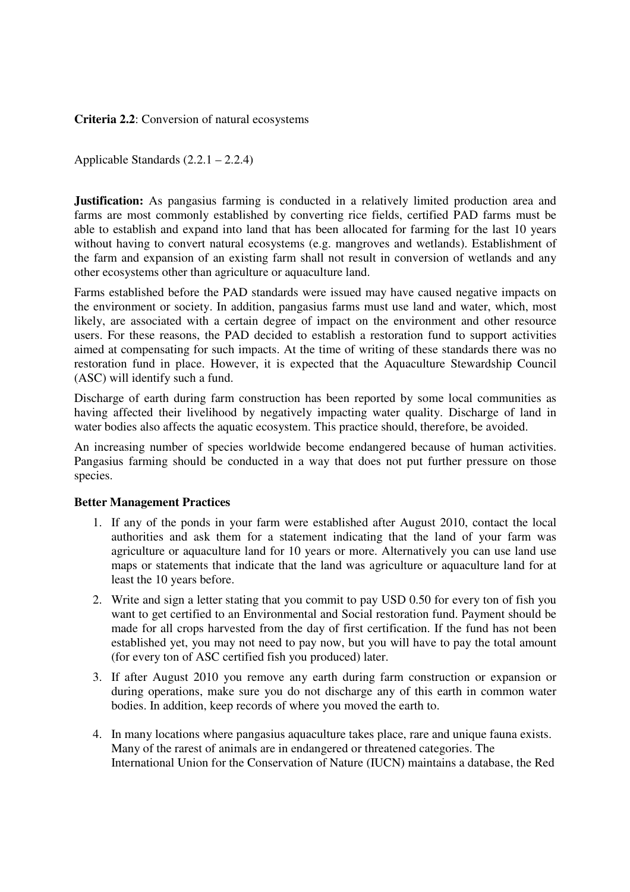**Criteria 2.2**: Conversion of natural ecosystems

Applicable Standards (2.2.1 – 2.2.4)

**Justification:** As pangasius farming is conducted in a relatively limited production area and farms are most commonly established by converting rice fields, certified PAD farms must be able to establish and expand into land that has been allocated for farming for the last 10 years without having to convert natural ecosystems (e.g. mangroves and wetlands). Establishment of the farm and expansion of an existing farm shall not result in conversion of wetlands and any other ecosystems other than agriculture or aquaculture land.

Farms established before the PAD standards were issued may have caused negative impacts on the environment or society. In addition, pangasius farms must use land and water, which, most likely, are associated with a certain degree of impact on the environment and other resource users. For these reasons, the PAD decided to establish a restoration fund to support activities aimed at compensating for such impacts. At the time of writing of these standards there was no restoration fund in place. However, it is expected that the Aquaculture Stewardship Council (ASC) will identify such a fund.

Discharge of earth during farm construction has been reported by some local communities as having affected their livelihood by negatively impacting water quality. Discharge of land in water bodies also affects the aquatic ecosystem. This practice should, therefore, be avoided.

An increasing number of species worldwide become endangered because of human activities. Pangasius farming should be conducted in a way that does not put further pressure on those species.

**Better Management Practices**

1. If any of the ponds in your farm were established after August 2010, contact the local authorities and ask them for a statement indicating that the land of your farm was agriculture or aquaculture land for 10 years or more. Alternatively you can use land use maps or statements that indicate that the land was agriculture or aquaculture land for at least the 10 years before.
2. Write and sign a letter stating that you commit to pay USD 0.50 for every ton of fish you want to get certified to an Environmental and Social restoration fund. Payment should be made for all crops harvested from the day of first certification. If the fund has not been established yet, you may not need to pay now, but you will have to pay the total amount (for every ton of ASC certified fish you produced) later.
3. If after August 2010 you remove any earth during farm construction or expansion or during operations, make sure you do not discharge any of this earth in common water bodies. In addition, keep records of where you moved the earth to.
4. In many locations where pangasius aquaculture takes place, rare and unique fauna exists. Many of the rarest of animals are in endangered or threatened categories. The International Union for the Conservation of Nature (IUCN) maintains a database, the Red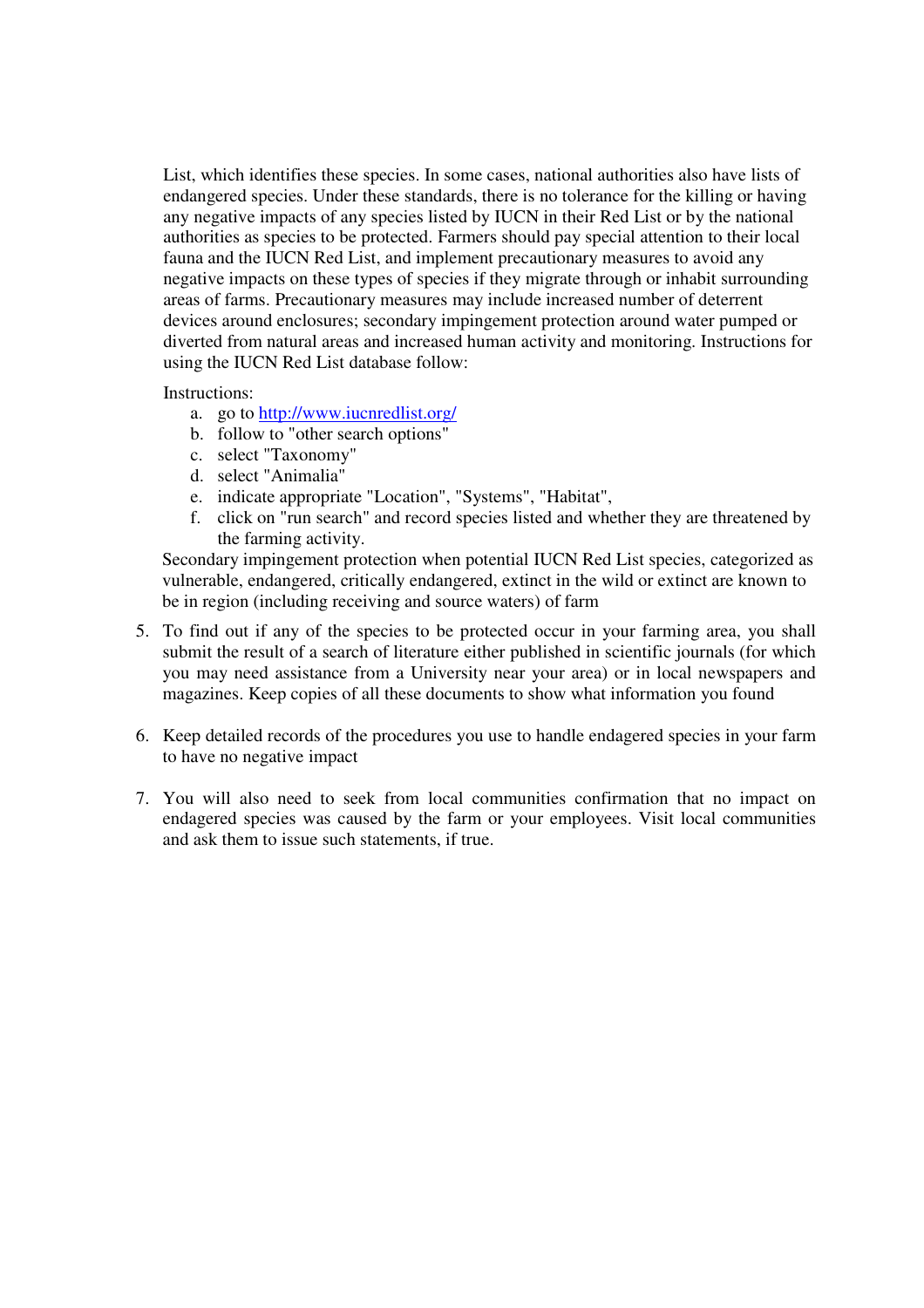List, which identifies these species. In some cases, national authorities also have lists of endangered species. Under these standards, there is no tolerance for the killing or having any negative impacts of any species listed by IUCN in their Red List or by the national authorities as species to be protected. Farmers should pay special attention to their local fauna and the IUCN Red List, and implement precautionary measures to avoid any negative impacts on these types of species if they migrate through or inhabit surrounding areas of farms. Precautionary measures may include increased number of deterrent devices around enclosures; secondary impingement protection around water pumped or diverted from natural areas and increased human activity and monitoring. Instructions for using the IUCN Red List database follow:

Instructions:

a. go to http://www.iucnredlist.org/
b. follow to "other search options"
c. select "Taxonomy"
d. select "Animalia"
e. indicate appropriate "Location", "Systems", "Habitat",
f. click on "run search" and record species listed and whether they are threatened by the farming activity.

Secondary impingement protection when potential IUCN Red List species, categorized as vulnerable, endangered, critically endangered, extinct in the wild or extinct are known to be in region (including receiving and source waters) of farm

5. To find out if any of the species to be protected occur in your farming area, you shall submit the result of a search of literature either published in scientific journals (for which you may need assistance from a University near your area) or in local newspapers and magazines. Keep copies of all these documents to show what information you found

6. Keep detailed records of the procedures you use to handle endagered species in your farm to have no negative impact

7. You will also need to seek from local communities confirmation that no impact on endagered species was caused by the farm or your employees. Visit local communities and ask them to issue such statements, if true.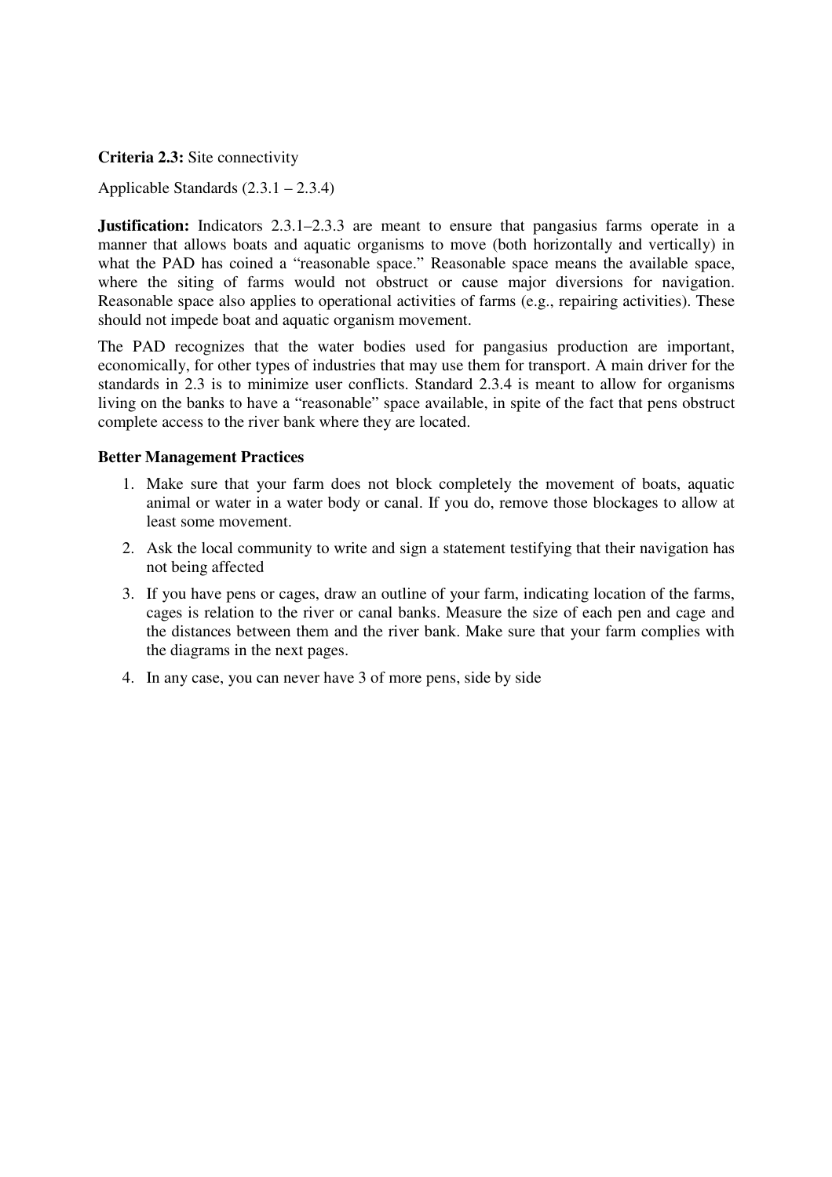**Criteria 2.3:** Site connectivity

Applicable Standards (2.3.1 – 2.3.4)

**Justification:** Indicators 2.3.1–2.3.3 are meant to ensure that pangasius farms operate in a manner that allows boats and aquatic organisms to move (both horizontally and vertically) in what the PAD has coined a "reasonable space." Reasonable space means the available space, where the siting of farms would not obstruct or cause major diversions for navigation. Reasonable space also applies to operational activities of farms (e.g., repairing activities). These should not impede boat and aquatic organism movement.

The PAD recognizes that the water bodies used for pangasius production are important, economically, for other types of industries that may use them for transport. A main driver for the standards in 2.3 is to minimize user conflicts. Standard 2.3.4 is meant to allow for organisms living on the banks to have a "reasonable" space available, in spite of the fact that pens obstruct complete access to the river bank where they are located.

**Better Management Practices**

1. Make sure that your farm does not block completely the movement of boats, aquatic animal or water in a water body or canal. If you do, remove those blockages to allow at least some movement.
2. Ask the local community to write and sign a statement testifying that their navigation has not being affected
3. If you have pens or cages, draw an outline of your farm, indicating location of the farms, cages is relation to the river or canal banks. Measure the size of each pen and cage and the distances between them and the river bank. Make sure that your farm complies with the diagrams in the next pages.
4. In any case, you can never have 3 of more pens, side by side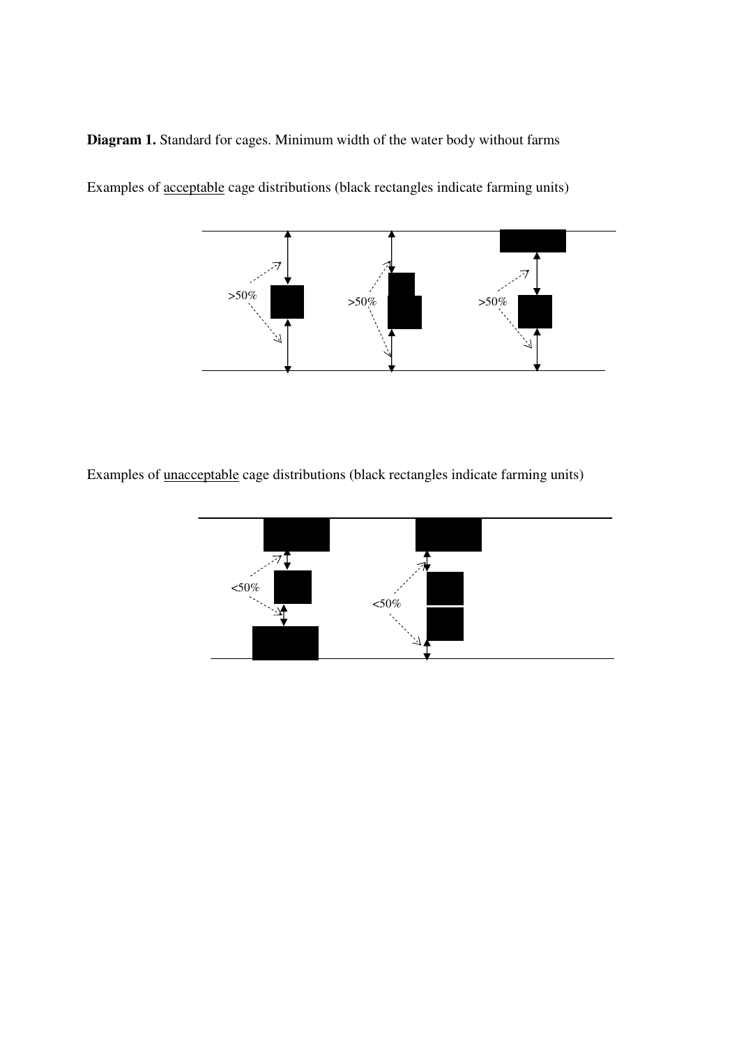**Diagram 1.** Standard for cages. Minimum width of the water body without farms

Examples of <u>acceptable</u> cage distributions (black rectangles indicate farming units)

>50% &nbsp;&nbsp;&nbsp;&nbsp; >50% &nbsp;&nbsp;&nbsp;&nbsp; >50%

Examples of <u>unacceptable</u> cage distributions (black rectangles indicate farming units)

<50% &nbsp;&nbsp;&nbsp;&nbsp; <50%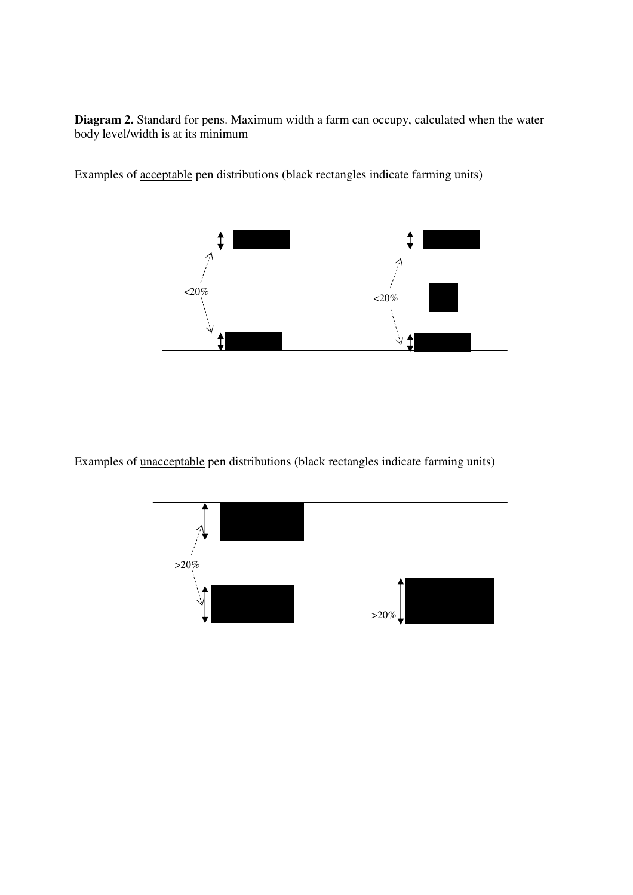**Diagram 2.** Standard for pens. Maximum width a farm can occupy, calculated when the water body level/width is at its minimum

Examples of <u>acceptable</u> pen distributions (black rectangles indicate farming units)

<20%

<20%

Examples of <u>unacceptable</u> pen distributions (black rectangles indicate farming units)

>20%

>20%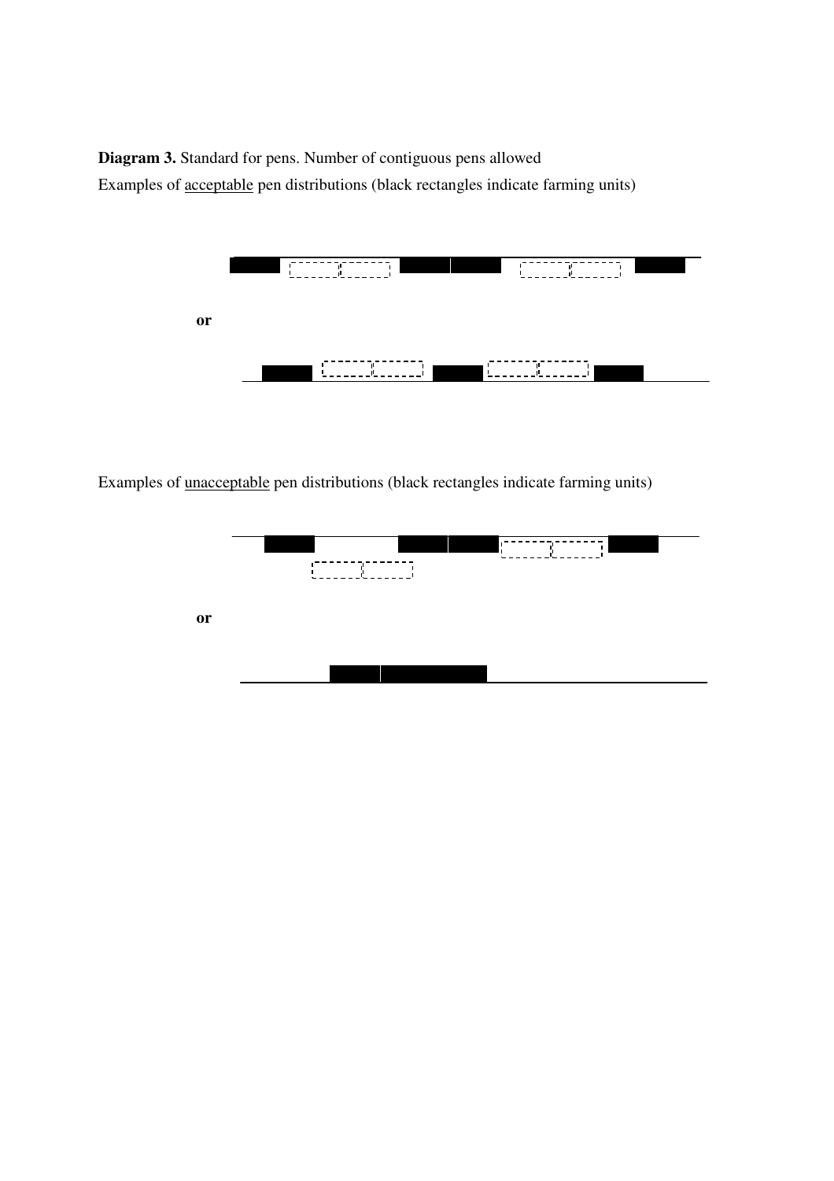**Diagram 3.** Standard for pens. Number of contiguous pens allowed

Examples of <u>acceptable</u> pen distributions (black rectangles indicate farming units)

**or**

Examples of <u>unacceptable</u> pen distributions (black rectangles indicate farming units)

**or**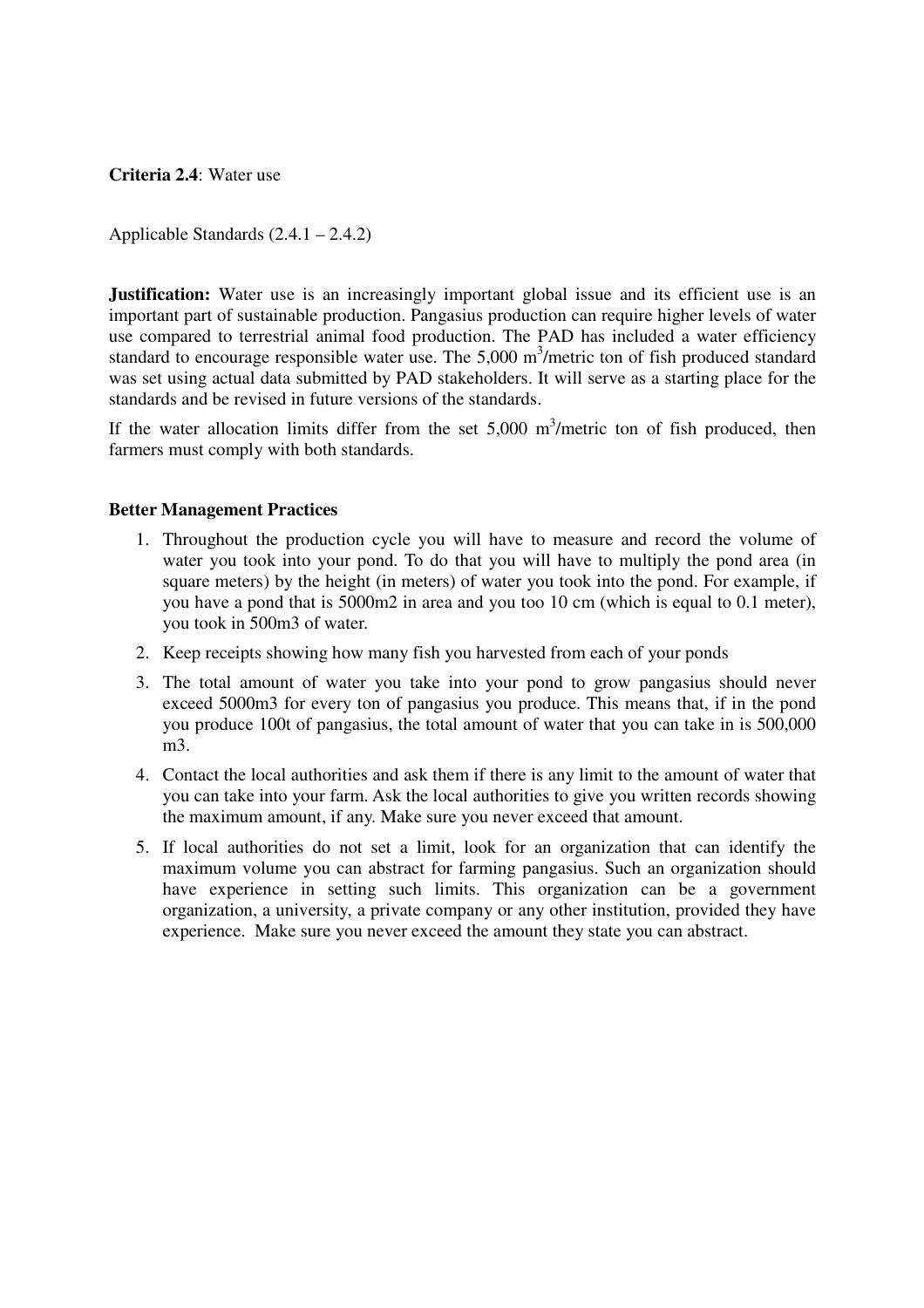**Criteria 2.4**: Water use

Applicable Standards (2.4.1 – 2.4.2)

**Justification:** Water use is an increasingly important global issue and its efficient use is an important part of sustainable production. Pangasius production can require higher levels of water use compared to terrestrial animal food production. The PAD has included a water efficiency standard to encourage responsible water use. The 5,000 $m^3$/metric ton of fish produced standard was set using actual data submitted by PAD stakeholders. It will serve as a starting place for the standards and be revised in future versions of the standards.

If the water allocation limits differ from the set 5,000 $m^3$/metric ton of fish produced, then farmers must comply with both standards.

**Better Management Practices**

1. Throughout the production cycle you will have to measure and record the volume of water you took into your pond. To do that you will have to multiply the pond area (in square meters) by the height (in meters) of water you took into the pond. For example, if you have a pond that is 5000m2 in area and you too 10 cm (which is equal to 0.1 meter), you took in 500m3 of water.
2. Keep receipts showing how many fish you harvested from each of your ponds
3. The total amount of water you take into your pond to grow pangasius should never exceed 5000m3 for every ton of pangasius you produce. This means that, if in the pond you produce 100t of pangasius, the total amount of water that you can take in is 500,000 m3.
4. Contact the local authorities and ask them if there is any limit to the amount of water that you can take into your farm. Ask the local authorities to give you written records showing the maximum amount, if any. Make sure you never exceed that amount.
5. If local authorities do not set a limit, look for an organization that can identify the maximum volume you can abstract for farming pangasius. Such an organization should have experience in setting such limits. This organization can be a government organization, a university, a private company or any other institution, provided they have experience. Make sure you never exceed the amount they state you can abstract.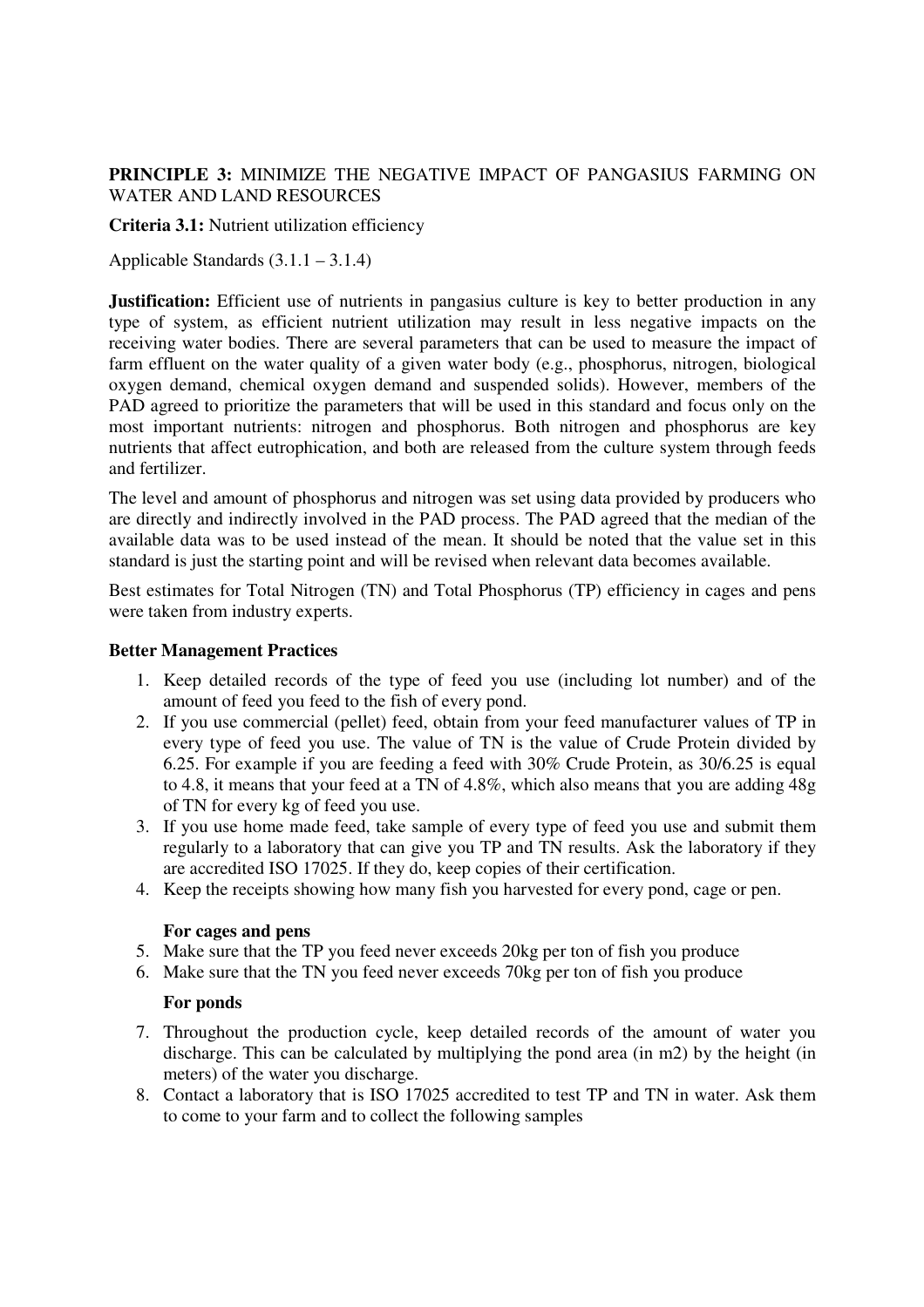**PRINCIPLE 3:** MINIMIZE THE NEGATIVE IMPACT OF PANGASIUS FARMING ON WATER AND LAND RESOURCES

**Criteria 3.1:** Nutrient utilization efficiency

Applicable Standards (3.1.1 – 3.1.4)

**Justification:** Efficient use of nutrients in pangasius culture is key to better production in any type of system, as efficient nutrient utilization may result in less negative impacts on the receiving water bodies. There are several parameters that can be used to measure the impact of farm effluent on the water quality of a given water body (e.g., phosphorus, nitrogen, biological oxygen demand, chemical oxygen demand and suspended solids). However, members of the PAD agreed to prioritize the parameters that will be used in this standard and focus only on the most important nutrients: nitrogen and phosphorus. Both nitrogen and phosphorus are key nutrients that affect eutrophication, and both are released from the culture system through feeds and fertilizer.

The level and amount of phosphorus and nitrogen was set using data provided by producers who are directly and indirectly involved in the PAD process. The PAD agreed that the median of the available data was to be used instead of the mean. It should be noted that the value set in this standard is just the starting point and will be revised when relevant data becomes available.

Best estimates for Total Nitrogen (TN) and Total Phosphorus (TP) efficiency in cages and pens were taken from industry experts.

**Better Management Practices**

1. Keep detailed records of the type of feed you use (including lot number) and of the amount of feed you feed to the fish of every pond.
2. If you use commercial (pellet) feed, obtain from your feed manufacturer values of TP in every type of feed you use. The value of TN is the value of Crude Protein divided by 6.25. For example if you are feeding a feed with 30% Crude Protein, as 30/6.25 is equal to 4.8, it means that your feed at a TN of 4.8%, which also means that you are adding 48g of TN for every kg of feed you use.
3. If you use home made feed, take sample of every type of feed you use and submit them regularly to a laboratory that can give you TP and TN results. Ask the laboratory if they are accredited ISO 17025. If they do, keep copies of their certification.
4. Keep the receipts showing how many fish you harvested for every pond, cage or pen.

**For cages and pens**

5. Make sure that the TP you feed never exceeds 20kg per ton of fish you produce
6. Make sure that the TN you feed never exceeds 70kg per ton of fish you produce

**For ponds**

7. Throughout the production cycle, keep detailed records of the amount of water you discharge. This can be calculated by multiplying the pond area (in m2) by the height (in meters) of the water you discharge.
8. Contact a laboratory that is ISO 17025 accredited to test TP and TN in water. Ask them to come to your farm and to collect the following samples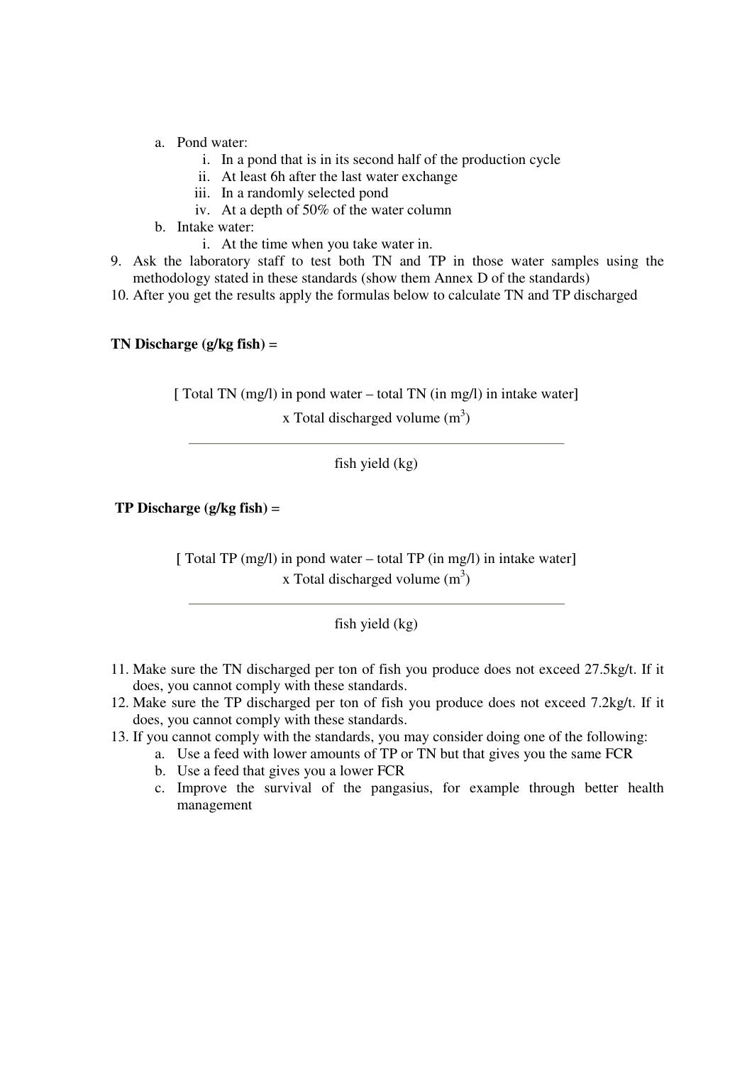a. Pond water:
      i. In a pond that is in its second half of the production cycle
      ii. At least 6h after the last water exchange
      iii. In a randomly selected pond
      iv. At a depth of 50% of the water column
   b. Intake water:
      i. At the time when you take water in.

9. Ask the laboratory staff to test both TN and TP in those water samples using the methodology stated in these standards (show them Annex D of the standards)
10. After you get the results apply the formulas below to calculate TN and TP discharged

**TN Discharge (g/kg fish) =**

$$\frac{[\text{ Total TN (mg/l) in pond water} - \text{total TN (in mg/l) in intake water}] \times \text{Total discharged volume (m}^3\text{)}}{\text{fish yield (kg)}}$$

**TP Discharge (g/kg fish) =**

$$\frac{[\text{ Total TP (mg/l) in pond water} - \text{total TP (in mg/l) in intake water}] \times \text{Total discharged volume (m}^3\text{)}}{\text{fish yield (kg)}}$$

11. Make sure the TN discharged per ton of fish you produce does not exceed 27.5kg/t. If it does, you cannot comply with these standards.
12. Make sure the TP discharged per ton of fish you produce does not exceed 7.2kg/t. If it does, you cannot comply with these standards.
13. If you cannot comply with the standards, you may consider doing one of the following:
    a. Use a feed with lower amounts of TP or TN but that gives you the same FCR
    b. Use a feed that gives you a lower FCR
    c. Improve the survival of the pangasius, for example through better health management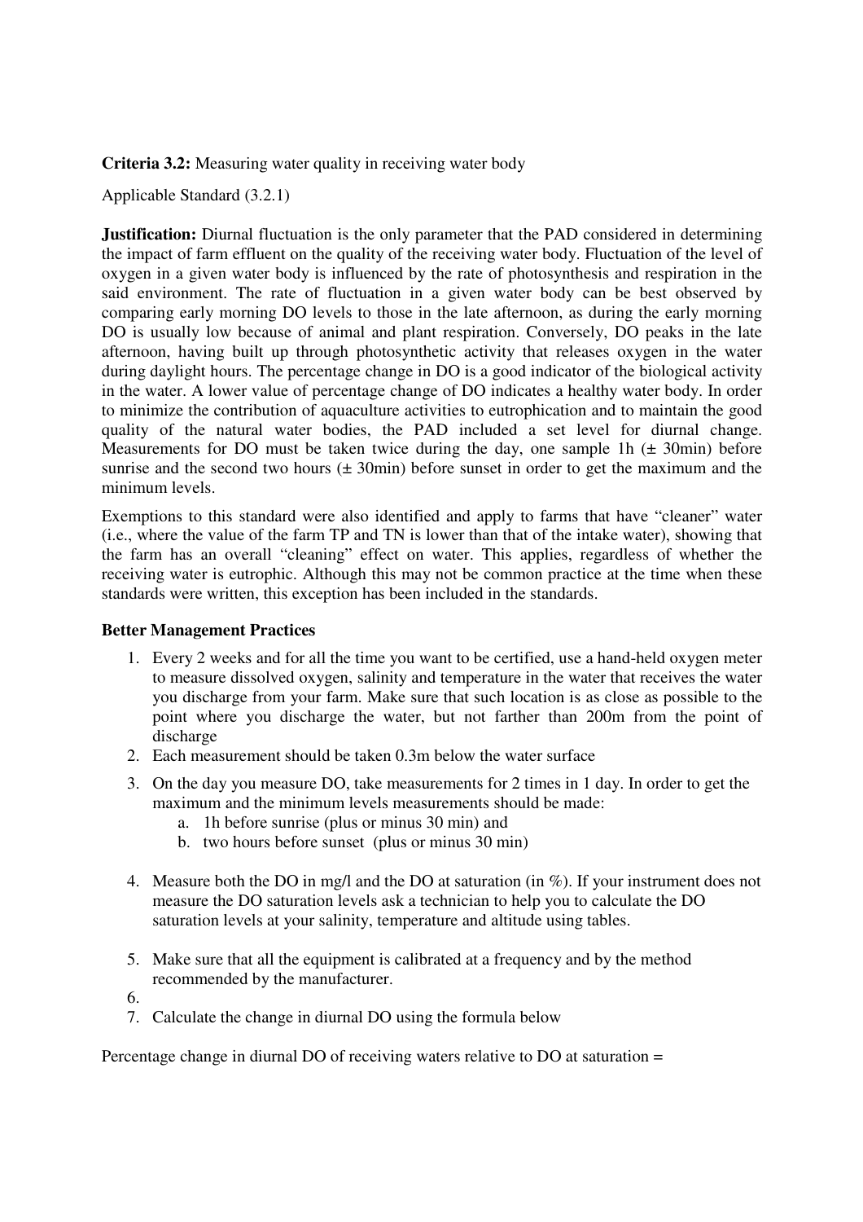**Criteria 3.2:** Measuring water quality in receiving water body

Applicable Standard (3.2.1)

**Justification:** Diurnal fluctuation is the only parameter that the PAD considered in determining the impact of farm effluent on the quality of the receiving water body. Fluctuation of the level of oxygen in a given water body is influenced by the rate of photosynthesis and respiration in the said environment. The rate of fluctuation in a given water body can be best observed by comparing early morning DO levels to those in the late afternoon, as during the early morning DO is usually low because of animal and plant respiration. Conversely, DO peaks in the late afternoon, having built up through photosynthetic activity that releases oxygen in the water during daylight hours. The percentage change in DO is a good indicator of the biological activity in the water. A lower value of percentage change of DO indicates a healthy water body. In order to minimize the contribution of aquaculture activities to eutrophication and to maintain the good quality of the natural water bodies, the PAD included a set level for diurnal change. Measurements for DO must be taken twice during the day, one sample 1h (± 30min) before sunrise and the second two hours (± 30min) before sunset in order to get the maximum and the minimum levels.

Exemptions to this standard were also identified and apply to farms that have "cleaner" water (i.e., where the value of the farm TP and TN is lower than that of the intake water), showing that the farm has an overall "cleaning" effect on water. This applies, regardless of whether the receiving water is eutrophic. Although this may not be common practice at the time when these standards were written, this exception has been included in the standards.

**Better Management Practices**

1. Every 2 weeks and for all the time you want to be certified, use a hand-held oxygen meter to measure dissolved oxygen, salinity and temperature in the water that receives the water you discharge from your farm. Make sure that such location is as close as possible to the point where you discharge the water, but not farther than 200m from the point of discharge
2. Each measurement should be taken 0.3m below the water surface
3. On the day you measure DO, take measurements for 2 times in 1 day. In order to get the maximum and the minimum levels measurements should be made:
   a. 1h before sunrise (plus or minus 30 min) and
   b. two hours before sunset (plus or minus 30 min)
4. Measure both the DO in mg/l and the DO at saturation (in %). If your instrument does not measure the DO saturation levels ask a technician to help you to calculate the DO saturation levels at your salinity, temperature and altitude using tables.
5. Make sure that all the equipment is calibrated at a frequency and by the method recommended by the manufacturer.
6. 
7. Calculate the change in diurnal DO using the formula below

Percentage change in diurnal DO of receiving waters relative to DO at saturation =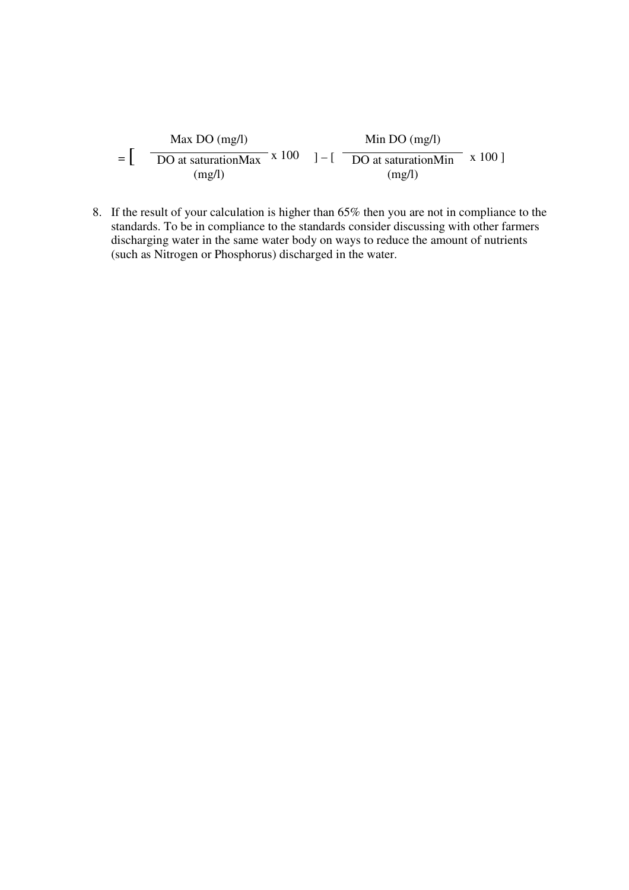$$= \left[ \frac{\text{Max DO (mg/l)}}{\text{DO at saturationMax (mg/l)}} \times 100 \right] - \left[ \frac{\text{Min DO (mg/l)}}{\text{DO at saturationMin (mg/l)}} \times 100 \right]$$

8. If the result of your calculation is higher than 65% then you are not in compliance to the standards. To be in compliance to the standards consider discussing with other farmers discharging water in the same water body on ways to reduce the amount of nutrients (such as Nitrogen or Phosphorus) discharged in the water.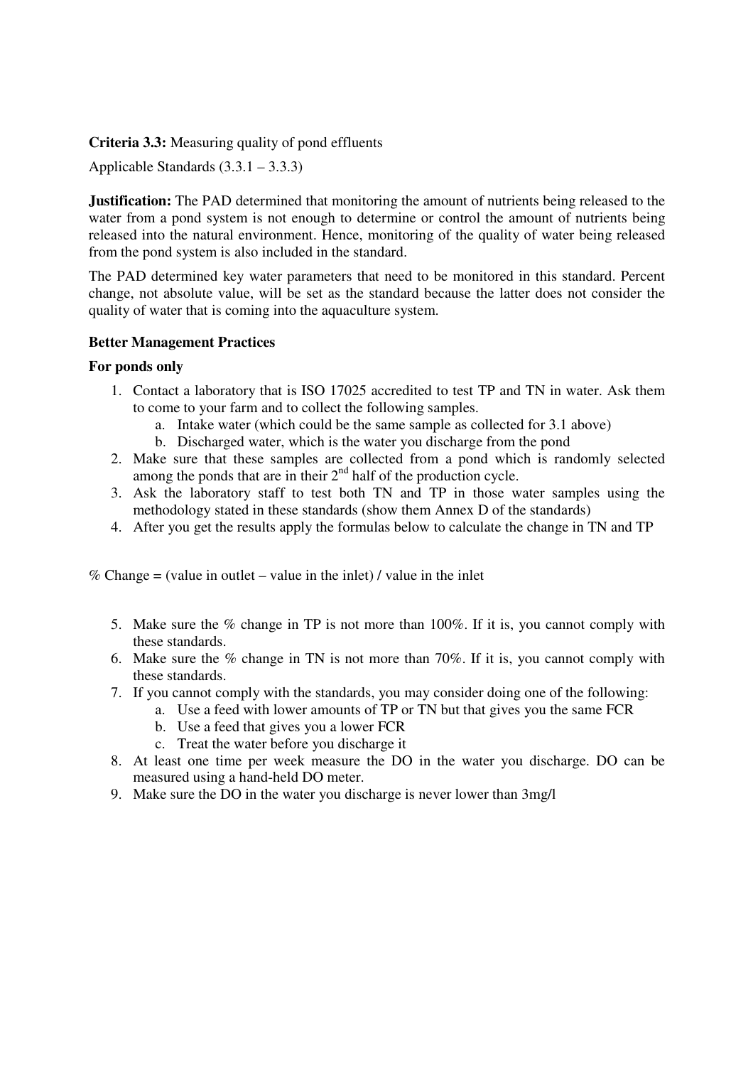**Criteria 3.3:** Measuring quality of pond effluents

Applicable Standards (3.3.1 – 3.3.3)

**Justification:** The PAD determined that monitoring the amount of nutrients being released to the water from a pond system is not enough to determine or control the amount of nutrients being released into the natural environment. Hence, monitoring of the quality of water being released from the pond system is also included in the standard.

The PAD determined key water parameters that need to be monitored in this standard. Percent change, not absolute value, will be set as the standard because the latter does not consider the quality of water that is coming into the aquaculture system.

**Better Management Practices**

**For ponds only**

1. Contact a laboratory that is ISO 17025 accredited to test TP and TN in water. Ask them to come to your farm and to collect the following samples.
    a. Intake water (which could be the same sample as collected for 3.1 above)
    b. Discharged water, which is the water you discharge from the pond
2. Make sure that these samples are collected from a pond which is randomly selected among the ponds that are in their 2nd half of the production cycle.
3. Ask the laboratory staff to test both TN and TP in those water samples using the methodology stated in these standards (show them Annex D of the standards)
4. After you get the results apply the formulas below to calculate the change in TN and TP

% Change = (value in outlet – value in the inlet) / value in the inlet

5. Make sure the % change in TP is not more than 100%. If it is, you cannot comply with these standards.
6. Make sure the % change in TN is not more than 70%. If it is, you cannot comply with these standards.
7. If you cannot comply with the standards, you may consider doing one of the following:
    a. Use a feed with lower amounts of TP or TN but that gives you the same FCR
    b. Use a feed that gives you a lower FCR
    c. Treat the water before you discharge it
8. At least one time per week measure the DO in the water you discharge. DO can be measured using a hand-held DO meter.
9. Make sure the DO in the water you discharge is never lower than 3mg/l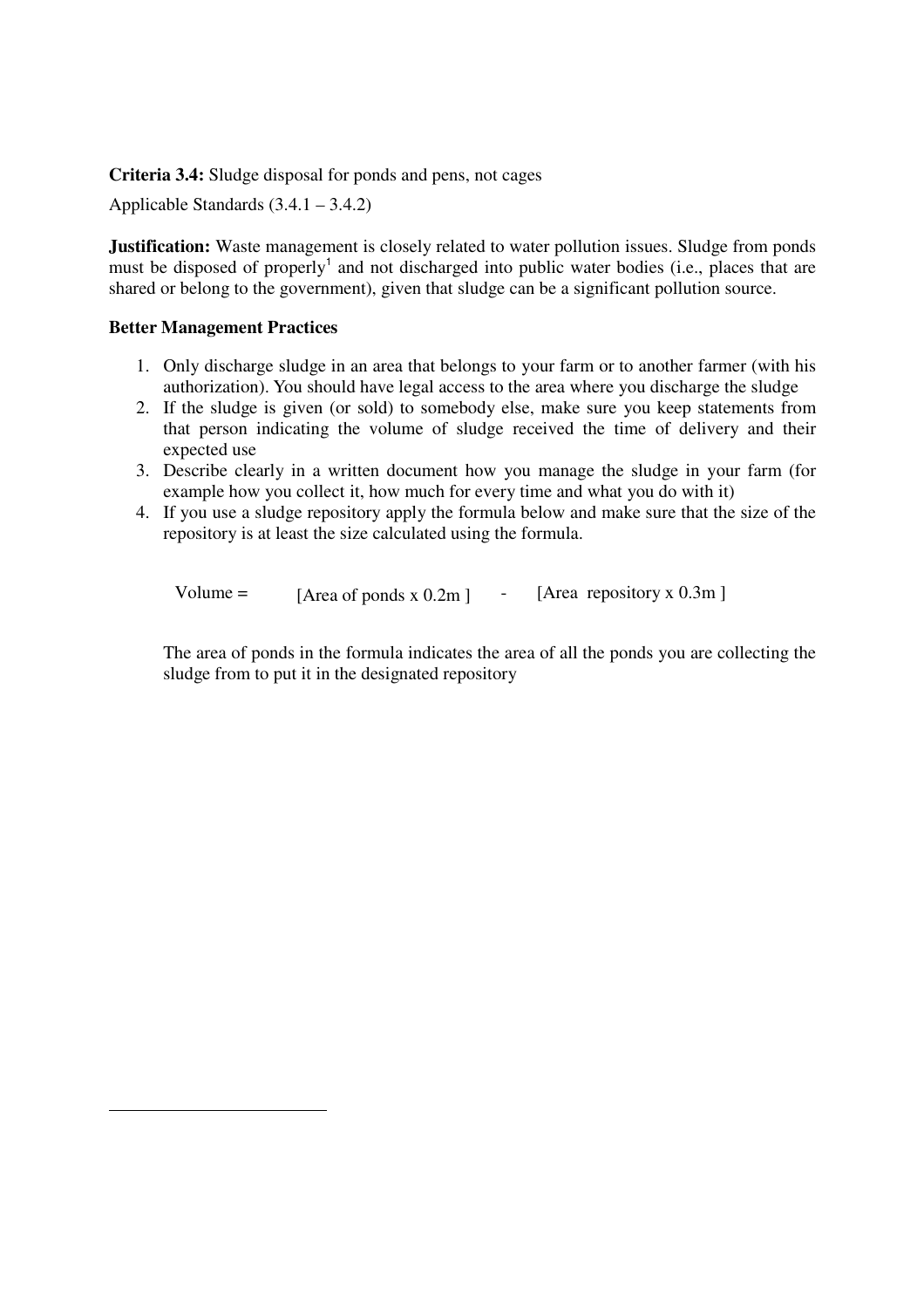**Criteria 3.4:** Sludge disposal for ponds and pens, not cages

Applicable Standards (3.4.1 – 3.4.2)

**Justification:** Waste management is closely related to water pollution issues. Sludge from ponds must be disposed of properly[1] and not discharged into public water bodies (i.e., places that are shared or belong to the government), given that sludge can be a significant pollution source.

**Better Management Practices**

1. Only discharge sludge in an area that belongs to your farm or to another farmer (with his authorization). You should have legal access to the area where you discharge the sludge
2. If the sludge is given (or sold) to somebody else, make sure you keep statements from that person indicating the volume of sludge received the time of delivery and their expected use
3. Describe clearly in a written document how you manage the sludge in your farm (for example how you collect it, how much for every time and what you do with it)
4. If you use a sludge repository apply the formula below and make sure that the size of the repository is at least the size calculated using the formula.

   Volume = [Area of ponds x 0.2m ] - [Area repository x 0.3m ]

   The area of ponds in the formula indicates the area of all the ponds you are collecting the sludge from to put it in the designated repository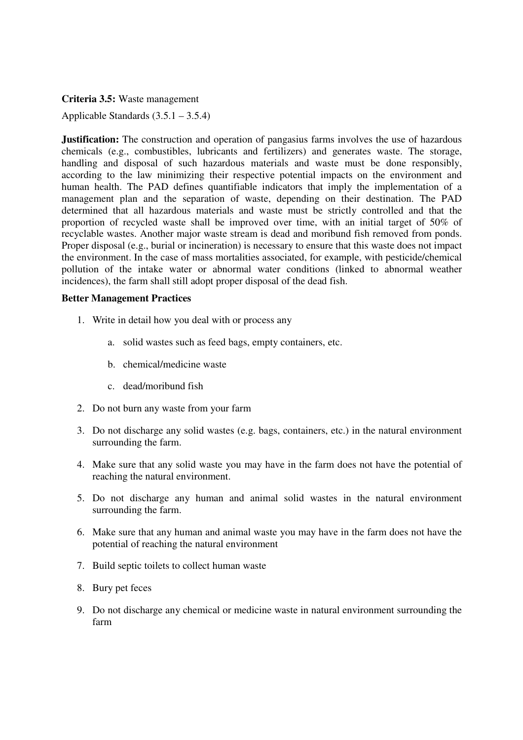**Criteria 3.5:** Waste management

Applicable Standards (3.5.1 – 3.5.4)

**Justification:** The construction and operation of pangasius farms involves the use of hazardous chemicals (e.g., combustibles, lubricants and fertilizers) and generates waste. The storage, handling and disposal of such hazardous materials and waste must be done responsibly, according to the law minimizing their respective potential impacts on the environment and human health. The PAD defines quantifiable indicators that imply the implementation of a management plan and the separation of waste, depending on their destination. The PAD determined that all hazardous materials and waste must be strictly controlled and that the proportion of recycled waste shall be improved over time, with an initial target of 50% of recyclable wastes. Another major waste stream is dead and moribund fish removed from ponds. Proper disposal (e.g., burial or incineration) is necessary to ensure that this waste does not impact the environment. In the case of mass mortalities associated, for example, with pesticide/chemical pollution of the intake water or abnormal water conditions (linked to abnormal weather incidences), the farm shall still adopt proper disposal of the dead fish.

**Better Management Practices**

1. Write in detail how you deal with or process any
   a. solid wastes such as feed bags, empty containers, etc.
   b. chemical/medicine waste
   c. dead/moribund fish
2. Do not burn any waste from your farm
3. Do not discharge any solid wastes (e.g. bags, containers, etc.) in the natural environment surrounding the farm.
4. Make sure that any solid waste you may have in the farm does not have the potential of reaching the natural environment.
5. Do not discharge any human and animal solid wastes in the natural environment surrounding the farm.
6. Make sure that any human and animal waste you may have in the farm does not have the potential of reaching the natural environment
7. Build septic toilets to collect human waste
8. Bury pet feces
9. Do not discharge any chemical or medicine waste in natural environment surrounding the farm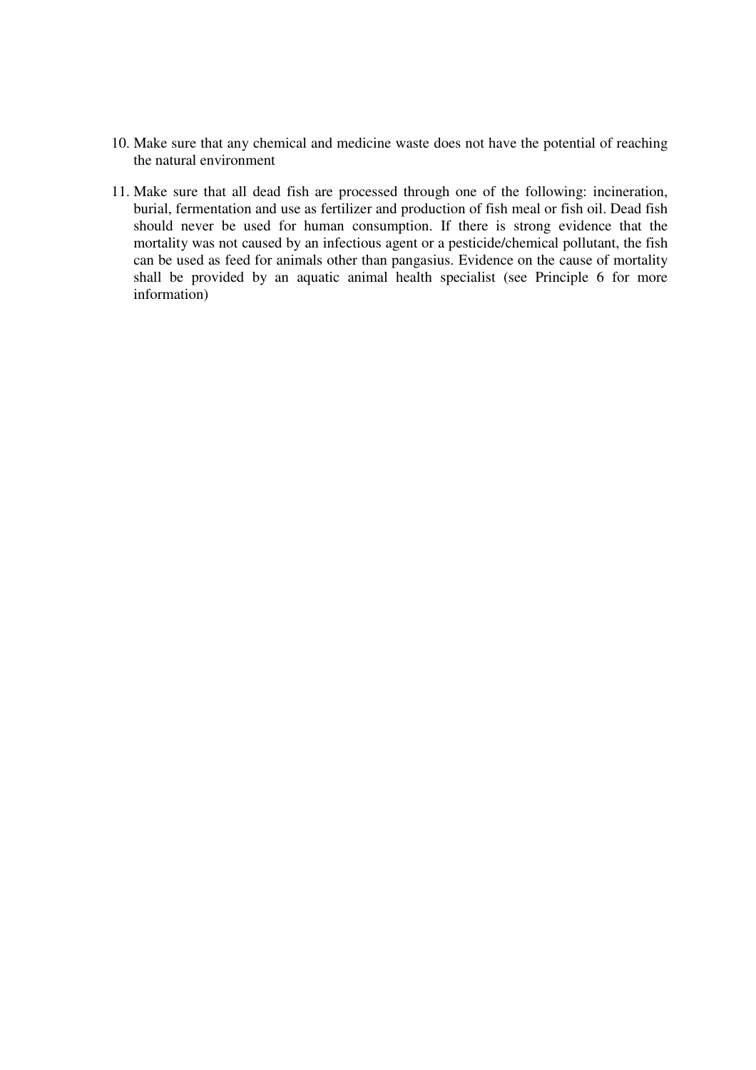10. Make sure that any chemical and medicine waste does not have the potential of reaching the natural environment

11. Make sure that all dead fish are processed through one of the following: incineration, burial, fermentation and use as fertilizer and production of fish meal or fish oil. Dead fish should never be used for human consumption. If there is strong evidence that the mortality was not caused by an infectious agent or a pesticide/chemical pollutant, the fish can be used as feed for animals other than pangasius. Evidence on the cause of mortality shall be provided by an aquatic animal health specialist (see Principle 6 for more information)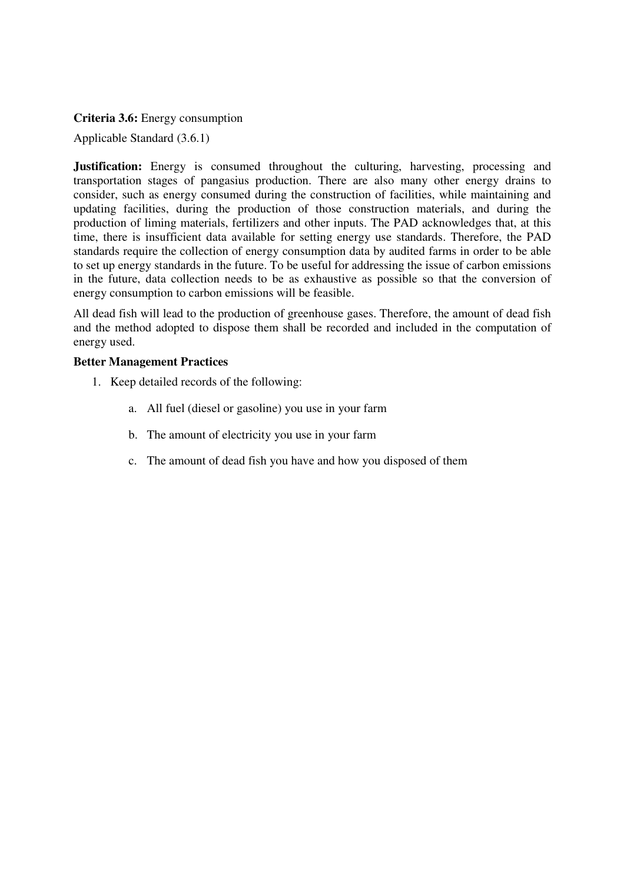**Criteria 3.6:** Energy consumption

Applicable Standard (3.6.1)

**Justification:** Energy is consumed throughout the culturing, harvesting, processing and transportation stages of pangasius production. There are also many other energy drains to consider, such as energy consumed during the construction of facilities, while maintaining and updating facilities, during the production of those construction materials, and during the production of liming materials, fertilizers and other inputs. The PAD acknowledges that, at this time, there is insufficient data available for setting energy use standards. Therefore, the PAD standards require the collection of energy consumption data by audited farms in order to be able to set up energy standards in the future. To be useful for addressing the issue of carbon emissions in the future, data collection needs to be as exhaustive as possible so that the conversion of energy consumption to carbon emissions will be feasible.

All dead fish will lead to the production of greenhouse gases. Therefore, the amount of dead fish and the method adopted to dispose them shall be recorded and included in the computation of energy used.

**Better Management Practices**

1. Keep detailed records of the following:
   a. All fuel (diesel or gasoline) you use in your farm
   b. The amount of electricity you use in your farm
   c. The amount of dead fish you have and how you disposed of them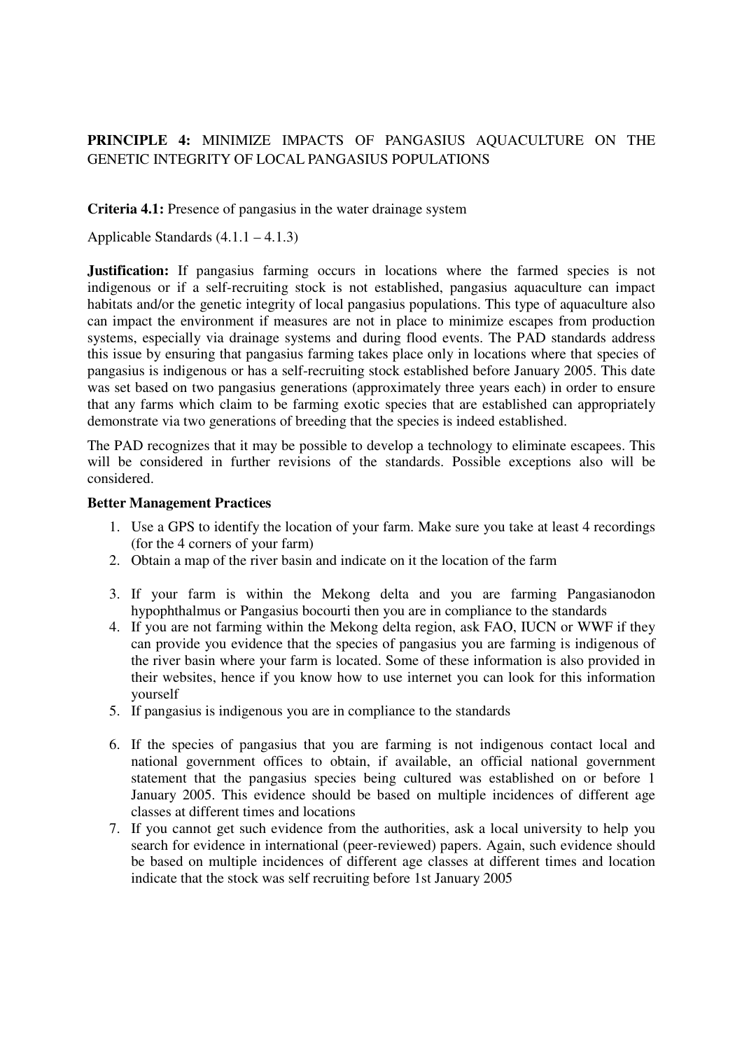**PRINCIPLE 4:** MINIMIZE IMPACTS OF PANGASIUS AQUACULTURE ON THE GENETIC INTEGRITY OF LOCAL PANGASIUS POPULATIONS

**Criteria 4.1:** Presence of pangasius in the water drainage system

Applicable Standards (4.1.1 – 4.1.3)

**Justification:** If pangasius farming occurs in locations where the farmed species is not indigenous or if a self-recruiting stock is not established, pangasius aquaculture can impact habitats and/or the genetic integrity of local pangasius populations. This type of aquaculture also can impact the environment if measures are not in place to minimize escapes from production systems, especially via drainage systems and during flood events. The PAD standards address this issue by ensuring that pangasius farming takes place only in locations where that species of pangasius is indigenous or has a self-recruiting stock established before January 2005. This date was set based on two pangasius generations (approximately three years each) in order to ensure that any farms which claim to be farming exotic species that are established can appropriately demonstrate via two generations of breeding that the species is indeed established.

The PAD recognizes that it may be possible to develop a technology to eliminate escapees. This will be considered in further revisions of the standards. Possible exceptions also will be considered.

**Better Management Practices**

1. Use a GPS to identify the location of your farm. Make sure you take at least 4 recordings (for the 4 corners of your farm)
2. Obtain a map of the river basin and indicate on it the location of the farm
3. If your farm is within the Mekong delta and you are farming Pangasianodon hypophthalmus or Pangasius bocourti then you are in compliance to the standards
4. If you are not farming within the Mekong delta region, ask FAO, IUCN or WWF if they can provide you evidence that the species of pangasius you are farming is indigenous of the river basin where your farm is located. Some of these information is also provided in their websites, hence if you know how to use internet you can look for this information yourself
5. If pangasius is indigenous you are in compliance to the standards
6. If the species of pangasius that you are farming is not indigenous contact local and national government offices to obtain, if available, an official national government statement that the pangasius species being cultured was established on or before 1 January 2005. This evidence should be based on multiple incidences of different age classes at different times and locations
7. If you cannot get such evidence from the authorities, ask a local university to help you search for evidence in international (peer-reviewed) papers. Again, such evidence should be based on multiple incidences of different age classes at different times and location indicate that the stock was self recruiting before 1st January 2005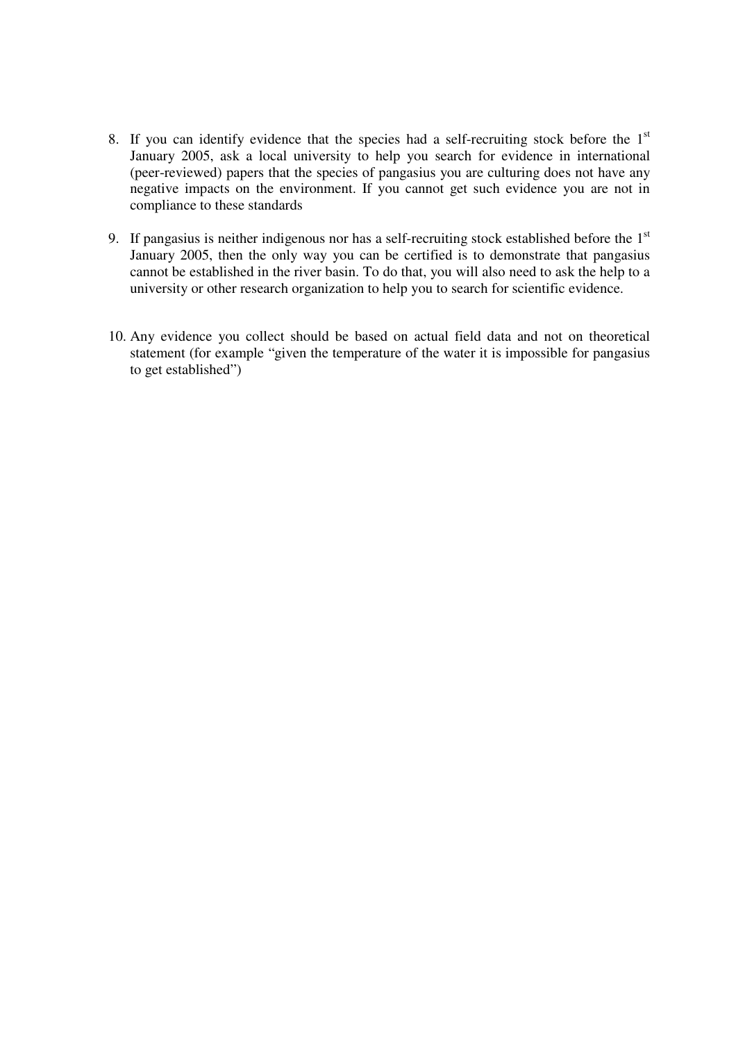8. If you can identify evidence that the species had a self-recruiting stock before the 1st January 2005, ask a local university to help you search for evidence in international (peer-reviewed) papers that the species of pangasius you are culturing does not have any negative impacts on the environment. If you cannot get such evidence you are not in compliance to these standards

9. If pangasius is neither indigenous nor has a self-recruiting stock established before the 1st January 2005, then the only way you can be certified is to demonstrate that pangasius cannot be established in the river basin. To do that, you will also need to ask the help to a university or other research organization to help you to search for scientific evidence.

10. Any evidence you collect should be based on actual field data and not on theoretical statement (for example "given the temperature of the water it is impossible for pangasius to get established")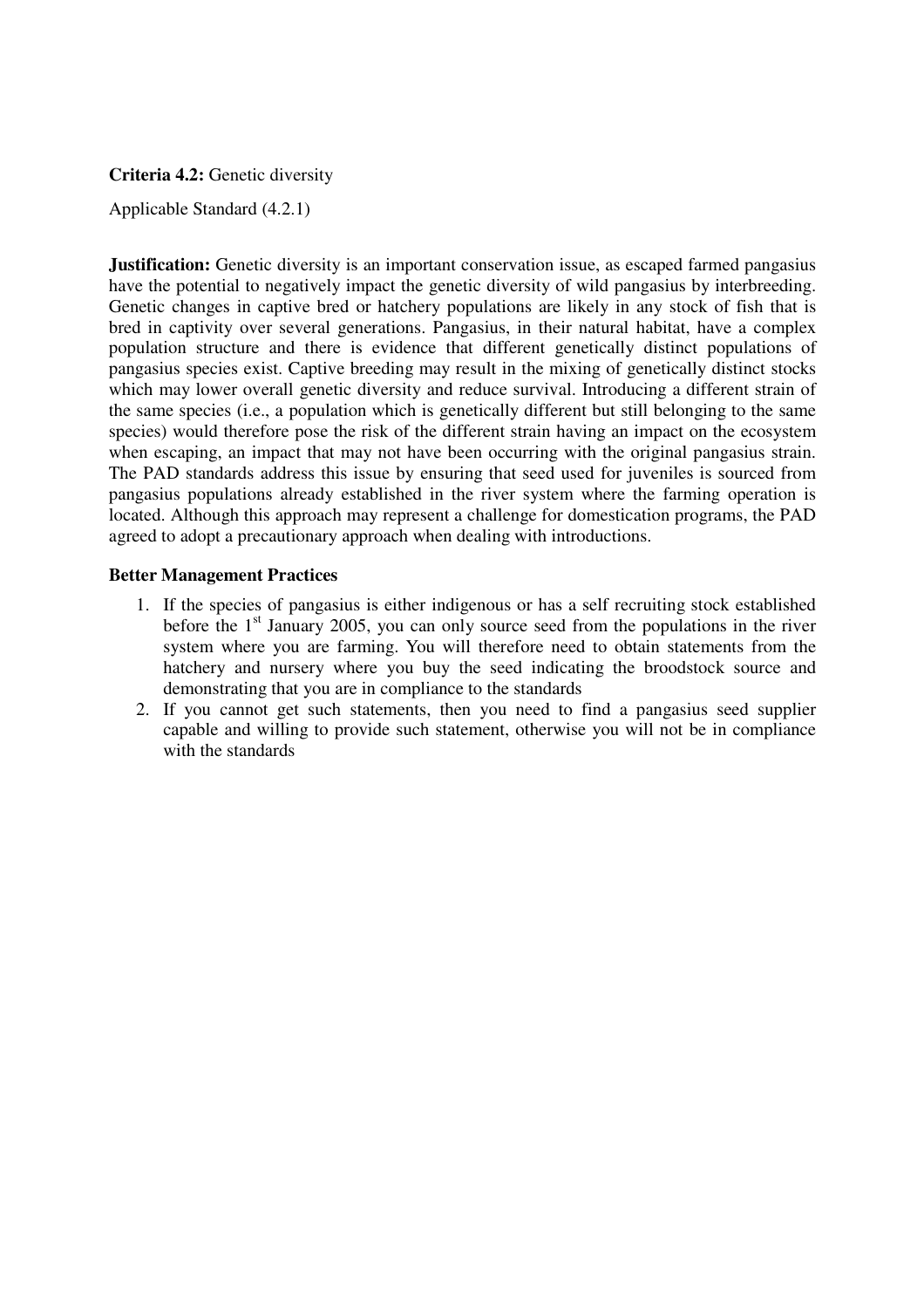**Criteria 4.2:** Genetic diversity

Applicable Standard (4.2.1)

**Justification:** Genetic diversity is an important conservation issue, as escaped farmed pangasius have the potential to negatively impact the genetic diversity of wild pangasius by interbreeding. Genetic changes in captive bred or hatchery populations are likely in any stock of fish that is bred in captivity over several generations. Pangasius, in their natural habitat, have a complex population structure and there is evidence that different genetically distinct populations of pangasius species exist. Captive breeding may result in the mixing of genetically distinct stocks which may lower overall genetic diversity and reduce survival. Introducing a different strain of the same species (i.e., a population which is genetically different but still belonging to the same species) would therefore pose the risk of the different strain having an impact on the ecosystem when escaping, an impact that may not have been occurring with the original pangasius strain. The PAD standards address this issue by ensuring that seed used for juveniles is sourced from pangasius populations already established in the river system where the farming operation is located. Although this approach may represent a challenge for domestication programs, the PAD agreed to adopt a precautionary approach when dealing with introductions.

**Better Management Practices**

1. If the species of pangasius is either indigenous or has a self recruiting stock established before the 1st January 2005, you can only source seed from the populations in the river system where you are farming. You will therefore need to obtain statements from the hatchery and nursery where you buy the seed indicating the broodstock source and demonstrating that you are in compliance to the standards
2. If you cannot get such statements, then you need to find a pangasius seed supplier capable and willing to provide such statement, otherwise you will not be in compliance with the standards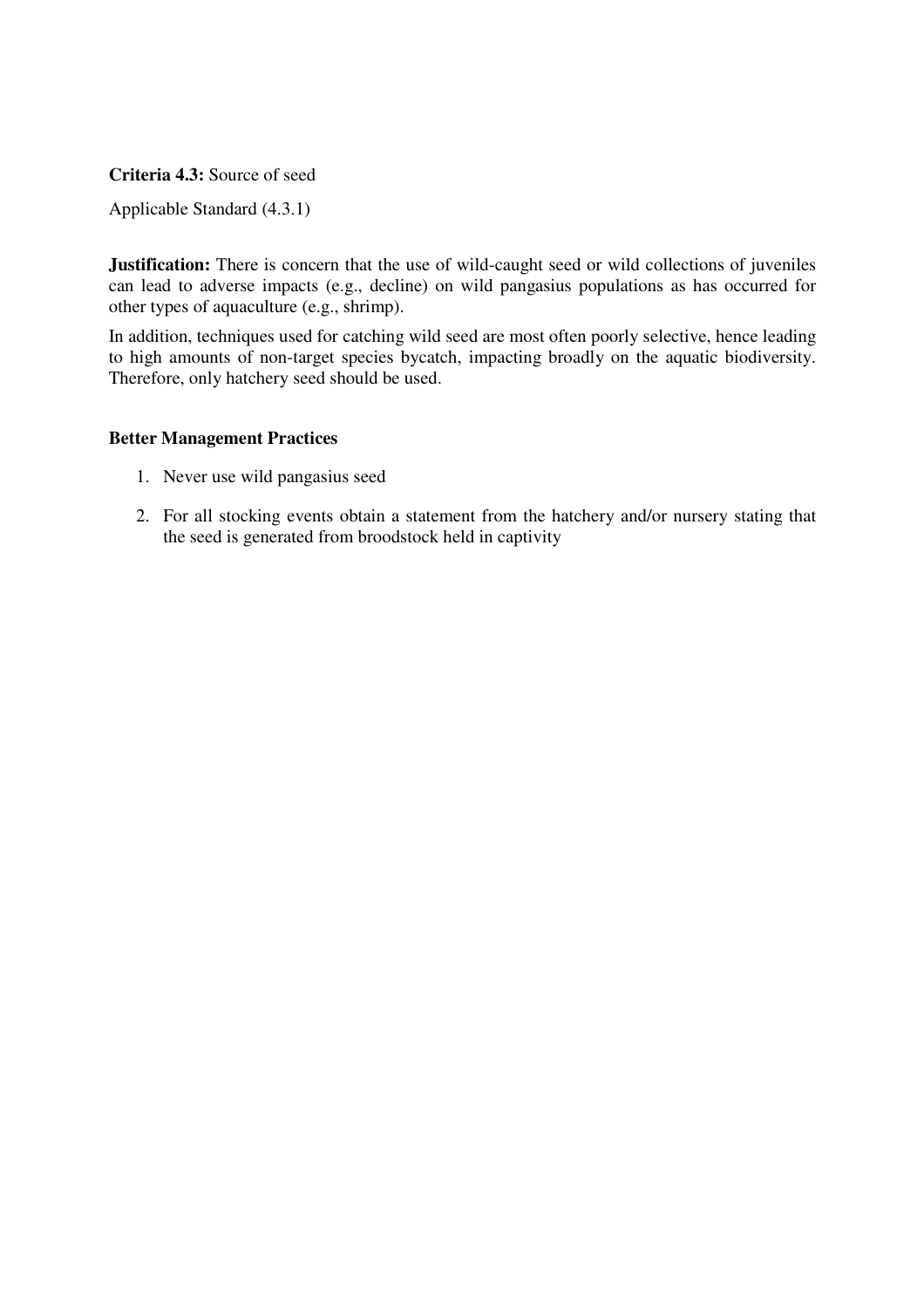**Criteria 4.3:** Source of seed

Applicable Standard (4.3.1)

**Justification:** There is concern that the use of wild-caught seed or wild collections of juveniles can lead to adverse impacts (e.g., decline) on wild pangasius populations as has occurred for other types of aquaculture (e.g., shrimp).

In addition, techniques used for catching wild seed are most often poorly selective, hence leading to high amounts of non-target species bycatch, impacting broadly on the aquatic biodiversity. Therefore, only hatchery seed should be used.

**Better Management Practices**

1. Never use wild pangasius seed
2. For all stocking events obtain a statement from the hatchery and/or nursery stating that the seed is generated from broodstock held in captivity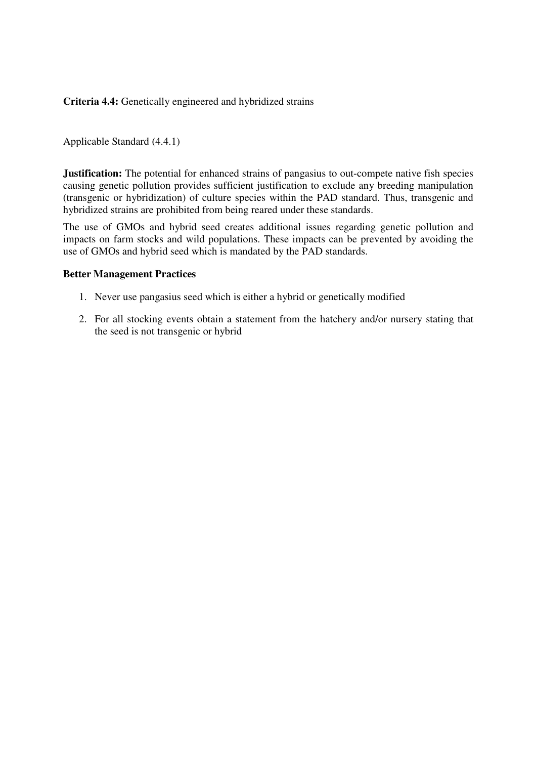**Criteria 4.4:** Genetically engineered and hybridized strains

Applicable Standard (4.4.1)

**Justification:** The potential for enhanced strains of pangasius to out-compete native fish species causing genetic pollution provides sufficient justification to exclude any breeding manipulation (transgenic or hybridization) of culture species within the PAD standard. Thus, transgenic and hybridized strains are prohibited from being reared under these standards.

The use of GMOs and hybrid seed creates additional issues regarding genetic pollution and impacts on farm stocks and wild populations. These impacts can be prevented by avoiding the use of GMOs and hybrid seed which is mandated by the PAD standards.

**Better Management Practices**

1. Never use pangasius seed which is either a hybrid or genetically modified
2. For all stocking events obtain a statement from the hatchery and/or nursery stating that the seed is not transgenic or hybrid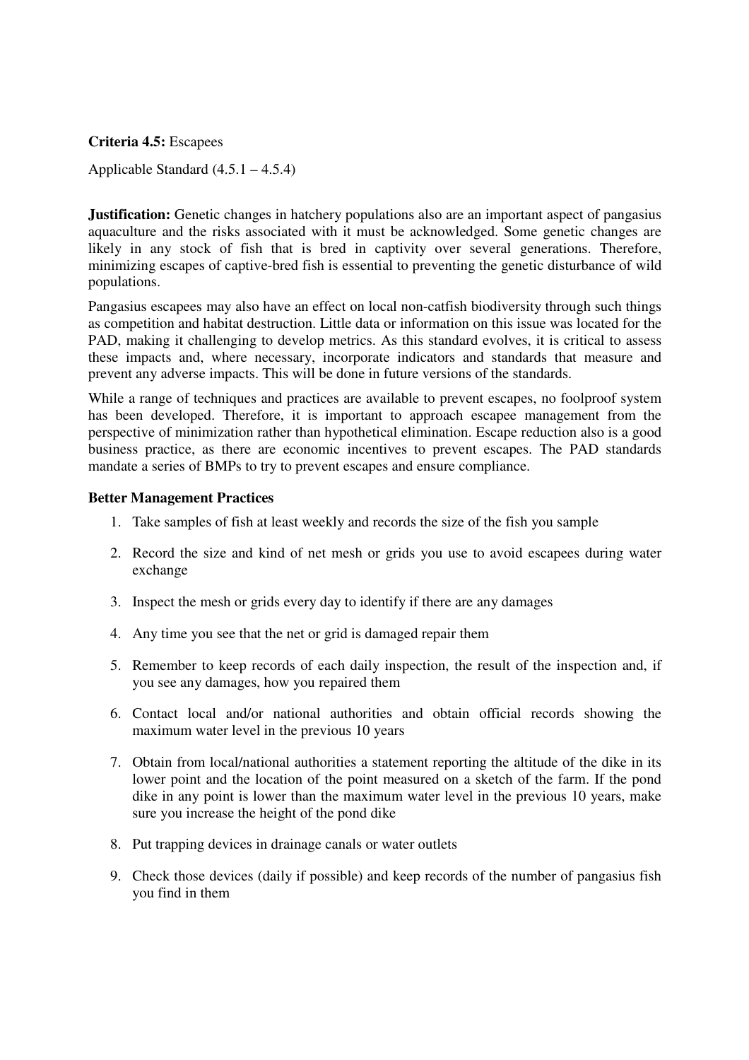**Criteria 4.5:** Escapees

Applicable Standard (4.5.1 – 4.5.4)

**Justification:** Genetic changes in hatchery populations also are an important aspect of pangasius aquaculture and the risks associated with it must be acknowledged. Some genetic changes are likely in any stock of fish that is bred in captivity over several generations. Therefore, minimizing escapes of captive-bred fish is essential to preventing the genetic disturbance of wild populations.

Pangasius escapees may also have an effect on local non-catfish biodiversity through such things as competition and habitat destruction. Little data or information on this issue was located for the PAD, making it challenging to develop metrics. As this standard evolves, it is critical to assess these impacts and, where necessary, incorporate indicators and standards that measure and prevent any adverse impacts. This will be done in future versions of the standards.

While a range of techniques and practices are available to prevent escapes, no foolproof system has been developed. Therefore, it is important to approach escapee management from the perspective of minimization rather than hypothetical elimination. Escape reduction also is a good business practice, as there are economic incentives to prevent escapes. The PAD standards mandate a series of BMPs to try to prevent escapes and ensure compliance.

**Better Management Practices**

1. Take samples of fish at least weekly and records the size of the fish you sample
2. Record the size and kind of net mesh or grids you use to avoid escapees during water exchange
3. Inspect the mesh or grids every day to identify if there are any damages
4. Any time you see that the net or grid is damaged repair them
5. Remember to keep records of each daily inspection, the result of the inspection and, if you see any damages, how you repaired them
6. Contact local and/or national authorities and obtain official records showing the maximum water level in the previous 10 years
7. Obtain from local/national authorities a statement reporting the altitude of the dike in its lower point and the location of the point measured on a sketch of the farm. If the pond dike in any point is lower than the maximum water level in the previous 10 years, make sure you increase the height of the pond dike
8. Put trapping devices in drainage canals or water outlets
9. Check those devices (daily if possible) and keep records of the number of pangasius fish you find in them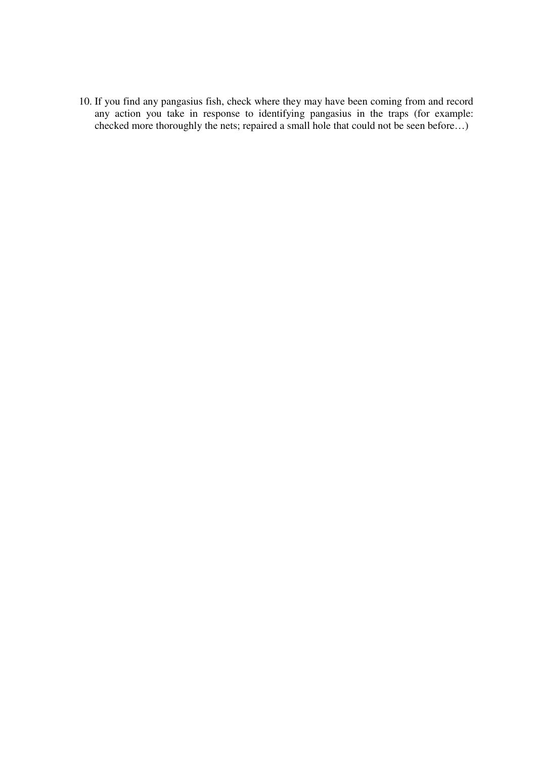10. If you find any pangasius fish, check where they may have been coming from and record any action you take in response to identifying pangasius in the traps (for example: checked more thoroughly the nets; repaired a small hole that could not be seen before…)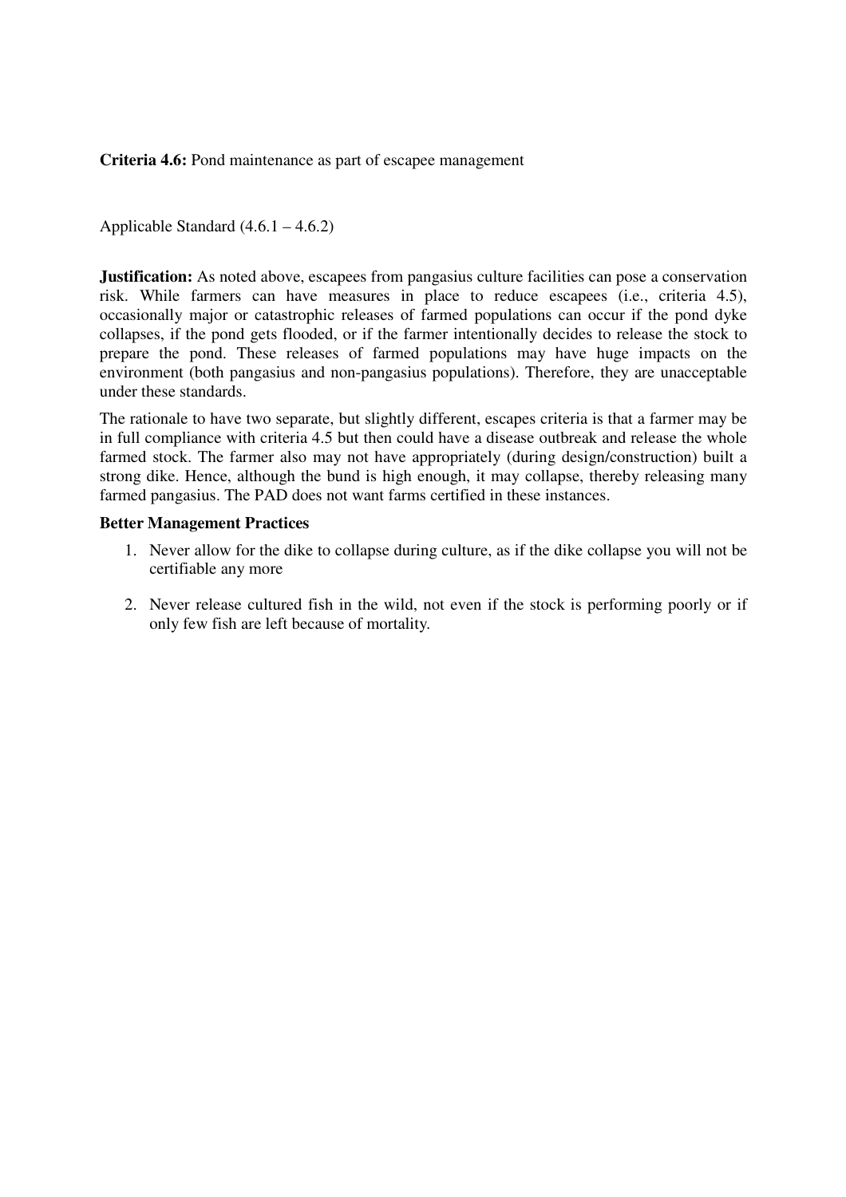**Criteria 4.6:** Pond maintenance as part of escapee management

Applicable Standard (4.6.1 – 4.6.2)

**Justification:** As noted above, escapees from pangasius culture facilities can pose a conservation risk. While farmers can have measures in place to reduce escapees (i.e., criteria 4.5), occasionally major or catastrophic releases of farmed populations can occur if the pond dyke collapses, if the pond gets flooded, or if the farmer intentionally decides to release the stock to prepare the pond. These releases of farmed populations may have huge impacts on the environment (both pangasius and non-pangasius populations). Therefore, they are unacceptable under these standards.

The rationale to have two separate, but slightly different, escapes criteria is that a farmer may be in full compliance with criteria 4.5 but then could have a disease outbreak and release the whole farmed stock. The farmer also may not have appropriately (during design/construction) built a strong dike. Hence, although the bund is high enough, it may collapse, thereby releasing many farmed pangasius. The PAD does not want farms certified in these instances.

**Better Management Practices**

1. Never allow for the dike to collapse during culture, as if the dike collapse you will not be certifiable any more
2. Never release cultured fish in the wild, not even if the stock is performing poorly or if only few fish are left because of mortality.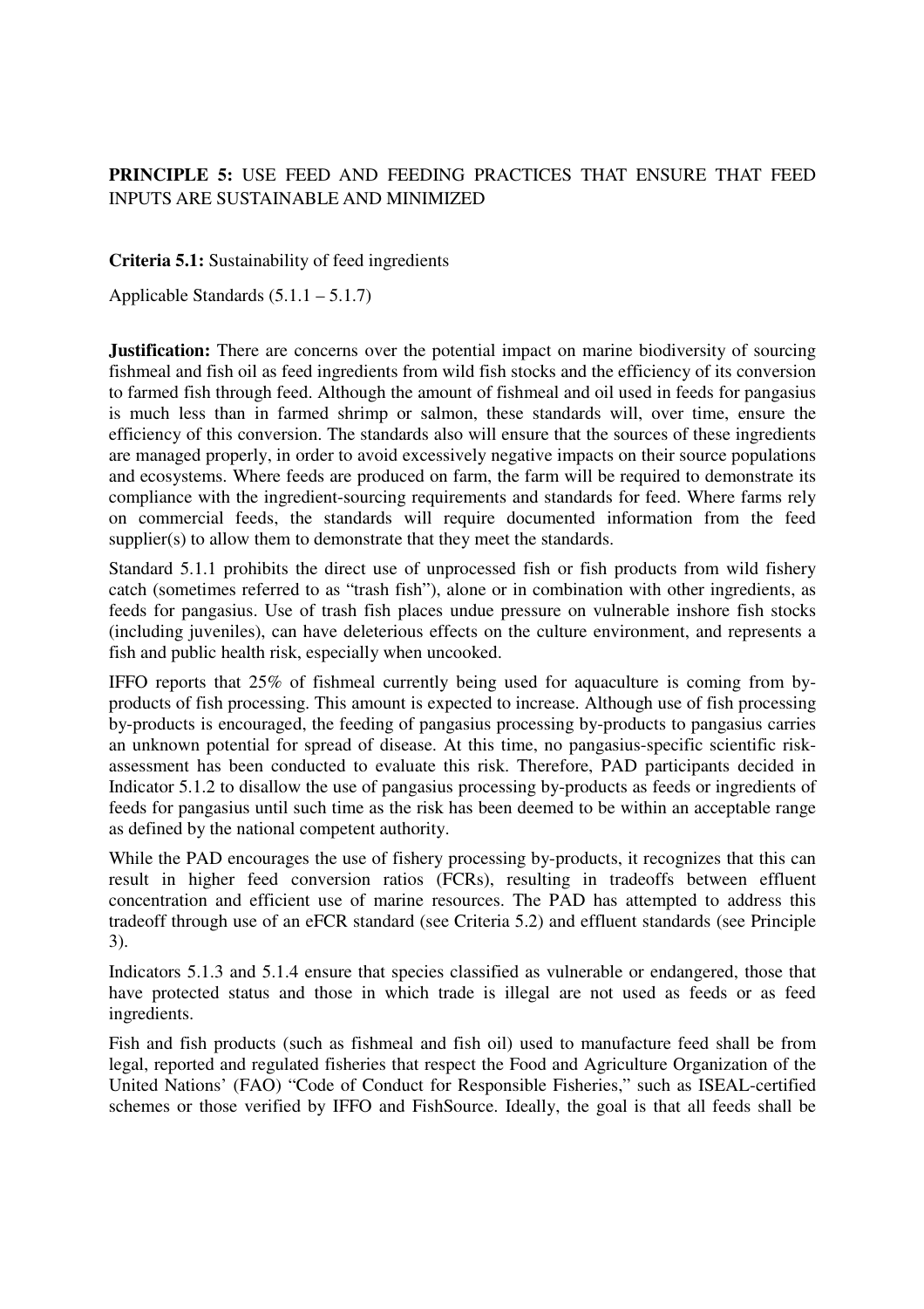**PRINCIPLE 5:** USE FEED AND FEEDING PRACTICES THAT ENSURE THAT FEED INPUTS ARE SUSTAINABLE AND MINIMIZED

**Criteria 5.1:** Sustainability of feed ingredients

Applicable Standards (5.1.1 – 5.1.7)

**Justification:** There are concerns over the potential impact on marine biodiversity of sourcing fishmeal and fish oil as feed ingredients from wild fish stocks and the efficiency of its conversion to farmed fish through feed. Although the amount of fishmeal and oil used in feeds for pangasius is much less than in farmed shrimp or salmon, these standards will, over time, ensure the efficiency of this conversion. The standards also will ensure that the sources of these ingredients are managed properly, in order to avoid excessively negative impacts on their source populations and ecosystems. Where feeds are produced on farm, the farm will be required to demonstrate its compliance with the ingredient-sourcing requirements and standards for feed. Where farms rely on commercial feeds, the standards will require documented information from the feed supplier(s) to allow them to demonstrate that they meet the standards.

Standard 5.1.1 prohibits the direct use of unprocessed fish or fish products from wild fishery catch (sometimes referred to as "trash fish"), alone or in combination with other ingredients, as feeds for pangasius. Use of trash fish places undue pressure on vulnerable inshore fish stocks (including juveniles), can have deleterious effects on the culture environment, and represents a fish and public health risk, especially when uncooked.

IFFO reports that 25% of fishmeal currently being used for aquaculture is coming from by-products of fish processing. This amount is expected to increase. Although use of fish processing by-products is encouraged, the feeding of pangasius processing by-products to pangasius carries an unknown potential for spread of disease. At this time, no pangasius-specific scientific risk-assessment has been conducted to evaluate this risk. Therefore, PAD participants decided in Indicator 5.1.2 to disallow the use of pangasius processing by-products as feeds or ingredients of feeds for pangasius until such time as the risk has been deemed to be within an acceptable range as defined by the national competent authority.

While the PAD encourages the use of fishery processing by-products, it recognizes that this can result in higher feed conversion ratios (FCRs), resulting in tradeoffs between effluent concentration and efficient use of marine resources. The PAD has attempted to address this tradeoff through use of an eFCR standard (see Criteria 5.2) and effluent standards (see Principle 3).

Indicators 5.1.3 and 5.1.4 ensure that species classified as vulnerable or endangered, those that have protected status and those in which trade is illegal are not used as feeds or as feed ingredients.

Fish and fish products (such as fishmeal and fish oil) used to manufacture feed shall be from legal, reported and regulated fisheries that respect the Food and Agriculture Organization of the United Nations' (FAO) "Code of Conduct for Responsible Fisheries," such as ISEAL-certified schemes or those verified by IFFO and FishSource. Ideally, the goal is that all feeds shall be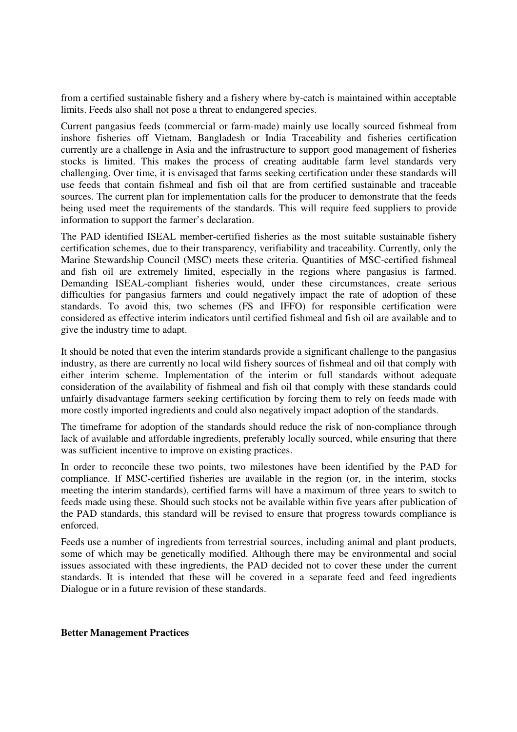from a certified sustainable fishery and a fishery where by-catch is maintained within acceptable limits. Feeds also shall not pose a threat to endangered species.

Current pangasius feeds (commercial or farm-made) mainly use locally sourced fishmeal from inshore fisheries off Vietnam, Bangladesh or India Traceability and fisheries certification currently are a challenge in Asia and the infrastructure to support good management of fisheries stocks is limited. This makes the process of creating auditable farm level standards very challenging. Over time, it is envisaged that farms seeking certification under these standards will use feeds that contain fishmeal and fish oil that are from certified sustainable and traceable sources. The current plan for implementation calls for the producer to demonstrate that the feeds being used meet the requirements of the standards. This will require feed suppliers to provide information to support the farmer's declaration.

The PAD identified ISEAL member-certified fisheries as the most suitable sustainable fishery certification schemes, due to their transparency, verifiability and traceability. Currently, only the Marine Stewardship Council (MSC) meets these criteria. Quantities of MSC-certified fishmeal and fish oil are extremely limited, especially in the regions where pangasius is farmed. Demanding ISEAL-compliant fisheries would, under these circumstances, create serious difficulties for pangasius farmers and could negatively impact the rate of adoption of these standards. To avoid this, two schemes (FS and IFFO) for responsible certification were considered as effective interim indicators until certified fishmeal and fish oil are available and to give the industry time to adapt.

It should be noted that even the interim standards provide a significant challenge to the pangasius industry, as there are currently no local wild fishery sources of fishmeal and oil that comply with either interim scheme. Implementation of the interim or full standards without adequate consideration of the availability of fishmeal and fish oil that comply with these standards could unfairly disadvantage farmers seeking certification by forcing them to rely on feeds made with more costly imported ingredients and could also negatively impact adoption of the standards.

The timeframe for adoption of the standards should reduce the risk of non-compliance through lack of available and affordable ingredients, preferably locally sourced, while ensuring that there was sufficient incentive to improve on existing practices.

In order to reconcile these two points, two milestones have been identified by the PAD for compliance. If MSC-certified fisheries are available in the region (or, in the interim, stocks meeting the interim standards), certified farms will have a maximum of three years to switch to feeds made using these. Should such stocks not be available within five years after publication of the PAD standards, this standard will be revised to ensure that progress towards compliance is enforced.

Feeds use a number of ingredients from terrestrial sources, including animal and plant products, some of which may be genetically modified. Although there may be environmental and social issues associated with these ingredients, the PAD decided not to cover these under the current standards. It is intended that these will be covered in a separate feed and feed ingredients Dialogue or in a future revision of these standards.

**Better Management Practices**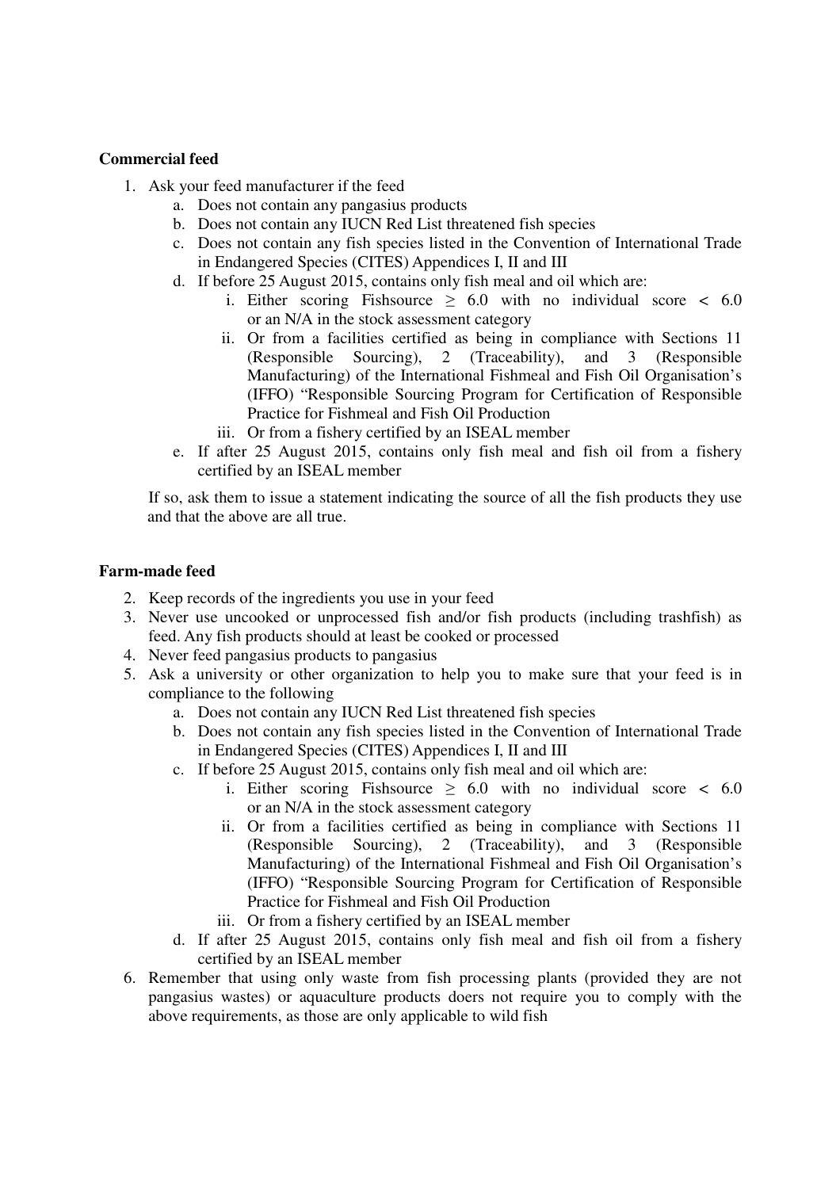**Commercial feed**

1. Ask your feed manufacturer if the feed
    a. Does not contain any pangasius products
    b. Does not contain any IUCN Red List threatened fish species
    c. Does not contain any fish species listed in the Convention of International Trade in Endangered Species (CITES) Appendices I, II and III
    d. If before 25 August 2015, contains only fish meal and oil which are:
        i. Either scoring Fishsource $\geq$ 6.0 with no individual score $<$ 6.0 or an N/A in the stock assessment category
        ii. Or from a facilities certified as being in compliance with Sections 11 (Responsible Sourcing), 2 (Traceability), and 3 (Responsible Manufacturing) of the International Fishmeal and Fish Oil Organisation's (IFFO) "Responsible Sourcing Program for Certification of Responsible Practice for Fishmeal and Fish Oil Production
        iii. Or from a fishery certified by an ISEAL member
    e. If after 25 August 2015, contains only fish meal and fish oil from a fishery certified by an ISEAL member

    If so, ask them to issue a statement indicating the source of all the fish products they use and that the above are all true.

**Farm-made feed**

2. Keep records of the ingredients you use in your feed
3. Never use uncooked or unprocessed fish and/or fish products (including trashfish) as feed. Any fish products should at least be cooked or processed
4. Never feed pangasius products to pangasius
5. Ask a university or other organization to help you to make sure that your feed is in compliance to the following
    a. Does not contain any IUCN Red List threatened fish species
    b. Does not contain any fish species listed in the Convention of International Trade in Endangered Species (CITES) Appendices I, II and III
    c. If before 25 August 2015, contains only fish meal and oil which are:
        i. Either scoring Fishsource $\geq$ 6.0 with no individual score $<$ 6.0 or an N/A in the stock assessment category
        ii. Or from a facilities certified as being in compliance with Sections 11 (Responsible Sourcing), 2 (Traceability), and 3 (Responsible Manufacturing) of the International Fishmeal and Fish Oil Organisation's (IFFO) "Responsible Sourcing Program for Certification of Responsible Practice for Fishmeal and Fish Oil Production
        iii. Or from a fishery certified by an ISEAL member
    d. If after 25 August 2015, contains only fish meal and fish oil from a fishery certified by an ISEAL member
6. Remember that using only waste from fish processing plants (provided they are not pangasius wastes) or aquaculture products doers not require you to comply with the above requirements, as those are only applicable to wild fish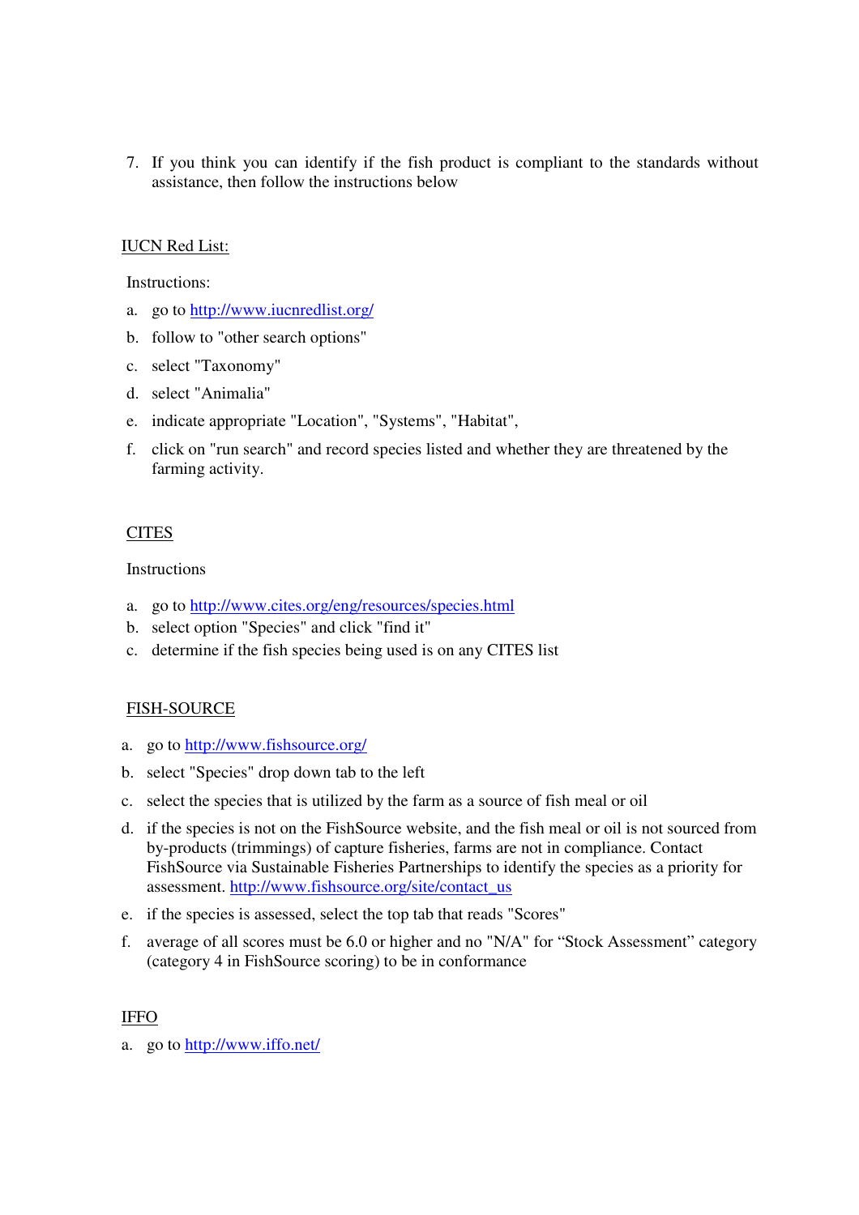7. If you think you can identify if the fish product is compliant to the standards without assistance, then follow the instructions below

IUCN Red List:

Instructions:

a. go to http://www.iucnredlist.org/
b. follow to "other search options"
c. select "Taxonomy"
d. select "Animalia"
e. indicate appropriate "Location", "Systems", "Habitat",
f. click on "run search" and record species listed and whether they are threatened by the farming activity.

CITES

Instructions

a. go to http://www.cites.org/eng/resources/species.html
b. select option "Species" and click "find it"
c. determine if the fish species being used is on any CITES list

FISH-SOURCE

a. go to http://www.fishsource.org/
b. select "Species" drop down tab to the left
c. select the species that is utilized by the farm as a source of fish meal or oil
d. if the species is not on the FishSource website, and the fish meal or oil is not sourced from by-products (trimmings) of capture fisheries, farms are not in compliance. Contact FishSource via Sustainable Fisheries Partnerships to identify the species as a priority for assessment. http://www.fishsource.org/site/contact_us
e. if the species is assessed, select the top tab that reads "Scores"
f. average of all scores must be 6.0 or higher and no "N/A" for "Stock Assessment" category (category 4 in FishSource scoring) to be in conformance

IFFO

a. go to http://www.iffo.net/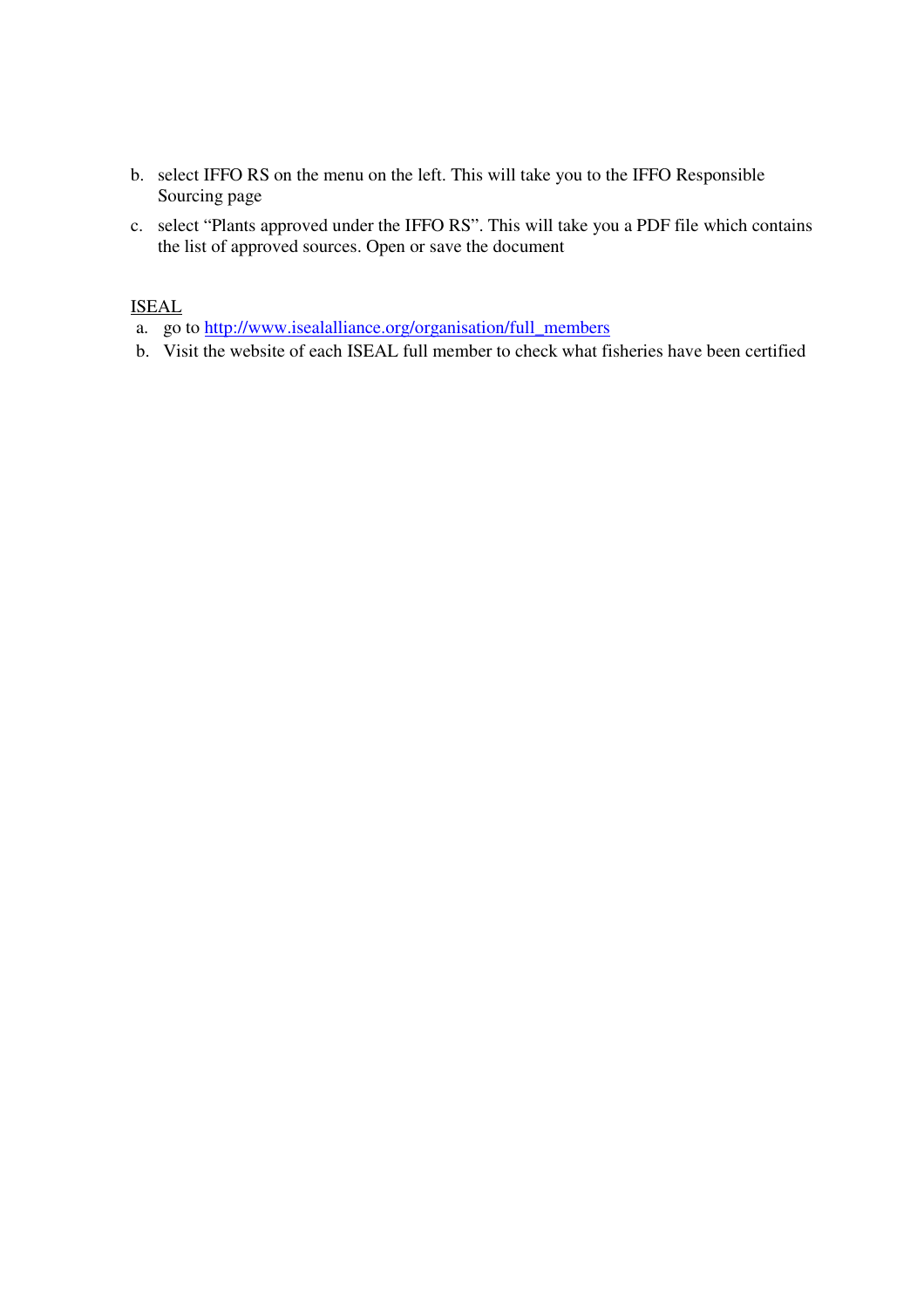b. select IFFO RS on the menu on the left. This will take you to the IFFO Responsible Sourcing page

c. select "Plants approved under the IFFO RS". This will take you a PDF file which contains the list of approved sources. Open or save the document

<u>ISEAL</u>

a. go to http://www.isealalliance.org/organisation/full_members
b. Visit the website of each ISEAL full member to check what fisheries have been certified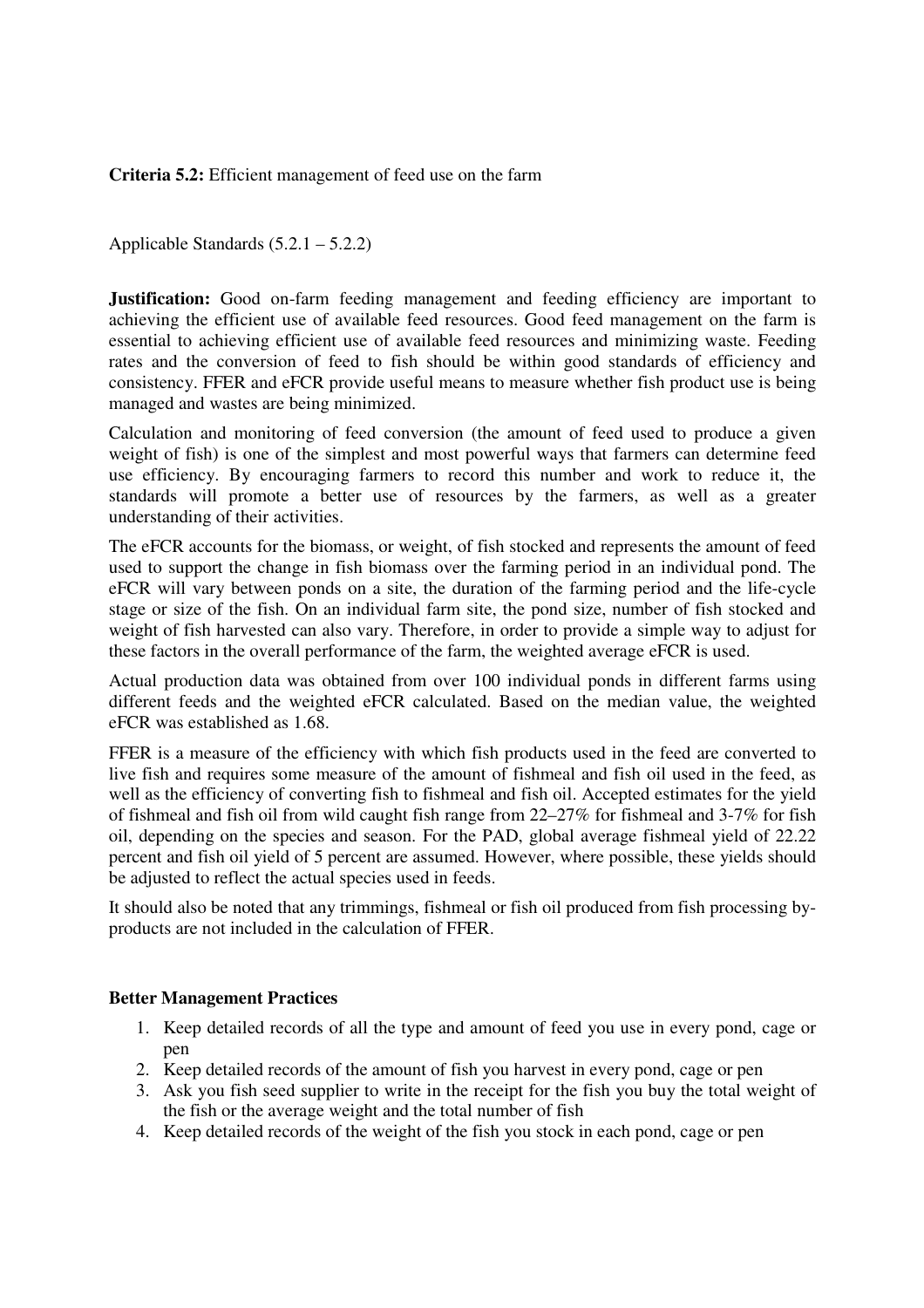**Criteria 5.2:** Efficient management of feed use on the farm

Applicable Standards (5.2.1 – 5.2.2)

**Justification:** Good on-farm feeding management and feeding efficiency are important to achieving the efficient use of available feed resources. Good feed management on the farm is essential to achieving efficient use of available feed resources and minimizing waste. Feeding rates and the conversion of feed to fish should be within good standards of efficiency and consistency. FFER and eFCR provide useful means to measure whether fish product use is being managed and wastes are being minimized.

Calculation and monitoring of feed conversion (the amount of feed used to produce a given weight of fish) is one of the simplest and most powerful ways that farmers can determine feed use efficiency. By encouraging farmers to record this number and work to reduce it, the standards will promote a better use of resources by the farmers, as well as a greater understanding of their activities.

The eFCR accounts for the biomass, or weight, of fish stocked and represents the amount of feed used to support the change in fish biomass over the farming period in an individual pond. The eFCR will vary between ponds on a site, the duration of the farming period and the life-cycle stage or size of the fish. On an individual farm site, the pond size, number of fish stocked and weight of fish harvested can also vary. Therefore, in order to provide a simple way to adjust for these factors in the overall performance of the farm, the weighted average eFCR is used.

Actual production data was obtained from over 100 individual ponds in different farms using different feeds and the weighted eFCR calculated. Based on the median value, the weighted eFCR was established as 1.68.

FFER is a measure of the efficiency with which fish products used in the feed are converted to live fish and requires some measure of the amount of fishmeal and fish oil used in the feed, as well as the efficiency of converting fish to fishmeal and fish oil. Accepted estimates for the yield of fishmeal and fish oil from wild caught fish range from 22–27% for fishmeal and 3-7% for fish oil, depending on the species and season. For the PAD, global average fishmeal yield of 22.22 percent and fish oil yield of 5 percent are assumed. However, where possible, these yields should be adjusted to reflect the actual species used in feeds.

It should also be noted that any trimmings, fishmeal or fish oil produced from fish processing by-products are not included in the calculation of FFER.

**Better Management Practices**

1. Keep detailed records of all the type and amount of feed you use in every pond, cage or pen
2. Keep detailed records of the amount of fish you harvest in every pond, cage or pen
3. Ask you fish seed supplier to write in the receipt for the fish you buy the total weight of the fish or the average weight and the total number of fish
4. Keep detailed records of the weight of the fish you stock in each pond, cage or pen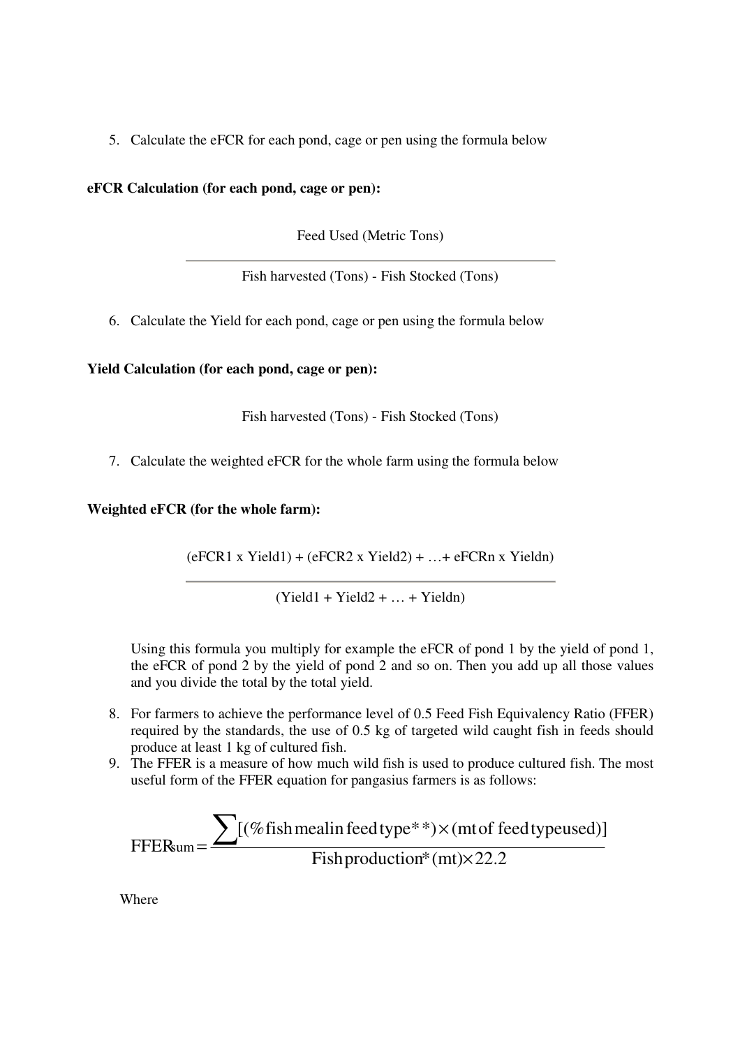5. Calculate the eFCR for each pond, cage or pen using the formula below

**eFCR Calculation (for each pond, cage or pen):**

$$\frac{\text{Feed Used (Metric Tons)}}{\text{Fish harvested (Tons) - Fish Stocked (Tons)}}$$

6. Calculate the Yield for each pond, cage or pen using the formula below

**Yield Calculation (for each pond, cage or pen):**

$$\text{Fish harvested (Tons) - Fish Stocked (Tons)}$$

7. Calculate the weighted eFCR for the whole farm using the formula below

**Weighted eFCR (for the whole farm):**

$$\frac{(\text{eFCR1 x Yield1}) + (\text{eFCR2 x Yield2}) + \ldots + \text{eFCRn x Yieldn})}{(\text{Yield1} + \text{Yield2} + \ldots + \text{Yieldn})}$$

Using this formula you multiply for example the eFCR of pond 1 by the yield of pond 1, the eFCR of pond 2 by the yield of pond 2 and so on. Then you add up all those values and you divide the total by the total yield.

8. For farmers to achieve the performance level of 0.5 Feed Fish Equivalency Ratio (FFER) required by the standards, the use of 0.5 kg of targeted wild caught fish in feeds should produce at least 1 kg of cultured fish.
9. The FFER is a measure of how much wild fish is used to produce cultured fish. The most useful form of the FFER equation for pangasius farmers is as follows:

$$FFER_{sum} = \frac{\sum[(\%\,\text{fish meal in feed type}^{**}) \times (\text{mt of feed type used})]}{\text{Fish production}^{*}\,(\text{mt}) \times 22.2}$$

Where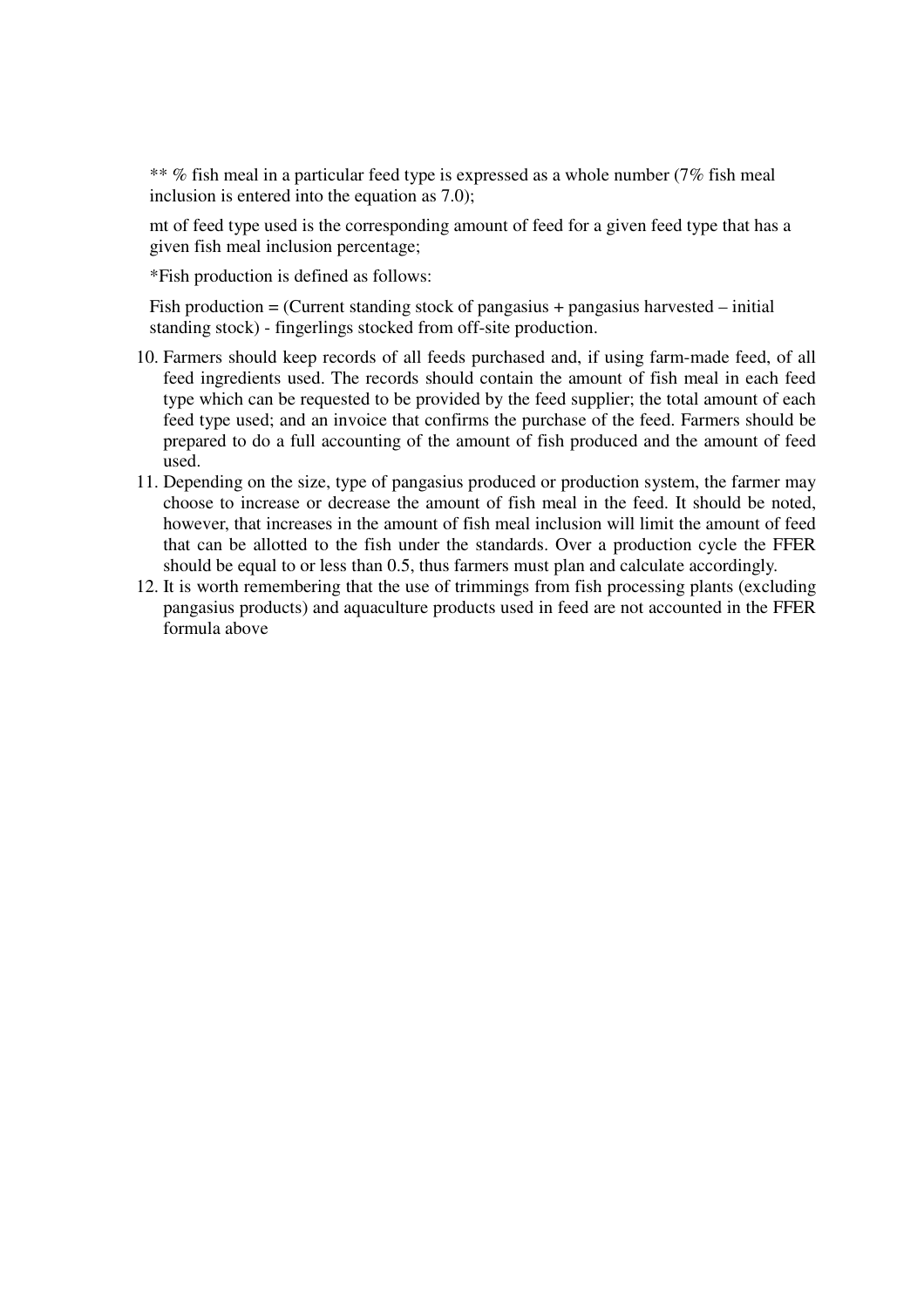** % fish meal in a particular feed type is expressed as a whole number (7% fish meal inclusion is entered into the equation as 7.0);

mt of feed type used is the corresponding amount of feed for a given feed type that has a given fish meal inclusion percentage;

*Fish production is defined as follows:

Fish production = (Current standing stock of pangasius + pangasius harvested – initial standing stock) - fingerlings stocked from off-site production.

10. Farmers should keep records of all feeds purchased and, if using farm-made feed, of all feed ingredients used. The records should contain the amount of fish meal in each feed type which can be requested to be provided by the feed supplier; the total amount of each feed type used; and an invoice that confirms the purchase of the feed. Farmers should be prepared to do a full accounting of the amount of fish produced and the amount of feed used.
11. Depending on the size, type of pangasius produced or production system, the farmer may choose to increase or decrease the amount of fish meal in the feed. It should be noted, however, that increases in the amount of fish meal inclusion will limit the amount of feed that can be allotted to the fish under the standards. Over a production cycle the FFER should be equal to or less than 0.5, thus farmers must plan and calculate accordingly.
12. It is worth remembering that the use of trimmings from fish processing plants (excluding pangasius products) and aquaculture products used in feed are not accounted in the FFER formula above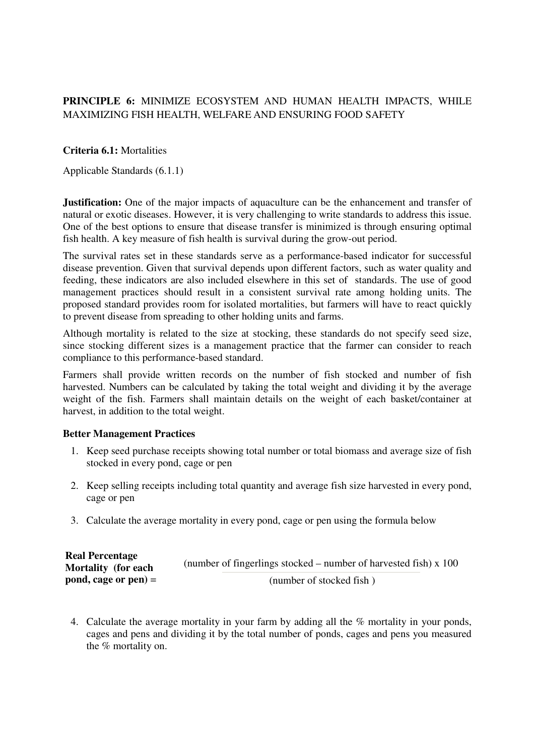**PRINCIPLE 6:** MINIMIZE ECOSYSTEM AND HUMAN HEALTH IMPACTS, WHILE MAXIMIZING FISH HEALTH, WELFARE AND ENSURING FOOD SAFETY

**Criteria 6.1:** Mortalities

Applicable Standards (6.1.1)

**Justification:** One of the major impacts of aquaculture can be the enhancement and transfer of natural or exotic diseases. However, it is very challenging to write standards to address this issue. One of the best options to ensure that disease transfer is minimized is through ensuring optimal fish health. A key measure of fish health is survival during the grow-out period.

The survival rates set in these standards serve as a performance-based indicator for successful disease prevention. Given that survival depends upon different factors, such as water quality and feeding, these indicators are also included elsewhere in this set of standards. The use of good management practices should result in a consistent survival rate among holding units. The proposed standard provides room for isolated mortalities, but farmers will have to react quickly to prevent disease from spreading to other holding units and farms.

Although mortality is related to the size at stocking, these standards do not specify seed size, since stocking different sizes is a management practice that the farmer can consider to reach compliance to this performance-based standard.

Farmers shall provide written records on the number of fish stocked and number of fish harvested. Numbers can be calculated by taking the total weight and dividing it by the average weight of the fish. Farmers shall maintain details on the weight of each basket/container at harvest, in addition to the total weight.

**Better Management Practices**

1. Keep seed purchase receipts showing total number or total biomass and average size of fish stocked in every pond, cage or pen
2. Keep selling receipts including total quantity and average fish size harvested in every pond, cage or pen
3. Calculate the average mortality in every pond, cage or pen using the formula below

$$\textbf{Real Percentage Mortality (for each pond, cage or pen)} = \frac{(\text{number of fingerlings stocked} - \text{number of harvested fish}) \times 100}{(\text{number of stocked fish})}$$

4. Calculate the average mortality in your farm by adding all the % mortality in your ponds, cages and pens and dividing it by the total number of ponds, cages and pens you measured the % mortality on.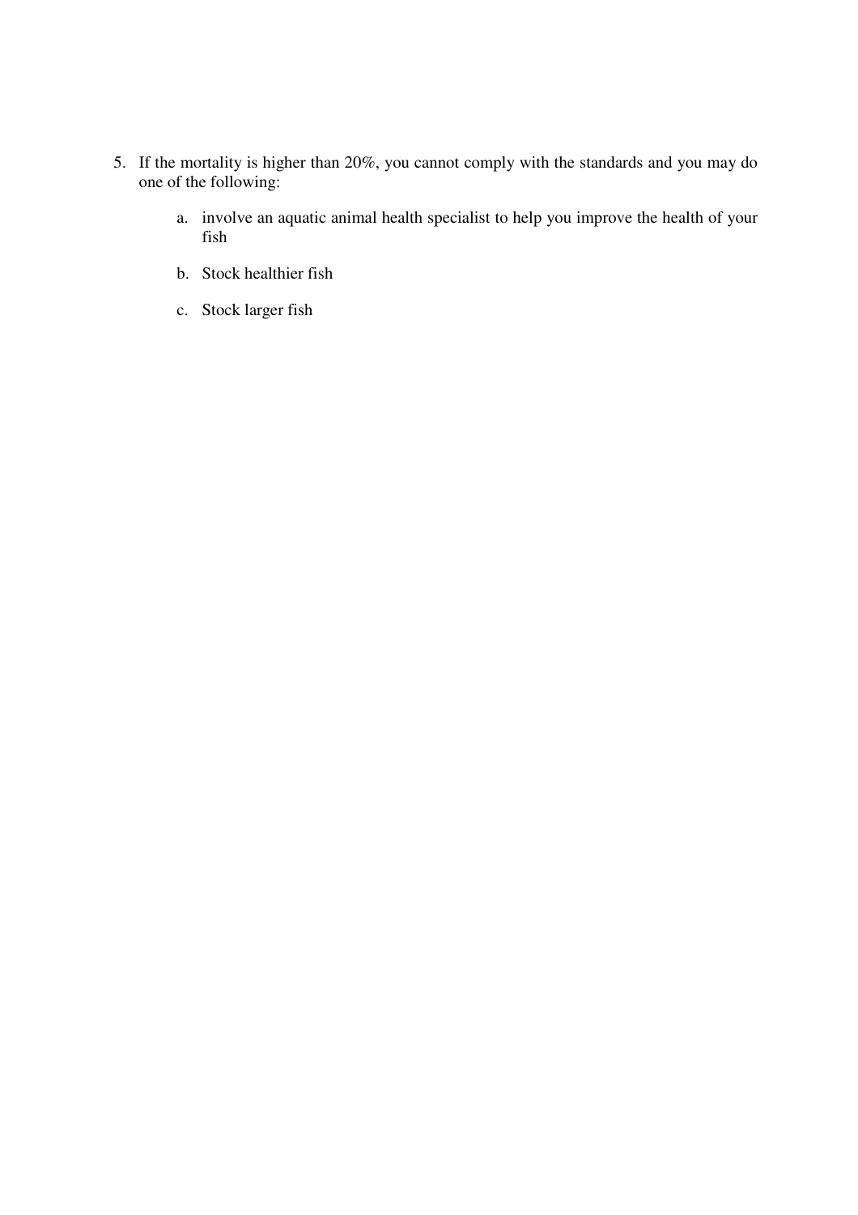5. If the mortality is higher than 20%, you cannot comply with the standards and you may do one of the following:

    a. involve an aquatic animal health specialist to help you improve the health of your fish

    b. Stock healthier fish

    c. Stock larger fish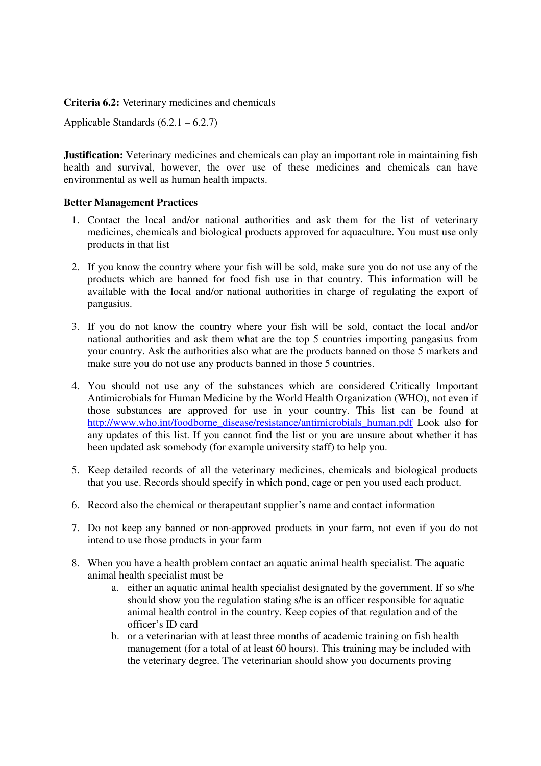**Criteria 6.2:** Veterinary medicines and chemicals

Applicable Standards (6.2.1 – 6.2.7)

**Justification:** Veterinary medicines and chemicals can play an important role in maintaining fish health and survival, however, the over use of these medicines and chemicals can have environmental as well as human health impacts.

**Better Management Practices**

1. Contact the local and/or national authorities and ask them for the list of veterinary medicines, chemicals and biological products approved for aquaculture. You must use only products in that list

2. If you know the country where your fish will be sold, make sure you do not use any of the products which are banned for food fish use in that country. This information will be available with the local and/or national authorities in charge of regulating the export of pangasius.

3. If you do not know the country where your fish will be sold, contact the local and/or national authorities and ask them what are the top 5 countries importing pangasius from your country. Ask the authorities also what are the products banned on those 5 markets and make sure you do not use any products banned in those 5 countries.

4. You should not use any of the substances which are considered Critically Important Antimicrobials for Human Medicine by the World Health Organization (WHO), not even if those substances are approved for use in your country. This list can be found at http://www.who.int/foodborne_disease/resistance/antimicrobials_human.pdf Look also for any updates of this list. If you cannot find the list or you are unsure about whether it has been updated ask somebody (for example university staff) to help you.

5. Keep detailed records of all the veterinary medicines, chemicals and biological products that you use. Records should specify in which pond, cage or pen you used each product.

6. Record also the chemical or therapeutant supplier's name and contact information

7. Do not keep any banned or non-approved products in your farm, not even if you do not intend to use those products in your farm

8. When you have a health problem contact an aquatic animal health specialist. The aquatic animal health specialist must be
   a. either an aquatic animal health specialist designated by the government. If so s/he should show you the regulation stating s/he is an officer responsible for aquatic animal health control in the country. Keep copies of that regulation and of the officer's ID card
   b. or a veterinarian with at least three months of academic training on fish health management (for a total of at least 60 hours). This training may be included with the veterinary degree. The veterinarian should show you documents proving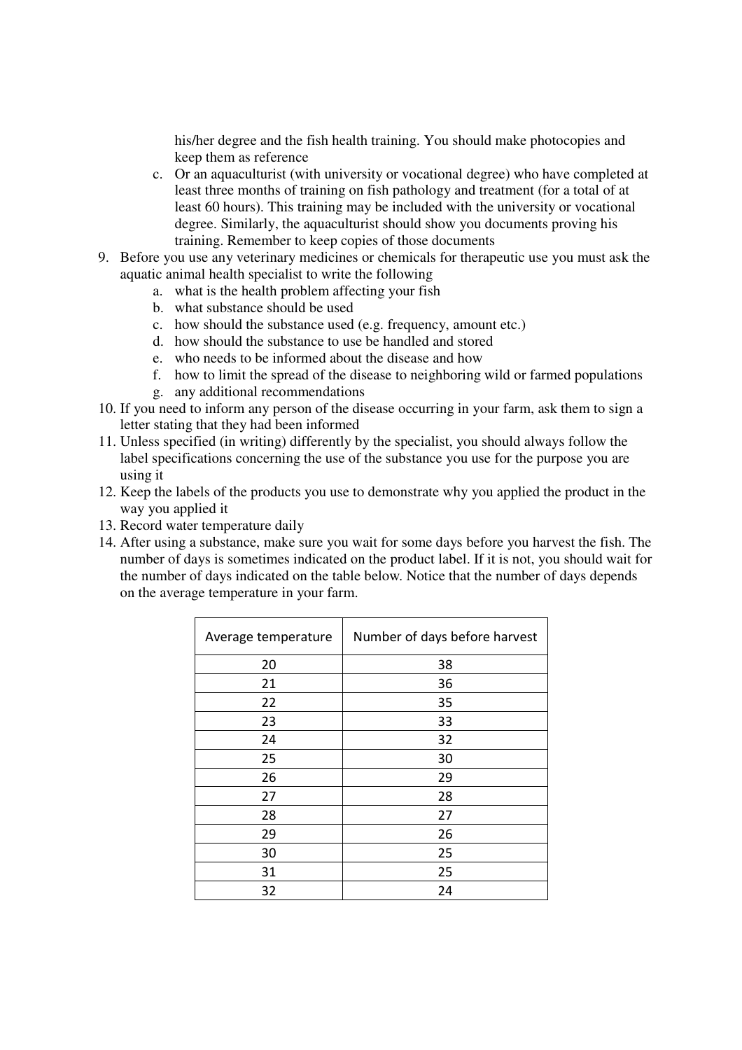his/her degree and the fish health training. You should make photocopies and keep them as reference

   c. Or an aquaculturist (with university or vocational degree) who have completed at least three months of training on fish pathology and treatment (for a total of at least 60 hours). This training may be included with the university or vocational degree. Similarly, the aquaculturist should show you documents proving his training. Remember to keep copies of those documents

9. Before you use any veterinary medicines or chemicals for therapeutic use you must ask the aquatic animal health specialist to write the following
   a. what is the health problem affecting your fish
   b. what substance should be used
   c. how should the substance used (e.g. frequency, amount etc.)
   d. how should the substance to use be handled and stored
   e. who needs to be informed about the disease and how
   f. how to limit the spread of the disease to neighboring wild or farmed populations
   g. any additional recommendations
10. If you need to inform any person of the disease occurring in your farm, ask them to sign a letter stating that they had been informed
11. Unless specified (in writing) differently by the specialist, you should always follow the label specifications concerning the use of the substance you use for the purpose you are using it
12. Keep the labels of the products you use to demonstrate why you applied the product in the way you applied it
13. Record water temperature daily
14. After using a substance, make sure you wait for some days before you harvest the fish. The number of days is sometimes indicated on the product label. If it is not, you should wait for the number of days indicated on the table below. Notice that the number of days depends on the average temperature in your farm.

| Average temperature | Number of days before harvest |
|---|---|
| 20 | 38 |
| 21 | 36 |
| 22 | 35 |
| 23 | 33 |
| 24 | 32 |
| 25 | 30 |
| 26 | 29 |
| 27 | 28 |
| 28 | 27 |
| 29 | 26 |
| 30 | 25 |
| 31 | 25 |
| 32 | 24 |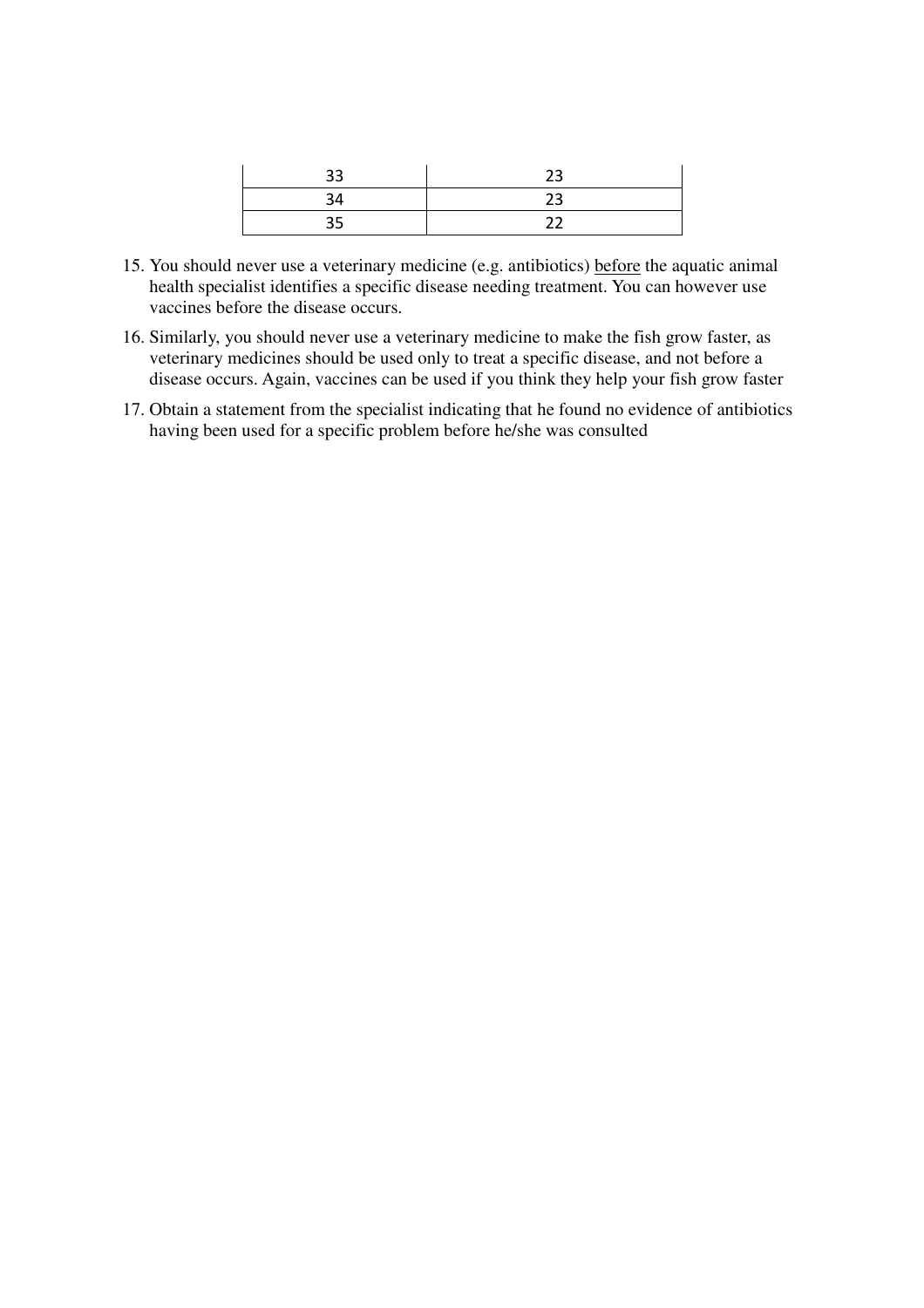| | |
|---|---|
| 33 | 23 |
| 34 | 23 |
| 35 | 22 |

15. You should never use a veterinary medicine (e.g. antibiotics) before the aquatic animal health specialist identifies a specific disease needing treatment. You can however use vaccines before the disease occurs.
16. Similarly, you should never use a veterinary medicine to make the fish grow faster, as veterinary medicines should be used only to treat a specific disease, and not before a disease occurs. Again, vaccines can be used if you think they help your fish grow faster
17. Obtain a statement from the specialist indicating that he found no evidence of antibiotics having been used for a specific problem before he/she was consulted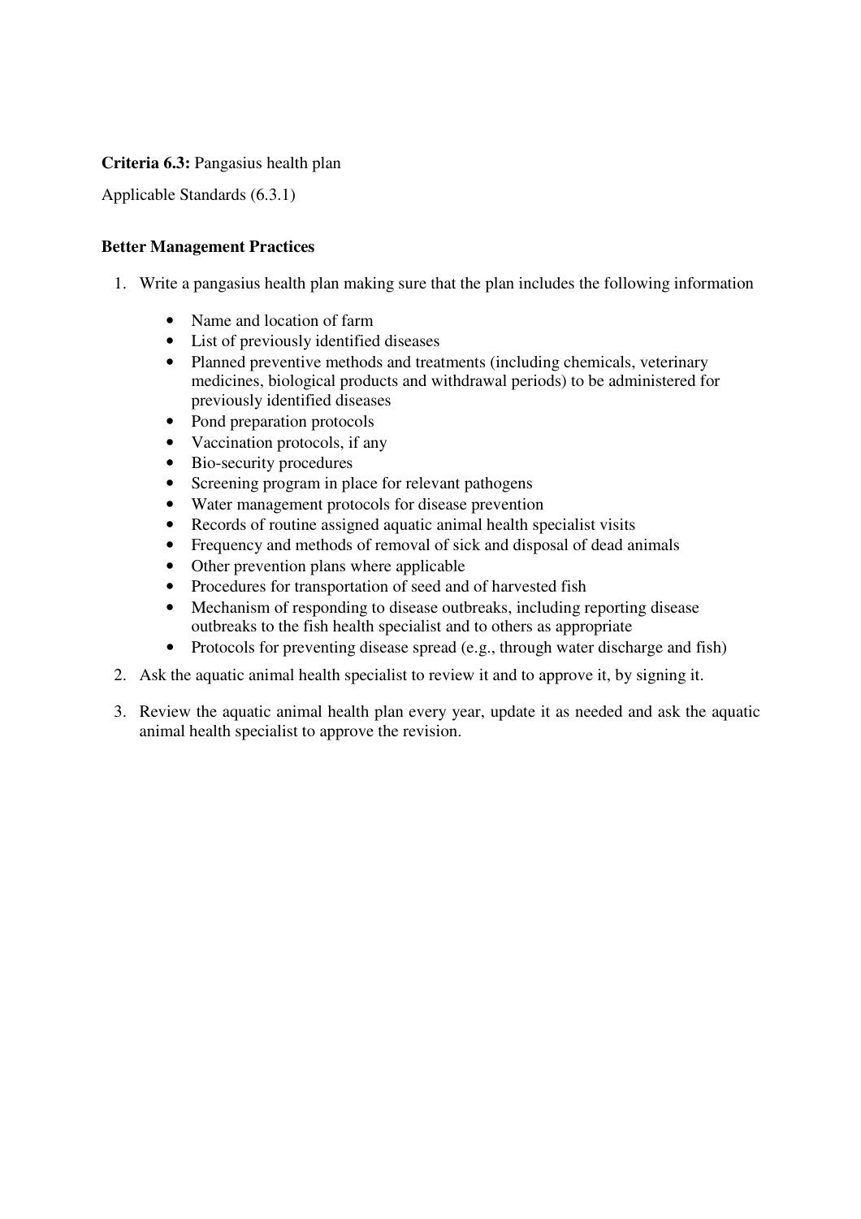**Criteria 6.3:** Pangasius health plan

Applicable Standards (6.3.1)

**Better Management Practices**

1. Write a pangasius health plan making sure that the plan includes the following information

    - Name and location of farm
    - List of previously identified diseases
    - Planned preventive methods and treatments (including chemicals, veterinary medicines, biological products and withdrawal periods) to be administered for previously identified diseases
    - Pond preparation protocols
    - Vaccination protocols, if any
    - Bio-security procedures
    - Screening program in place for relevant pathogens
    - Water management protocols for disease prevention
    - Records of routine assigned aquatic animal health specialist visits
    - Frequency and methods of removal of sick and disposal of dead animals
    - Other prevention plans where applicable
    - Procedures for transportation of seed and of harvested fish
    - Mechanism of responding to disease outbreaks, including reporting disease outbreaks to the fish health specialist and to others as appropriate
    - Protocols for preventing disease spread (e.g., through water discharge and fish)

2. Ask the aquatic animal health specialist to review it and to approve it, by signing it.

3. Review the aquatic animal health plan every year, update it as needed and ask the aquatic animal health specialist to approve the revision.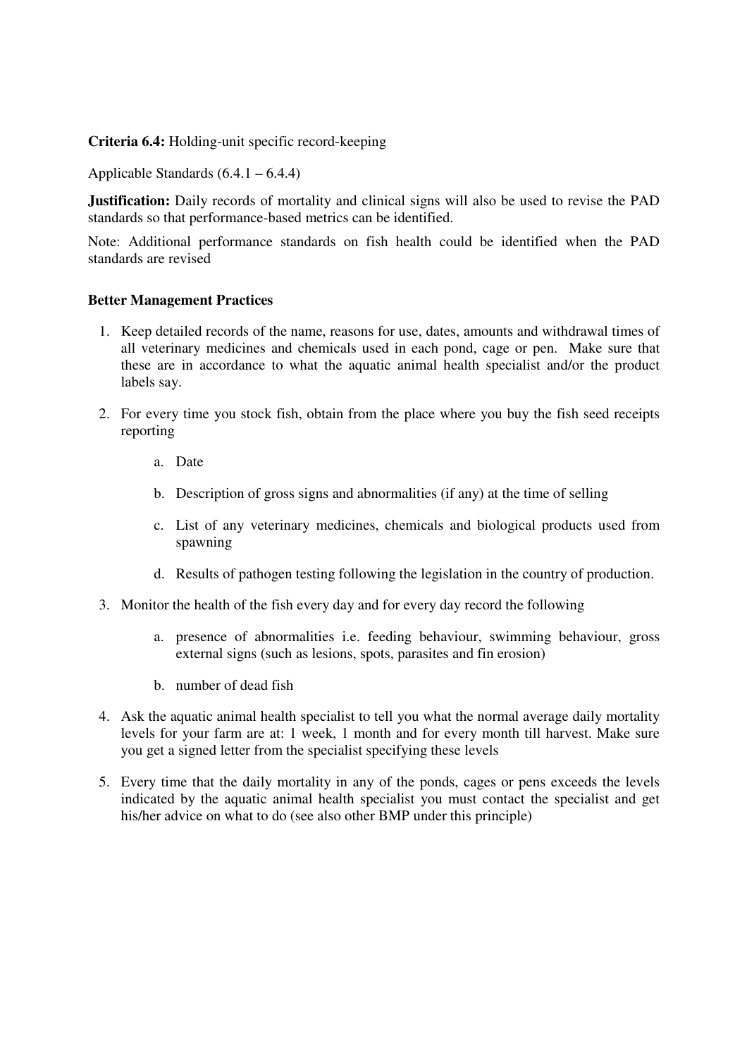**Criteria 6.4:** Holding-unit specific record-keeping

Applicable Standards (6.4.1 – 6.4.4)

**Justification:** Daily records of mortality and clinical signs will also be used to revise the PAD standards so that performance-based metrics can be identified.

Note: Additional performance standards on fish health could be identified when the PAD standards are revised

**Better Management Practices**

1. Keep detailed records of the name, reasons for use, dates, amounts and withdrawal times of all veterinary medicines and chemicals used in each pond, cage or pen. Make sure that these are in accordance to what the aquatic animal health specialist and/or the product labels say.

2. For every time you stock fish, obtain from the place where you buy the fish seed receipts reporting

    a. Date

    b. Description of gross signs and abnormalities (if any) at the time of selling

    c. List of any veterinary medicines, chemicals and biological products used from spawning

    d. Results of pathogen testing following the legislation in the country of production.

3. Monitor the health of the fish every day and for every day record the following

    a. presence of abnormalities i.e. feeding behaviour, swimming behaviour, gross external signs (such as lesions, spots, parasites and fin erosion)

    b. number of dead fish

4. Ask the aquatic animal health specialist to tell you what the normal average daily mortality levels for your farm are at: 1 week, 1 month and for every month till harvest. Make sure you get a signed letter from the specialist specifying these levels

5. Every time that the daily mortality in any of the ponds, cages or pens exceeds the levels indicated by the aquatic animal health specialist you must contact the specialist and get his/her advice on what to do (see also other BMP under this principle)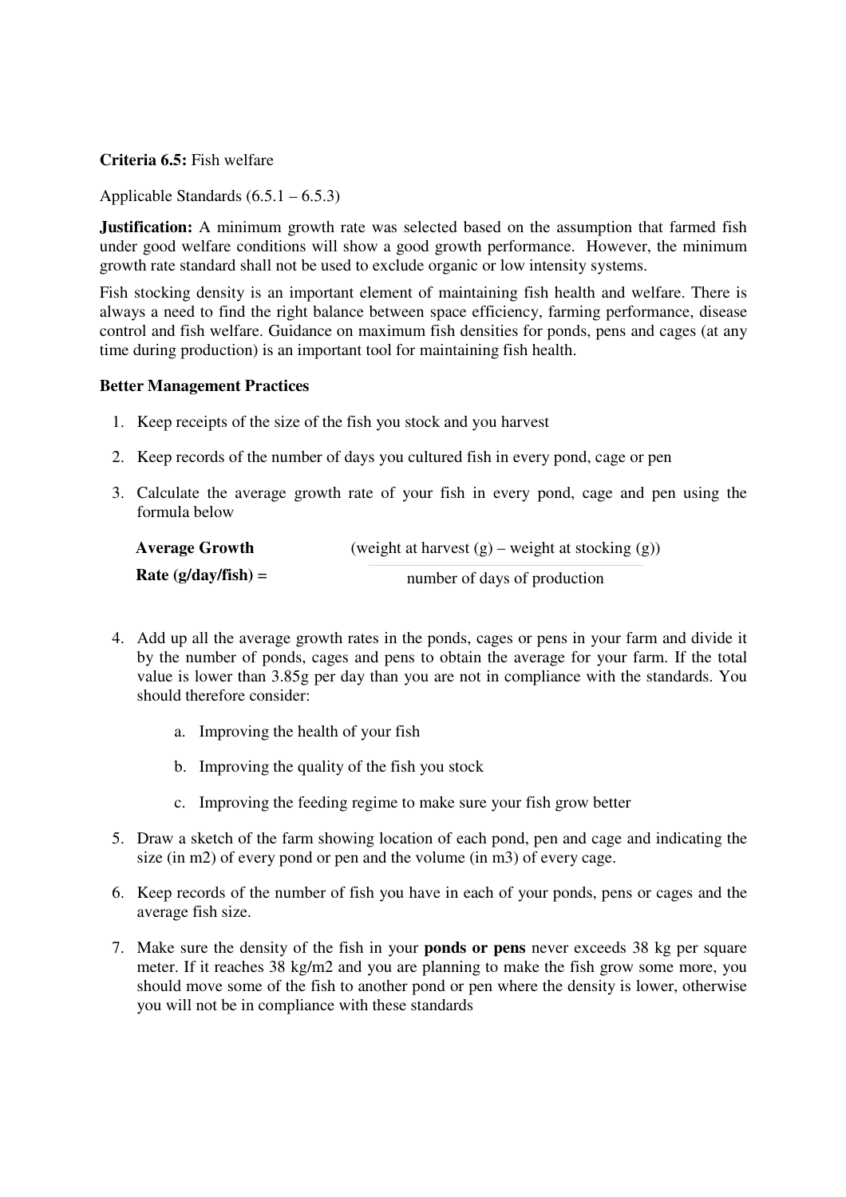**Criteria 6.5:** Fish welfare

Applicable Standards (6.5.1 – 6.5.3)

**Justification:** A minimum growth rate was selected based on the assumption that farmed fish under good welfare conditions will show a good growth performance. However, the minimum growth rate standard shall not be used to exclude organic or low intensity systems.

Fish stocking density is an important element of maintaining fish health and welfare. There is always a need to find the right balance between space efficiency, farming performance, disease control and fish welfare. Guidance on maximum fish densities for ponds, pens and cages (at any time during production) is an important tool for maintaining fish health.

**Better Management Practices**

1. Keep receipts of the size of the fish you stock and you harvest
2. Keep records of the number of days you cultured fish in every pond, cage or pen
3. Calculate the average growth rate of your fish in every pond, cage and pen using the formula below

   $$\textbf{Average Growth Rate (g/day/fish)} = \frac{\text{(weight at harvest (g) – weight at stocking (g))}}{\text{number of days of production}}$$

4. Add up all the average growth rates in the ponds, cages or pens in your farm and divide it by the number of ponds, cages and pens to obtain the average for your farm. If the total value is lower than 3.85g per day than you are not in compliance with the standards. You should therefore consider:
   a. Improving the health of your fish
   b. Improving the quality of the fish you stock
   c. Improving the feeding regime to make sure your fish grow better
5. Draw a sketch of the farm showing location of each pond, pen and cage and indicating the size (in m2) of every pond or pen and the volume (in m3) of every cage.
6. Keep records of the number of fish you have in each of your ponds, pens or cages and the average fish size.
7. Make sure the density of the fish in your **ponds or pens** never exceeds 38 kg per square meter. If it reaches 38 kg/m2 and you are planning to make the fish grow some more, you should move some of the fish to another pond or pen where the density is lower, otherwise you will not be in compliance with these standards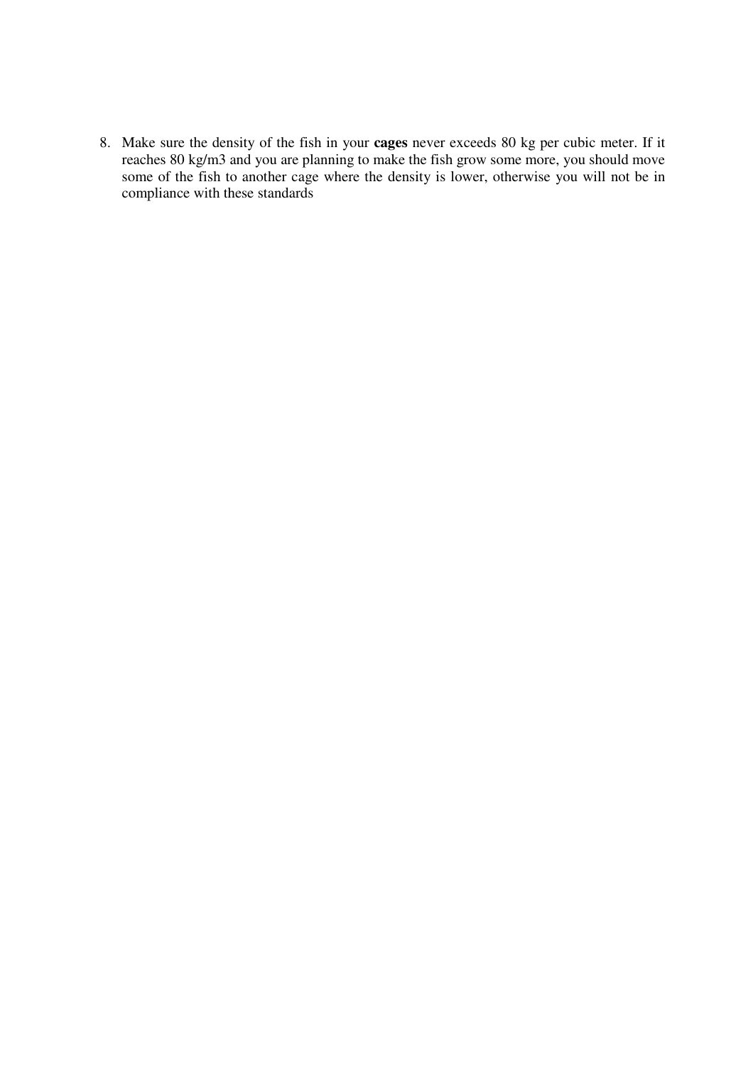8. Make sure the density of the fish in your **cages** never exceeds 80 kg per cubic meter. If it reaches 80 kg/m3 and you are planning to make the fish grow some more, you should move some of the fish to another cage where the density is lower, otherwise you will not be in compliance with these standards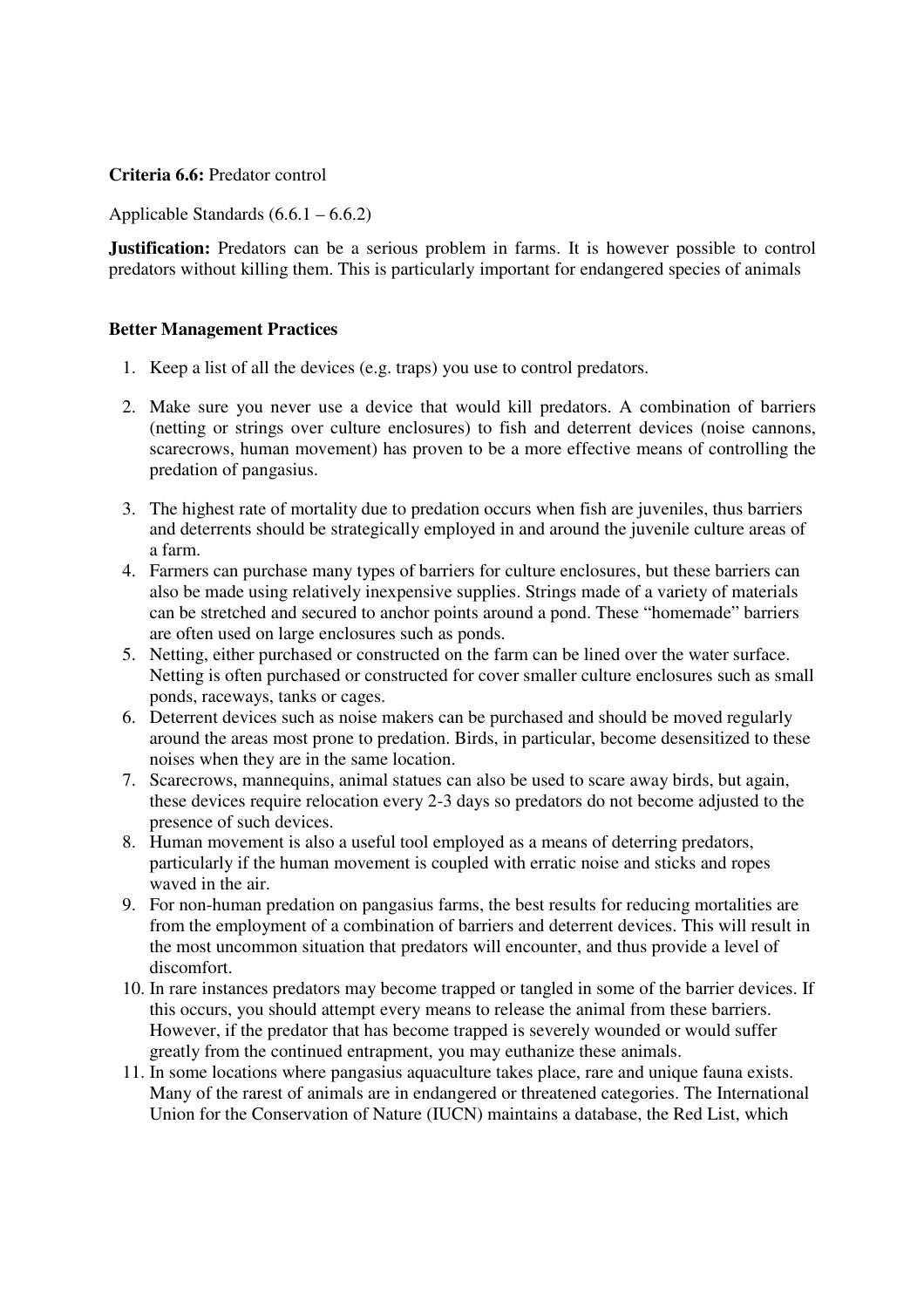**Criteria 6.6:** Predator control

Applicable Standards (6.6.1 – 6.6.2)

**Justification:** Predators can be a serious problem in farms. It is however possible to control predators without killing them. This is particularly important for endangered species of animals

**Better Management Practices**

1. Keep a list of all the devices (e.g. traps) you use to control predators.
2. Make sure you never use a device that would kill predators. A combination of barriers (netting or strings over culture enclosures) to fish and deterrent devices (noise cannons, scarecrows, human movement) has proven to be a more effective means of controlling the predation of pangasius.
3. The highest rate of mortality due to predation occurs when fish are juveniles, thus barriers and deterrents should be strategically employed in and around the juvenile culture areas of a farm.
4. Farmers can purchase many types of barriers for culture enclosures, but these barriers can also be made using relatively inexpensive supplies. Strings made of a variety of materials can be stretched and secured to anchor points around a pond. These "homemade" barriers are often used on large enclosures such as ponds.
5. Netting, either purchased or constructed on the farm can be lined over the water surface. Netting is often purchased or constructed for cover smaller culture enclosures such as small ponds, raceways, tanks or cages.
6. Deterrent devices such as noise makers can be purchased and should be moved regularly around the areas most prone to predation. Birds, in particular, become desensitized to these noises when they are in the same location.
7. Scarecrows, mannequins, animal statues can also be used to scare away birds, but again, these devices require relocation every 2-3 days so predators do not become adjusted to the presence of such devices.
8. Human movement is also a useful tool employed as a means of deterring predators, particularly if the human movement is coupled with erratic noise and sticks and ropes waved in the air.
9. For non-human predation on pangasius farms, the best results for reducing mortalities are from the employment of a combination of barriers and deterrent devices. This will result in the most uncommon situation that predators will encounter, and thus provide a level of discomfort.
10. In rare instances predators may become trapped or tangled in some of the barrier devices. If this occurs, you should attempt every means to release the animal from these barriers. However, if the predator that has become trapped is severely wounded or would suffer greatly from the continued entrapment, you may euthanize these animals.
11. In some locations where pangasius aquaculture takes place, rare and unique fauna exists. Many of the rarest of animals are in endangered or threatened categories. The International Union for the Conservation of Nature (IUCN) maintains a database, the Red List, which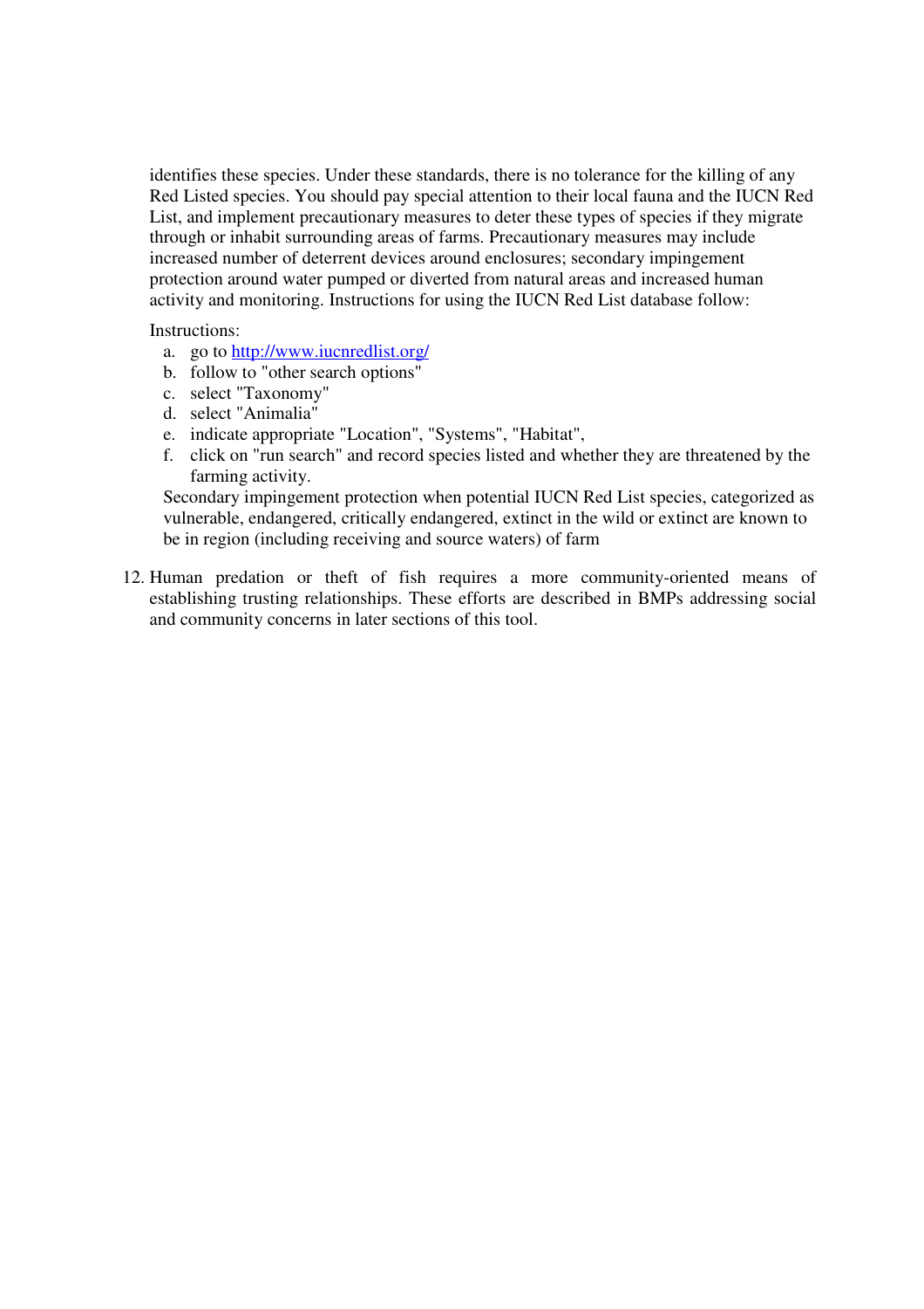identifies these species. Under these standards, there is no tolerance for the killing of any Red Listed species. You should pay special attention to their local fauna and the IUCN Red List, and implement precautionary measures to deter these types of species if they migrate through or inhabit surrounding areas of farms. Precautionary measures may include increased number of deterrent devices around enclosures; secondary impingement protection around water pumped or diverted from natural areas and increased human activity and monitoring. Instructions for using the IUCN Red List database follow:

Instructions:

a. go to [http://www.iucnredlist.org/](http://www.iucnredlist.org/)
b. follow to "other search options"
c. select "Taxonomy"
d. select "Animalia"
e. indicate appropriate "Location", "Systems", "Habitat",
f. click on "run search" and record species listed and whether they are threatened by the farming activity.

Secondary impingement protection when potential IUCN Red List species, categorized as vulnerable, endangered, critically endangered, extinct in the wild or extinct are known to be in region (including receiving and source waters) of farm

12. Human predation or theft of fish requires a more community-oriented means of establishing trusting relationships. These efforts are described in BMPs addressing social and community concerns in later sections of this tool.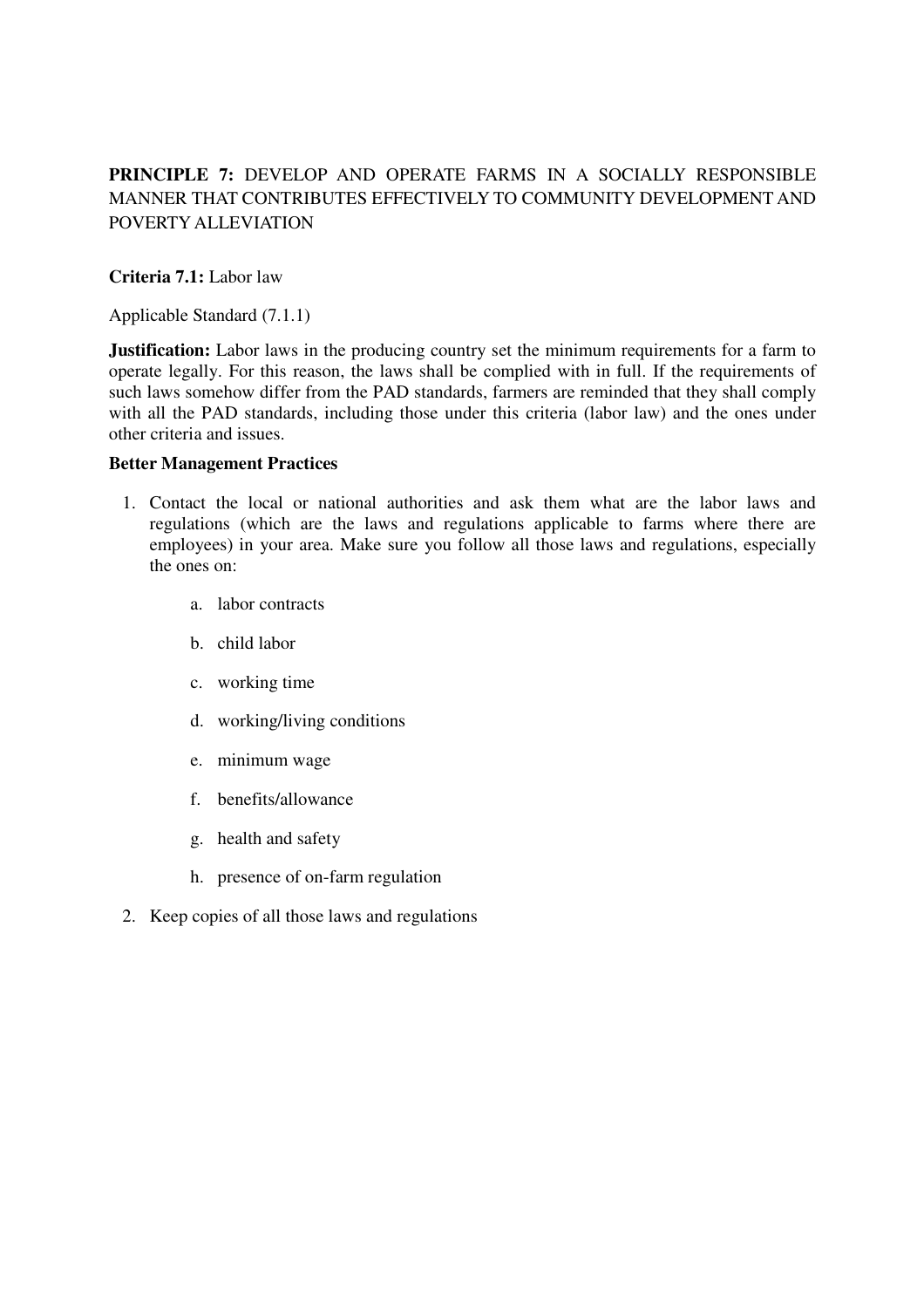**PRINCIPLE 7:** DEVELOP AND OPERATE FARMS IN A SOCIALLY RESPONSIBLE MANNER THAT CONTRIBUTES EFFECTIVELY TO COMMUNITY DEVELOPMENT AND POVERTY ALLEVIATION

**Criteria 7.1:** Labor law

Applicable Standard (7.1.1)

**Justification:** Labor laws in the producing country set the minimum requirements for a farm to operate legally. For this reason, the laws shall be complied with in full. If the requirements of such laws somehow differ from the PAD standards, farmers are reminded that they shall comply with all the PAD standards, including those under this criteria (labor law) and the ones under other criteria and issues.

**Better Management Practices**

1. Contact the local or national authorities and ask them what are the labor laws and regulations (which are the laws and regulations applicable to farms where there are employees) in your area. Make sure you follow all those laws and regulations, especially the ones on:

    a. labor contracts

    b. child labor

    c. working time

    d. working/living conditions

    e. minimum wage

    f. benefits/allowance

    g. health and safety

    h. presence of on-farm regulation

2. Keep copies of all those laws and regulations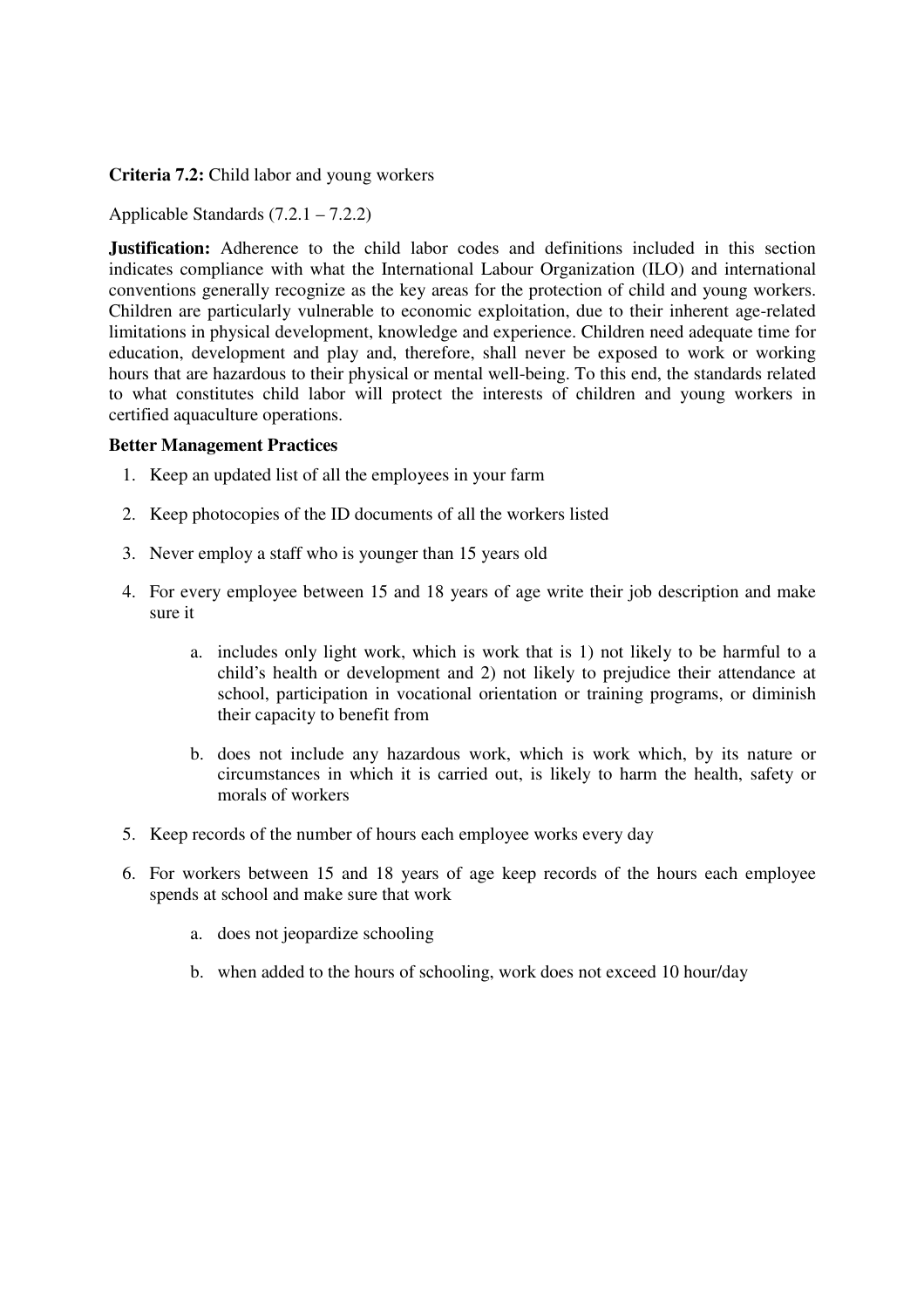**Criteria 7.2:** Child labor and young workers

Applicable Standards (7.2.1 – 7.2.2)

**Justification:** Adherence to the child labor codes and definitions included in this section indicates compliance with what the International Labour Organization (ILO) and international conventions generally recognize as the key areas for the protection of child and young workers. Children are particularly vulnerable to economic exploitation, due to their inherent age-related limitations in physical development, knowledge and experience. Children need adequate time for education, development and play and, therefore, shall never be exposed to work or working hours that are hazardous to their physical or mental well-being. To this end, the standards related to what constitutes child labor will protect the interests of children and young workers in certified aquaculture operations.

**Better Management Practices**

1. Keep an updated list of all the employees in your farm
2. Keep photocopies of the ID documents of all the workers listed
3. Never employ a staff who is younger than 15 years old
4. For every employee between 15 and 18 years of age write their job description and make sure it
   a. includes only light work, which is work that is 1) not likely to be harmful to a child's health or development and 2) not likely to prejudice their attendance at school, participation in vocational orientation or training programs, or diminish their capacity to benefit from
   b. does not include any hazardous work, which is work which, by its nature or circumstances in which it is carried out, is likely to harm the health, safety or morals of workers
5. Keep records of the number of hours each employee works every day
6. For workers between 15 and 18 years of age keep records of the hours each employee spends at school and make sure that work
   a. does not jeopardize schooling
   b. when added to the hours of schooling, work does not exceed 10 hour/day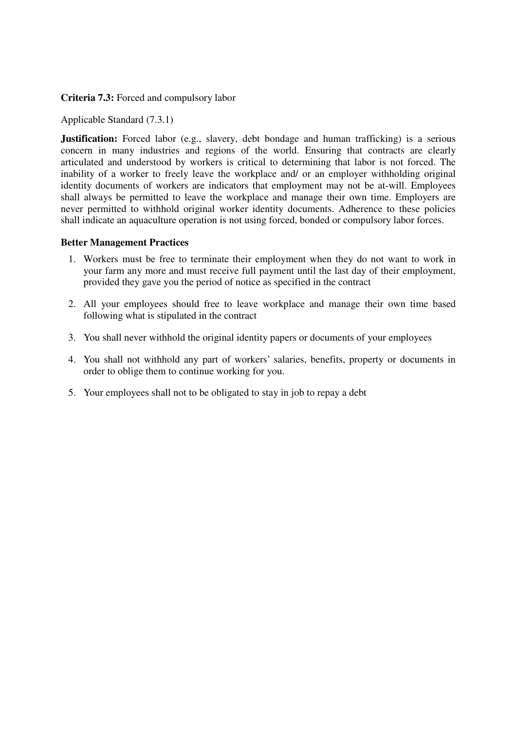**Criteria 7.3:** Forced and compulsory labor

Applicable Standard (7.3.1)

**Justification:** Forced labor (e.g., slavery, debt bondage and human trafficking) is a serious concern in many industries and regions of the world. Ensuring that contracts are clearly articulated and understood by workers is critical to determining that labor is not forced. The inability of a worker to freely leave the workplace and/ or an employer withholding original identity documents of workers are indicators that employment may not be at-will. Employees shall always be permitted to leave the workplace and manage their own time. Employers are never permitted to withhold original worker identity documents. Adherence to these policies shall indicate an aquaculture operation is not using forced, bonded or compulsory labor forces.

**Better Management Practices**

1. Workers must be free to terminate their employment when they do not want to work in your farm any more and must receive full payment until the last day of their employment, provided they gave you the period of notice as specified in the contract
2. All your employees should free to leave workplace and manage their own time based following what is stipulated in the contract
3. You shall never withhold the original identity papers or documents of your employees
4. You shall not withhold any part of workers' salaries, benefits, property or documents in order to oblige them to continue working for you.
5. Your employees shall not to be obligated to stay in job to repay a debt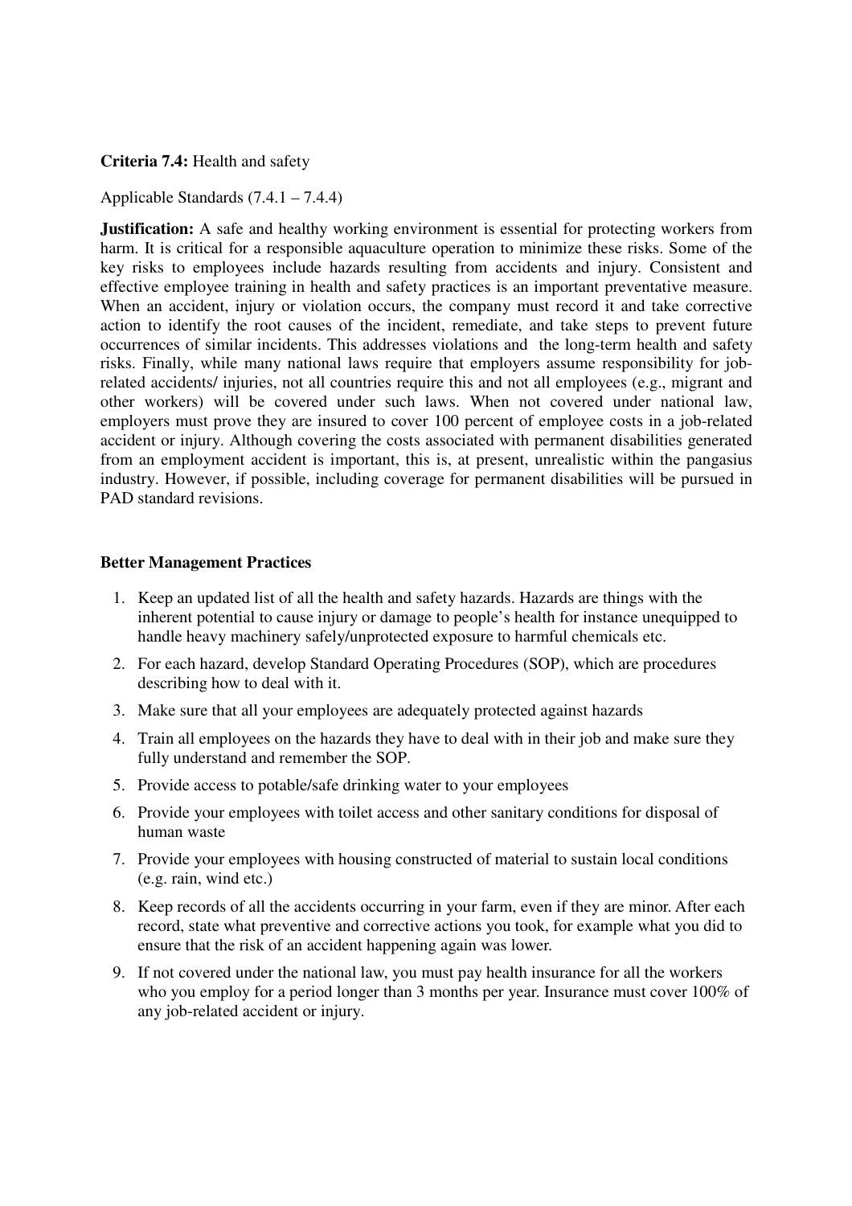**Criteria 7.4:** Health and safety

Applicable Standards (7.4.1 – 7.4.4)

**Justification:** A safe and healthy working environment is essential for protecting workers from harm. It is critical for a responsible aquaculture operation to minimize these risks. Some of the key risks to employees include hazards resulting from accidents and injury. Consistent and effective employee training in health and safety practices is an important preventative measure. When an accident, injury or violation occurs, the company must record it and take corrective action to identify the root causes of the incident, remediate, and take steps to prevent future occurrences of similar incidents. This addresses violations and the long-term health and safety risks. Finally, while many national laws require that employers assume responsibility for job-related accidents/ injuries, not all countries require this and not all employees (e.g., migrant and other workers) will be covered under such laws. When not covered under national law, employers must prove they are insured to cover 100 percent of employee costs in a job-related accident or injury. Although covering the costs associated with permanent disabilities generated from an employment accident is important, this is, at present, unrealistic within the pangasius industry. However, if possible, including coverage for permanent disabilities will be pursued in PAD standard revisions.

**Better Management Practices**

1. Keep an updated list of all the health and safety hazards. Hazards are things with the inherent potential to cause injury or damage to people's health for instance unequipped to handle heavy machinery safely/unprotected exposure to harmful chemicals etc.
2. For each hazard, develop Standard Operating Procedures (SOP), which are procedures describing how to deal with it.
3. Make sure that all your employees are adequately protected against hazards
4. Train all employees on the hazards they have to deal with in their job and make sure they fully understand and remember the SOP.
5. Provide access to potable/safe drinking water to your employees
6. Provide your employees with toilet access and other sanitary conditions for disposal of human waste
7. Provide your employees with housing constructed of material to sustain local conditions (e.g. rain, wind etc.)
8. Keep records of all the accidents occurring in your farm, even if they are minor. After each record, state what preventive and corrective actions you took, for example what you did to ensure that the risk of an accident happening again was lower.
9. If not covered under the national law, you must pay health insurance for all the workers who you employ for a period longer than 3 months per year. Insurance must cover 100% of any job-related accident or injury.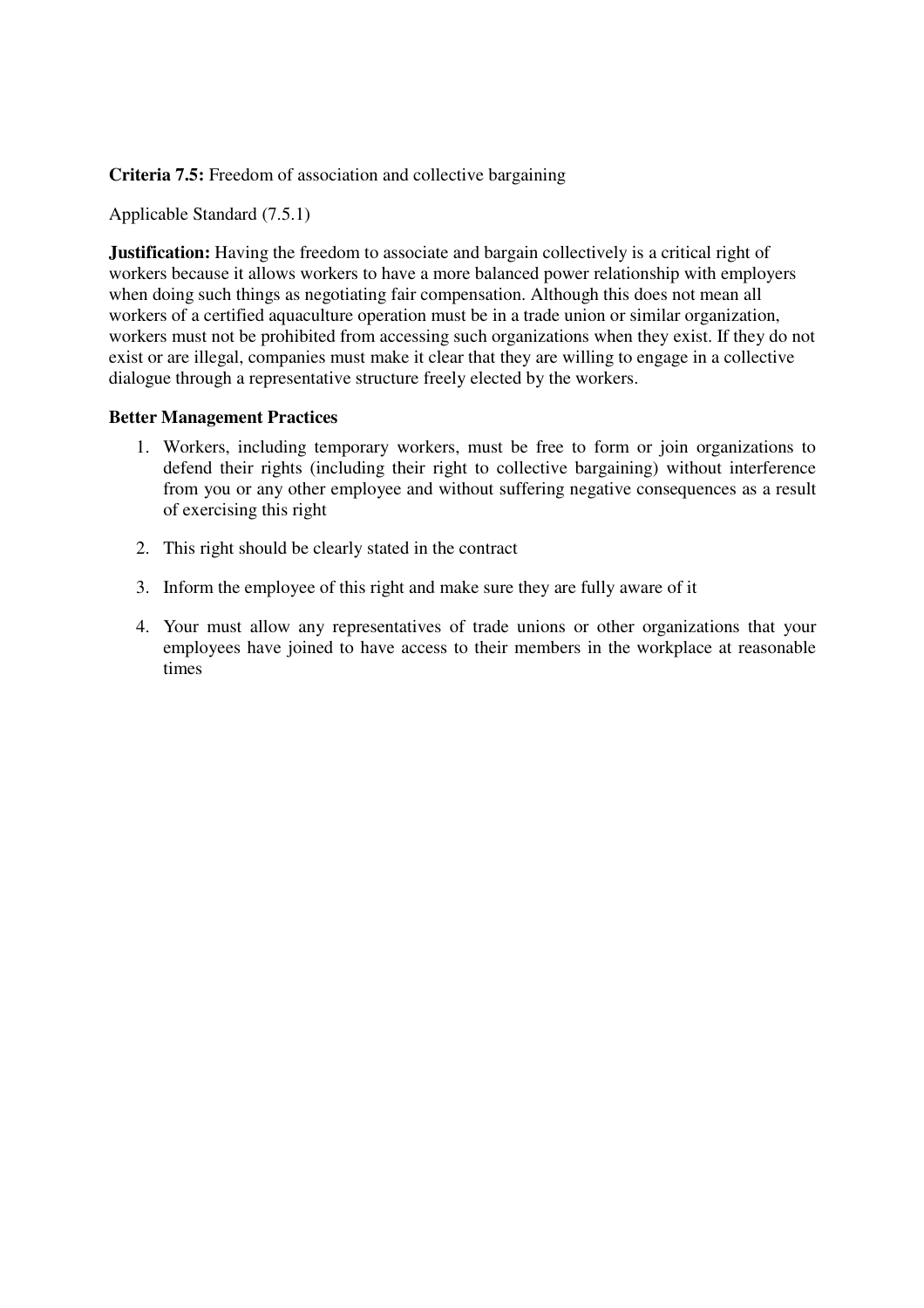**Criteria 7.5:** Freedom of association and collective bargaining

Applicable Standard (7.5.1)

**Justification:** Having the freedom to associate and bargain collectively is a critical right of workers because it allows workers to have a more balanced power relationship with employers when doing such things as negotiating fair compensation. Although this does not mean all workers of a certified aquaculture operation must be in a trade union or similar organization, workers must not be prohibited from accessing such organizations when they exist. If they do not exist or are illegal, companies must make it clear that they are willing to engage in a collective dialogue through a representative structure freely elected by the workers.

**Better Management Practices**

1. Workers, including temporary workers, must be free to form or join organizations to defend their rights (including their right to collective bargaining) without interference from you or any other employee and without suffering negative consequences as a result of exercising this right
2. This right should be clearly stated in the contract
3. Inform the employee of this right and make sure they are fully aware of it
4. Your must allow any representatives of trade unions or other organizations that your employees have joined to have access to their members in the workplace at reasonable times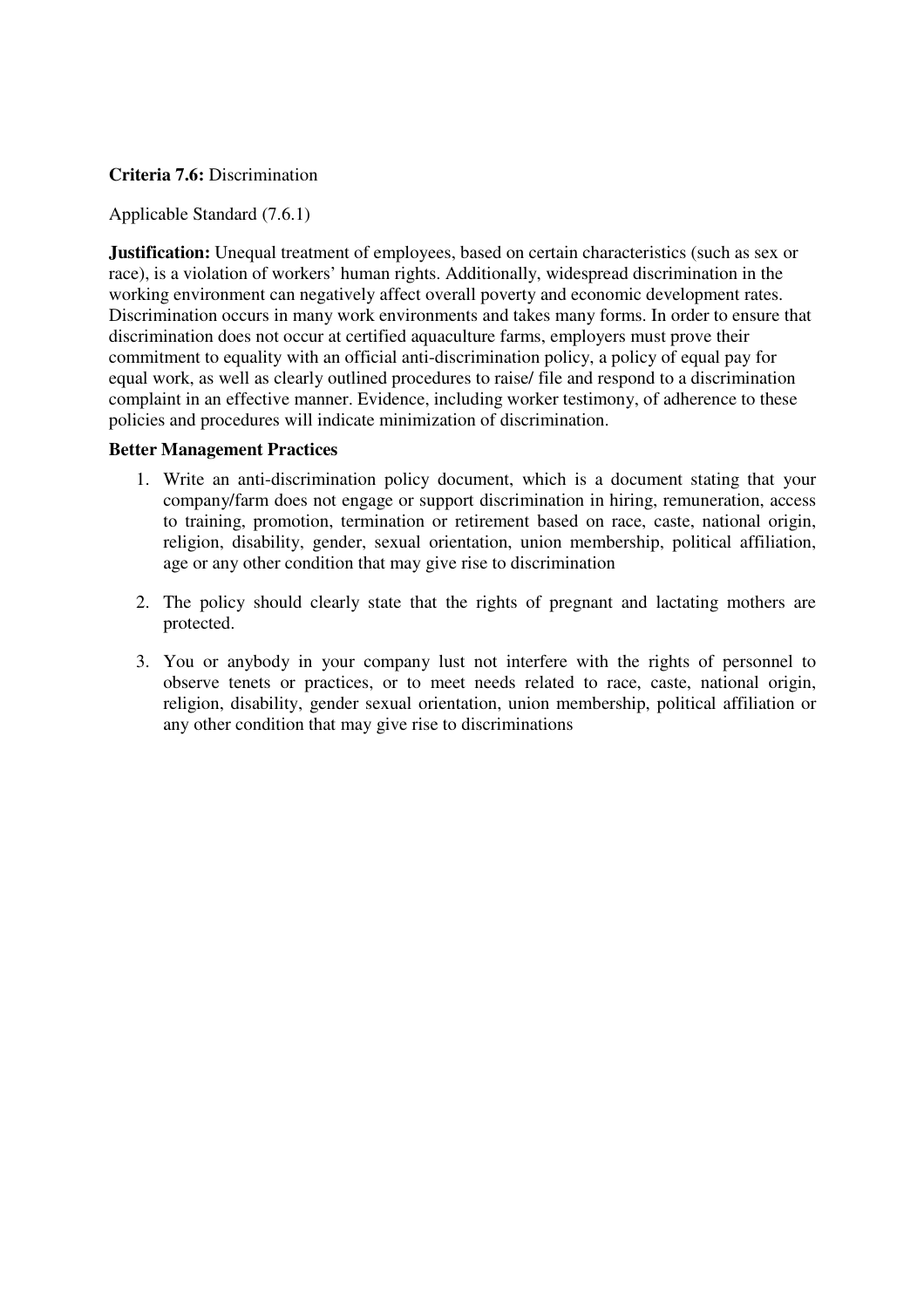**Criteria 7.6:** Discrimination

Applicable Standard (7.6.1)

**Justification:** Unequal treatment of employees, based on certain characteristics (such as sex or race), is a violation of workers' human rights. Additionally, widespread discrimination in the working environment can negatively affect overall poverty and economic development rates. Discrimination occurs in many work environments and takes many forms. In order to ensure that discrimination does not occur at certified aquaculture farms, employers must prove their commitment to equality with an official anti-discrimination policy, a policy of equal pay for equal work, as well as clearly outlined procedures to raise/ file and respond to a discrimination complaint in an effective manner. Evidence, including worker testimony, of adherence to these policies and procedures will indicate minimization of discrimination.

**Better Management Practices**

1. Write an anti-discrimination policy document, which is a document stating that your company/farm does not engage or support discrimination in hiring, remuneration, access to training, promotion, termination or retirement based on race, caste, national origin, religion, disability, gender, sexual orientation, union membership, political affiliation, age or any other condition that may give rise to discrimination

2. The policy should clearly state that the rights of pregnant and lactating mothers are protected.

3. You or anybody in your company lust not interfere with the rights of personnel to observe tenets or practices, or to meet needs related to race, caste, national origin, religion, disability, gender sexual orientation, union membership, political affiliation or any other condition that may give rise to discriminations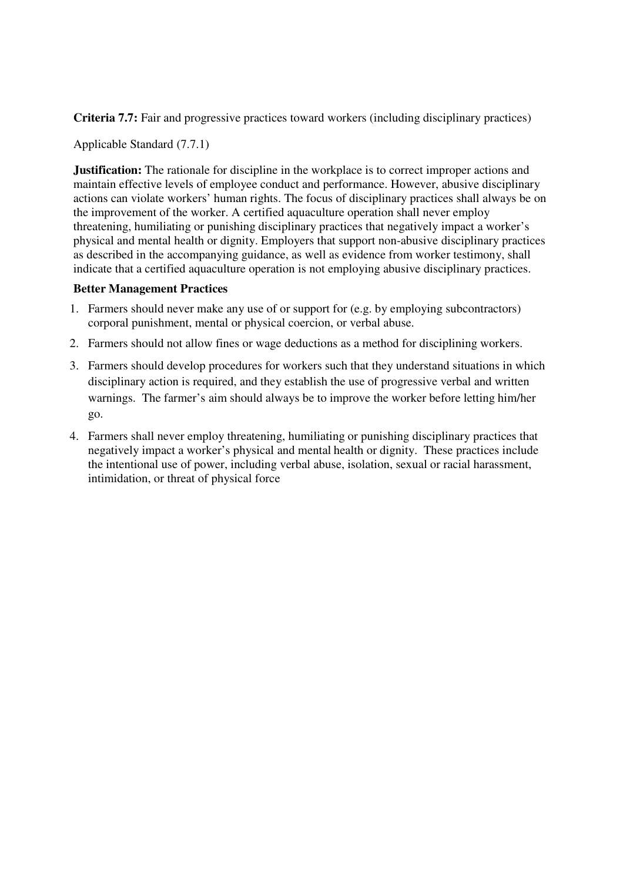**Criteria 7.7:** Fair and progressive practices toward workers (including disciplinary practices)

Applicable Standard (7.7.1)

**Justification:** The rationale for discipline in the workplace is to correct improper actions and maintain effective levels of employee conduct and performance. However, abusive disciplinary actions can violate workers' human rights. The focus of disciplinary practices shall always be on the improvement of the worker. A certified aquaculture operation shall never employ threatening, humiliating or punishing disciplinary practices that negatively impact a worker's physical and mental health or dignity. Employers that support non-abusive disciplinary practices as described in the accompanying guidance, as well as evidence from worker testimony, shall indicate that a certified aquaculture operation is not employing abusive disciplinary practices.

**Better Management Practices**

1. Farmers should never make any use of or support for (e.g. by employing subcontractors) corporal punishment, mental or physical coercion, or verbal abuse.
2. Farmers should not allow fines or wage deductions as a method for disciplining workers.
3. Farmers should develop procedures for workers such that they understand situations in which disciplinary action is required, and they establish the use of progressive verbal and written warnings. The farmer's aim should always be to improve the worker before letting him/her go.
4. Farmers shall never employ threatening, humiliating or punishing disciplinary practices that negatively impact a worker's physical and mental health or dignity. These practices include the intentional use of power, including verbal abuse, isolation, sexual or racial harassment, intimidation, or threat of physical force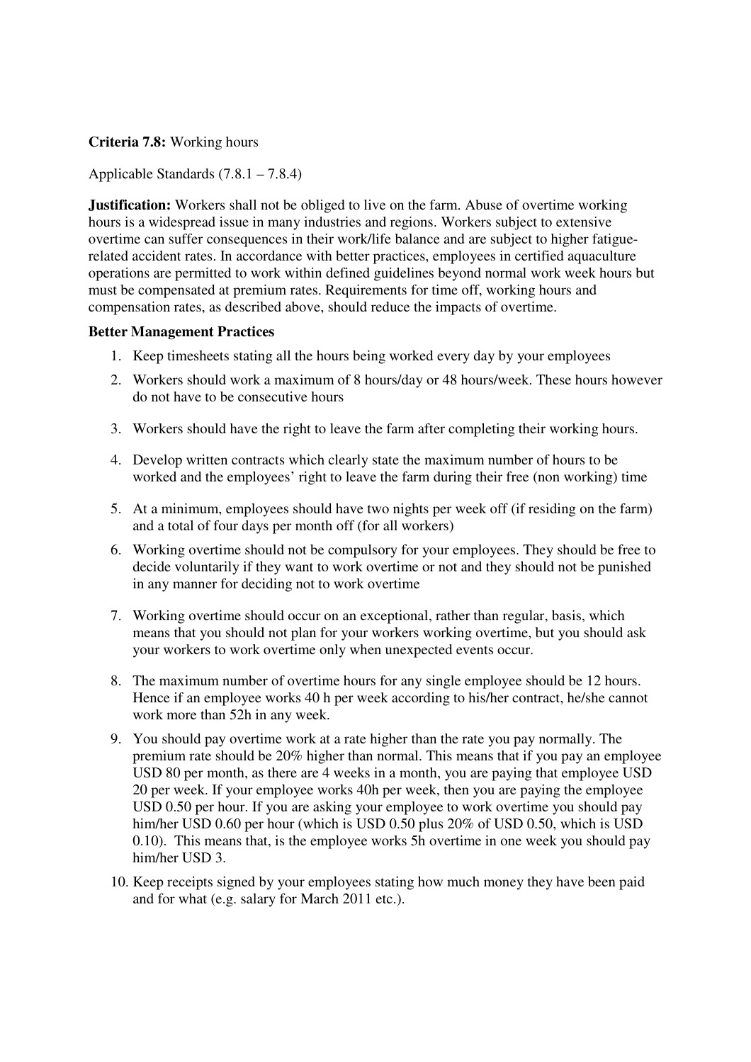**Criteria 7.8:** Working hours

Applicable Standards (7.8.1 – 7.8.4)

**Justification:** Workers shall not be obliged to live on the farm. Abuse of overtime working hours is a widespread issue in many industries and regions. Workers subject to extensive overtime can suffer consequences in their work/life balance and are subject to higher fatigue-related accident rates. In accordance with better practices, employees in certified aquaculture operations are permitted to work within defined guidelines beyond normal work week hours but must be compensated at premium rates. Requirements for time off, working hours and compensation rates, as described above, should reduce the impacts of overtime.

**Better Management Practices**

1. Keep timesheets stating all the hours being worked every day by your employees
2. Workers should work a maximum of 8 hours/day or 48 hours/week. These hours however do not have to be consecutive hours
3. Workers should have the right to leave the farm after completing their working hours.
4. Develop written contracts which clearly state the maximum number of hours to be worked and the employees' right to leave the farm during their free (non working) time
5. At a minimum, employees should have two nights per week off (if residing on the farm) and a total of four days per month off (for all workers)
6. Working overtime should not be compulsory for your employees. They should be free to decide voluntarily if they want to work overtime or not and they should not be punished in any manner for deciding not to work overtime
7. Working overtime should occur on an exceptional, rather than regular, basis, which means that you should not plan for your workers working overtime, but you should ask your workers to work overtime only when unexpected events occur.
8. The maximum number of overtime hours for any single employee should be 12 hours. Hence if an employee works 40 h per week according to his/her contract, he/she cannot work more than 52h in any week.
9. You should pay overtime work at a rate higher than the rate you pay normally. The premium rate should be 20% higher than normal. This means that if you pay an employee USD 80 per month, as there are 4 weeks in a month, you are paying that employee USD 20 per week. If your employee works 40h per week, then you are paying the employee USD 0.50 per hour. If you are asking your employee to work overtime you should pay him/her USD 0.60 per hour (which is USD 0.50 plus 20% of USD 0.50, which is USD 0.10). This means that, is the employee works 5h overtime in one week you should pay him/her USD 3.
10. Keep receipts signed by your employees stating how much money they have been paid and for what (e.g. salary for March 2011 etc.).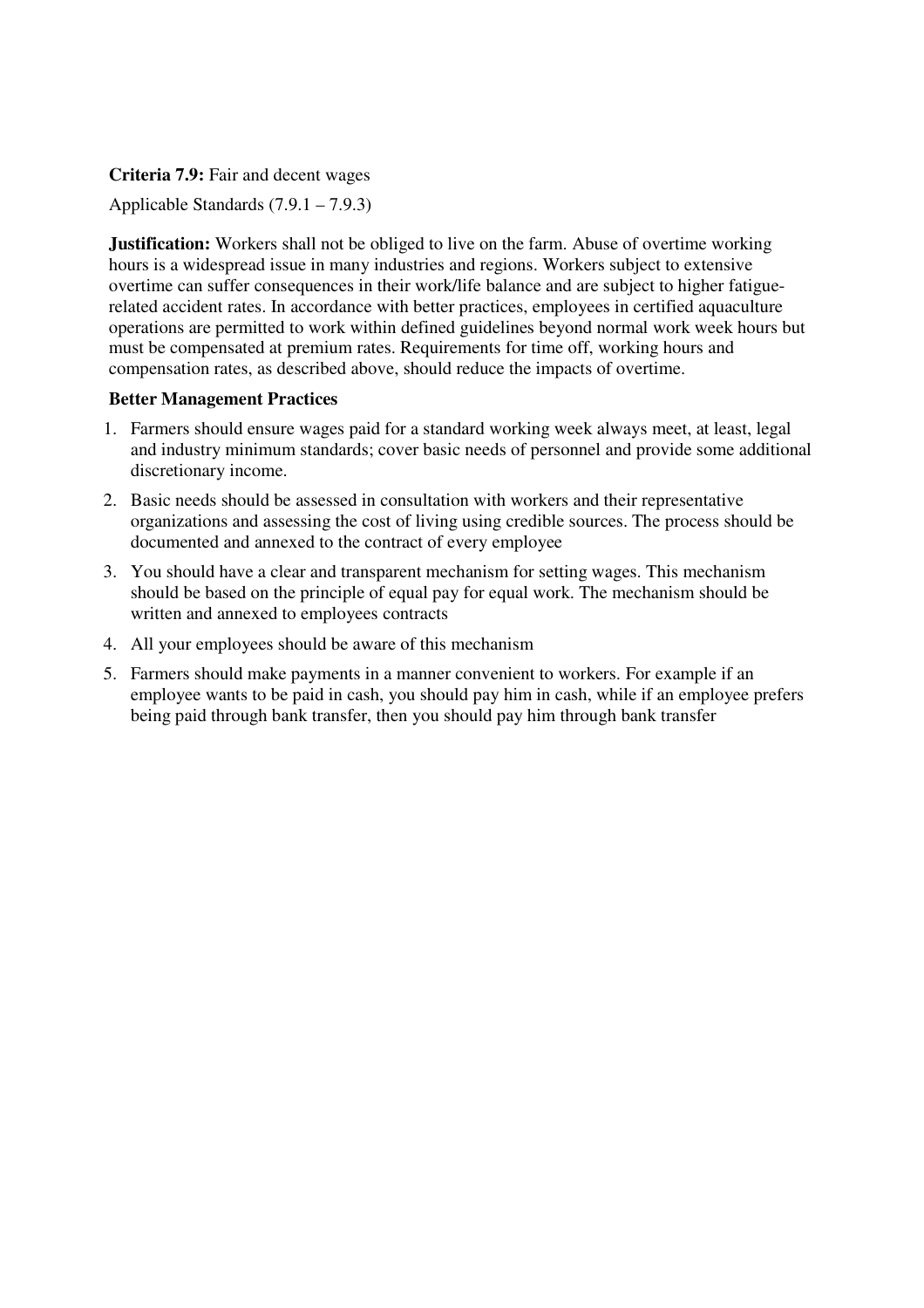**Criteria 7.9:** Fair and decent wages

Applicable Standards (7.9.1 – 7.9.3)

**Justification:** Workers shall not be obliged to live on the farm. Abuse of overtime working hours is a widespread issue in many industries and regions. Workers subject to extensive overtime can suffer consequences in their work/life balance and are subject to higher fatigue-related accident rates. In accordance with better practices, employees in certified aquaculture operations are permitted to work within defined guidelines beyond normal work week hours but must be compensated at premium rates. Requirements for time off, working hours and compensation rates, as described above, should reduce the impacts of overtime.

**Better Management Practices**

1. Farmers should ensure wages paid for a standard working week always meet, at least, legal and industry minimum standards; cover basic needs of personnel and provide some additional discretionary income.
2. Basic needs should be assessed in consultation with workers and their representative organizations and assessing the cost of living using credible sources. The process should be documented and annexed to the contract of every employee
3. You should have a clear and transparent mechanism for setting wages. This mechanism should be based on the principle of equal pay for equal work. The mechanism should be written and annexed to employees contracts
4. All your employees should be aware of this mechanism
5. Farmers should make payments in a manner convenient to workers. For example if an employee wants to be paid in cash, you should pay him in cash, while if an employee prefers being paid through bank transfer, then you should pay him through bank transfer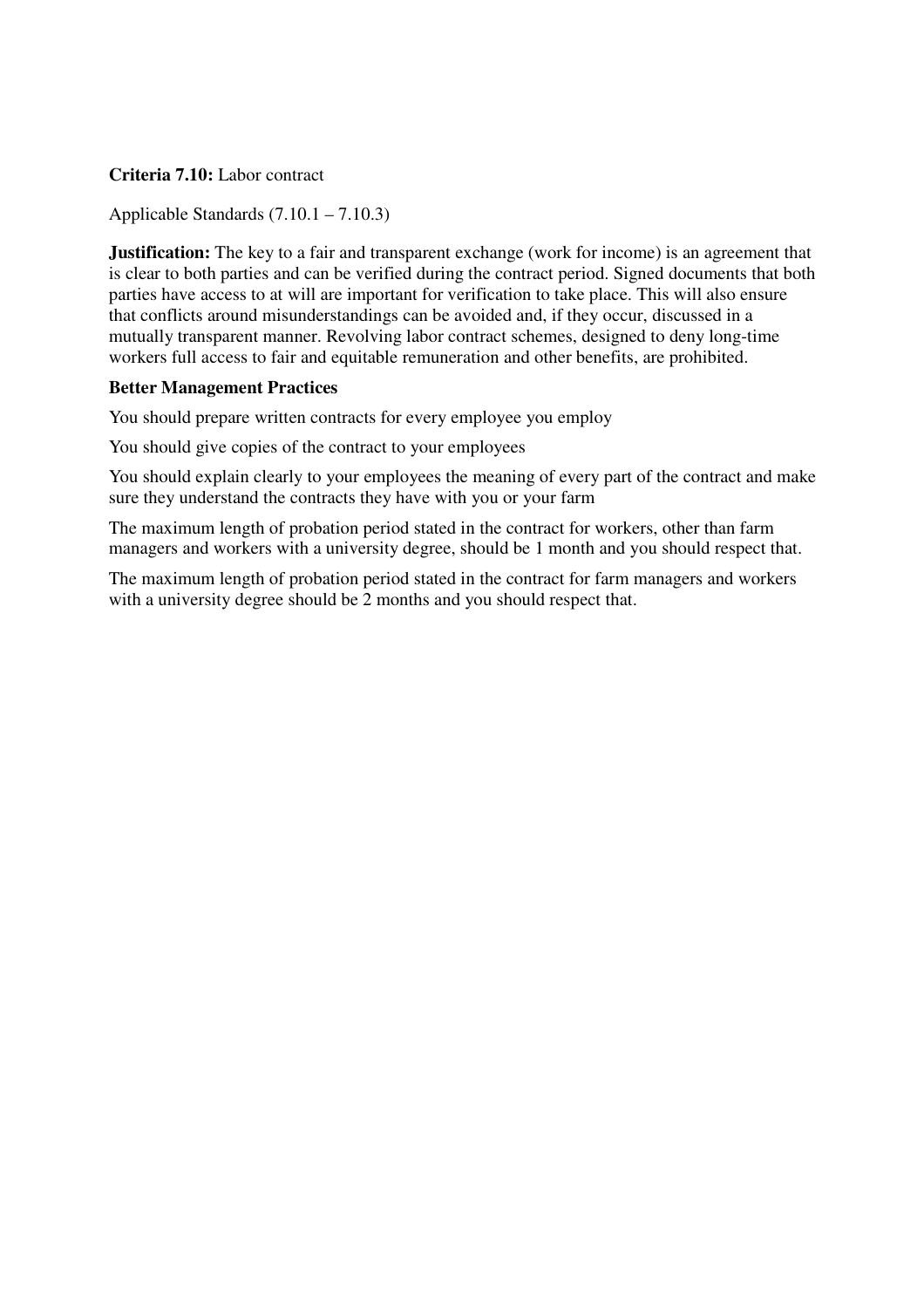**Criteria 7.10:** Labor contract

Applicable Standards (7.10.1 – 7.10.3)

**Justification:** The key to a fair and transparent exchange (work for income) is an agreement that is clear to both parties and can be verified during the contract period. Signed documents that both parties have access to at will are important for verification to take place. This will also ensure that conflicts around misunderstandings can be avoided and, if they occur, discussed in a mutually transparent manner. Revolving labor contract schemes, designed to deny long-time workers full access to fair and equitable remuneration and other benefits, are prohibited.

**Better Management Practices**

You should prepare written contracts for every employee you employ

You should give copies of the contract to your employees

You should explain clearly to your employees the meaning of every part of the contract and make sure they understand the contracts they have with you or your farm

The maximum length of probation period stated in the contract for workers, other than farm managers and workers with a university degree, should be 1 month and you should respect that.

The maximum length of probation period stated in the contract for farm managers and workers with a university degree should be 2 months and you should respect that.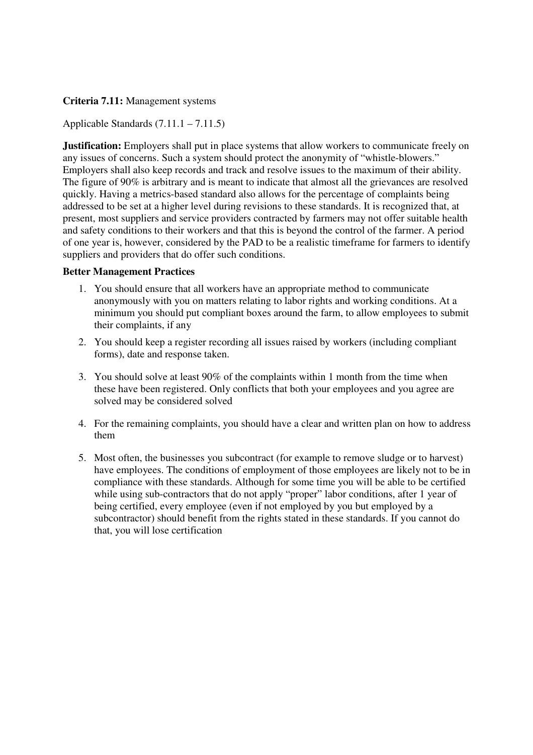**Criteria 7.11:** Management systems

Applicable Standards (7.11.1 – 7.11.5)

**Justification:** Employers shall put in place systems that allow workers to communicate freely on any issues of concerns. Such a system should protect the anonymity of "whistle-blowers." Employers shall also keep records and track and resolve issues to the maximum of their ability. The figure of 90% is arbitrary and is meant to indicate that almost all the grievances are resolved quickly. Having a metrics-based standard also allows for the percentage of complaints being addressed to be set at a higher level during revisions to these standards. It is recognized that, at present, most suppliers and service providers contracted by farmers may not offer suitable health and safety conditions to their workers and that this is beyond the control of the farmer. A period of one year is, however, considered by the PAD to be a realistic timeframe for farmers to identify suppliers and providers that do offer such conditions.

**Better Management Practices**

1. You should ensure that all workers have an appropriate method to communicate anonymously with you on matters relating to labor rights and working conditions. At a minimum you should put compliant boxes around the farm, to allow employees to submit their complaints, if any

2. You should keep a register recording all issues raised by workers (including compliant forms), date and response taken.

3. You should solve at least 90% of the complaints within 1 month from the time when these have been registered. Only conflicts that both your employees and you agree are solved may be considered solved

4. For the remaining complaints, you should have a clear and written plan on how to address them

5. Most often, the businesses you subcontract (for example to remove sludge or to harvest) have employees. The conditions of employment of those employees are likely not to be in compliance with these standards. Although for some time you will be able to be certified while using sub-contractors that do not apply "proper" labor conditions, after 1 year of being certified, every employee (even if not employed by you but employed by a subcontractor) should benefit from the rights stated in these standards. If you cannot do that, you will lose certification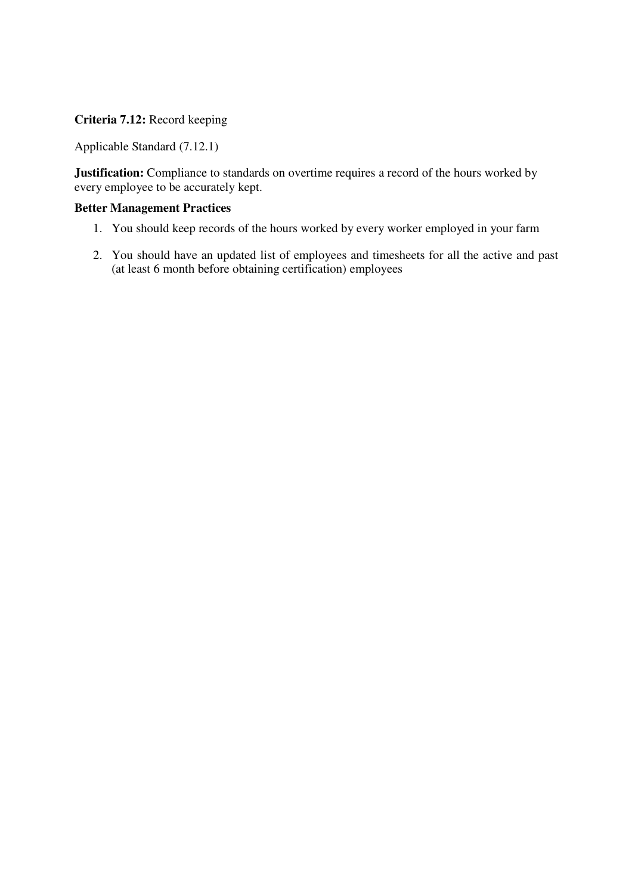**Criteria 7.12:** Record keeping

Applicable Standard (7.12.1)

**Justification:** Compliance to standards on overtime requires a record of the hours worked by every employee to be accurately kept.

**Better Management Practices**

1. You should keep records of the hours worked by every worker employed in your farm
2. You should have an updated list of employees and timesheets for all the active and past (at least 6 month before obtaining certification) employees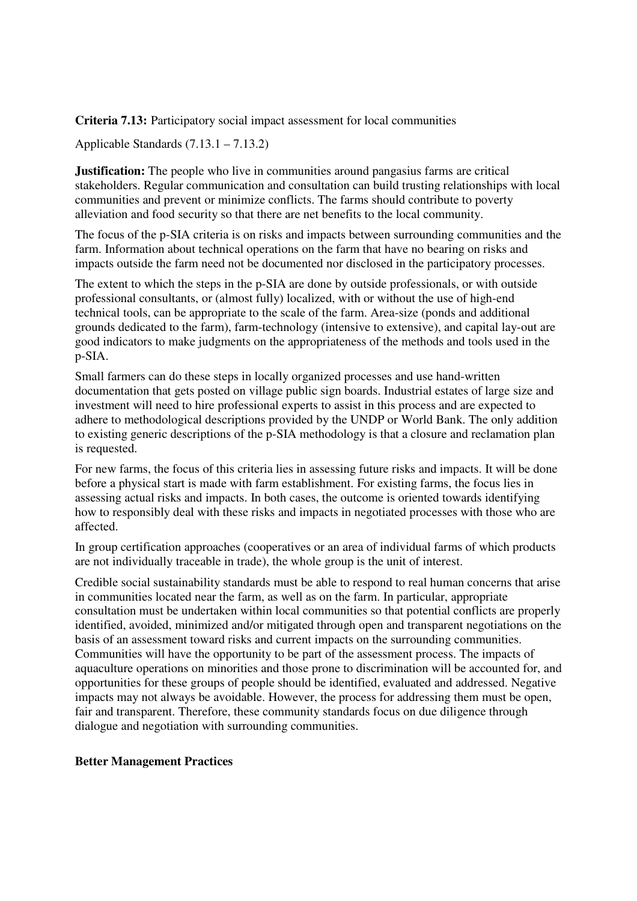**Criteria 7.13:** Participatory social impact assessment for local communities

Applicable Standards (7.13.1 – 7.13.2)

**Justification:** The people who live in communities around pangasius farms are critical stakeholders. Regular communication and consultation can build trusting relationships with local communities and prevent or minimize conflicts. The farms should contribute to poverty alleviation and food security so that there are net benefits to the local community.

The focus of the p-SIA criteria is on risks and impacts between surrounding communities and the farm. Information about technical operations on the farm that have no bearing on risks and impacts outside the farm need not be documented nor disclosed in the participatory processes.

The extent to which the steps in the p-SIA are done by outside professionals, or with outside professional consultants, or (almost fully) localized, with or without the use of high-end technical tools, can be appropriate to the scale of the farm. Area-size (ponds and additional grounds dedicated to the farm), farm-technology (intensive to extensive), and capital lay-out are good indicators to make judgments on the appropriateness of the methods and tools used in the p-SIA.

Small farmers can do these steps in locally organized processes and use hand-written documentation that gets posted on village public sign boards. Industrial estates of large size and investment will need to hire professional experts to assist in this process and are expected to adhere to methodological descriptions provided by the UNDP or World Bank. The only addition to existing generic descriptions of the p-SIA methodology is that a closure and reclamation plan is requested.

For new farms, the focus of this criteria lies in assessing future risks and impacts. It will be done before a physical start is made with farm establishment. For existing farms, the focus lies in assessing actual risks and impacts. In both cases, the outcome is oriented towards identifying how to responsibly deal with these risks and impacts in negotiated processes with those who are affected.

In group certification approaches (cooperatives or an area of individual farms of which products are not individually traceable in trade), the whole group is the unit of interest.

Credible social sustainability standards must be able to respond to real human concerns that arise in communities located near the farm, as well as on the farm. In particular, appropriate consultation must be undertaken within local communities so that potential conflicts are properly identified, avoided, minimized and/or mitigated through open and transparent negotiations on the basis of an assessment toward risks and current impacts on the surrounding communities. Communities will have the opportunity to be part of the assessment process. The impacts of aquaculture operations on minorities and those prone to discrimination will be accounted for, and opportunities for these groups of people should be identified, evaluated and addressed. Negative impacts may not always be avoidable. However, the process for addressing them must be open, fair and transparent. Therefore, these community standards focus on due diligence through dialogue and negotiation with surrounding communities.

**Better Management Practices**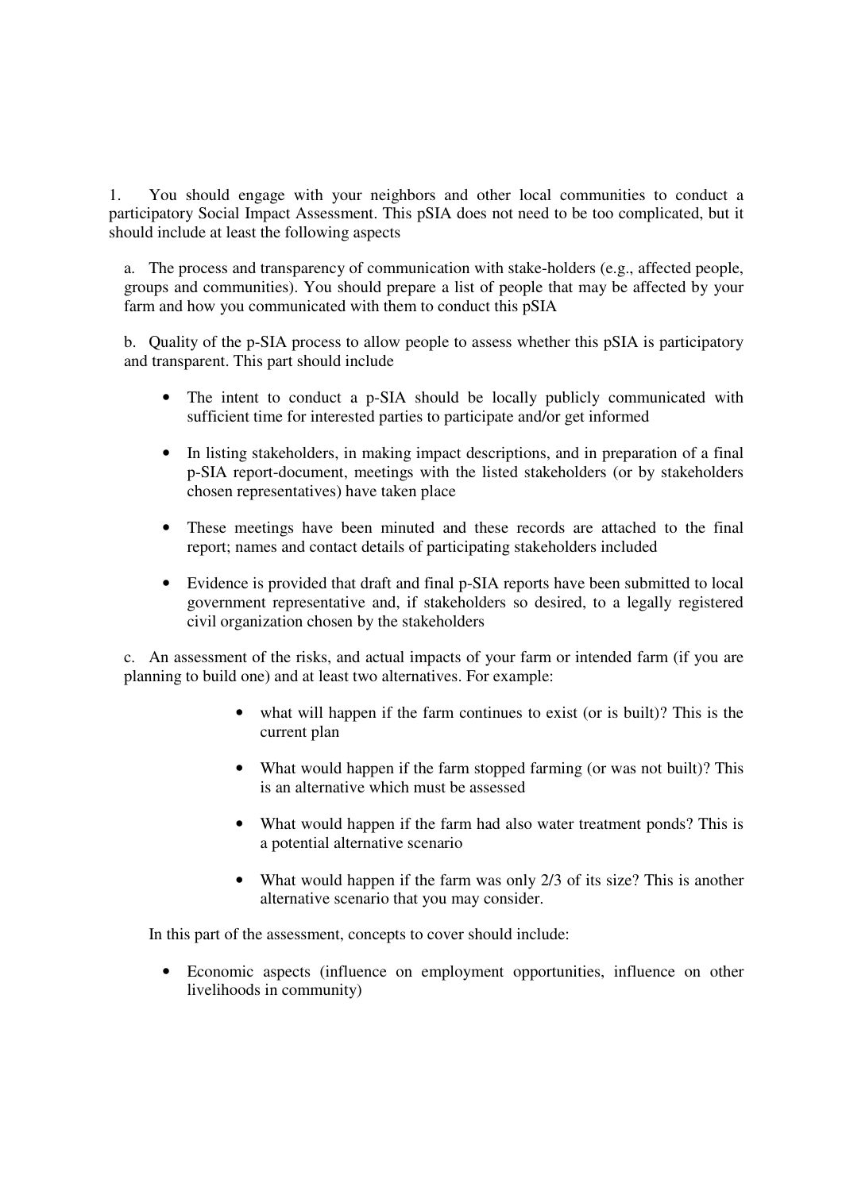1. You should engage with your neighbors and other local communities to conduct a participatory Social Impact Assessment. This pSIA does not need to be too complicated, but it should include at least the following aspects

   a. The process and transparency of communication with stake-holders (e.g., affected people, groups and communities). You should prepare a list of people that may be affected by your farm and how you communicated with them to conduct this pSIA

   b. Quality of the p-SIA process to allow people to assess whether this pSIA is participatory and transparent. This part should include

   - The intent to conduct a p-SIA should be locally publicly communicated with sufficient time for interested parties to participate and/or get informed
   - In listing stakeholders, in making impact descriptions, and in preparation of a final p-SIA report-document, meetings with the listed stakeholders (or by stakeholders chosen representatives) have taken place
   - These meetings have been minuted and these records are attached to the final report; names and contact details of participating stakeholders included
   - Evidence is provided that draft and final p-SIA reports have been submitted to local government representative and, if stakeholders so desired, to a legally registered civil organization chosen by the stakeholders

   c. An assessment of the risks, and actual impacts of your farm or intended farm (if you are planning to build one) and at least two alternatives. For example:

   - what will happen if the farm continues to exist (or is built)? This is the current plan
   - What would happen if the farm stopped farming (or was not built)? This is an alternative which must be assessed
   - What would happen if the farm had also water treatment ponds? This is a potential alternative scenario
   - What would happen if the farm was only 2/3 of its size? This is another alternative scenario that you may consider.

   In this part of the assessment, concepts to cover should include:

   - Economic aspects (influence on employment opportunities, influence on other livelihoods in community)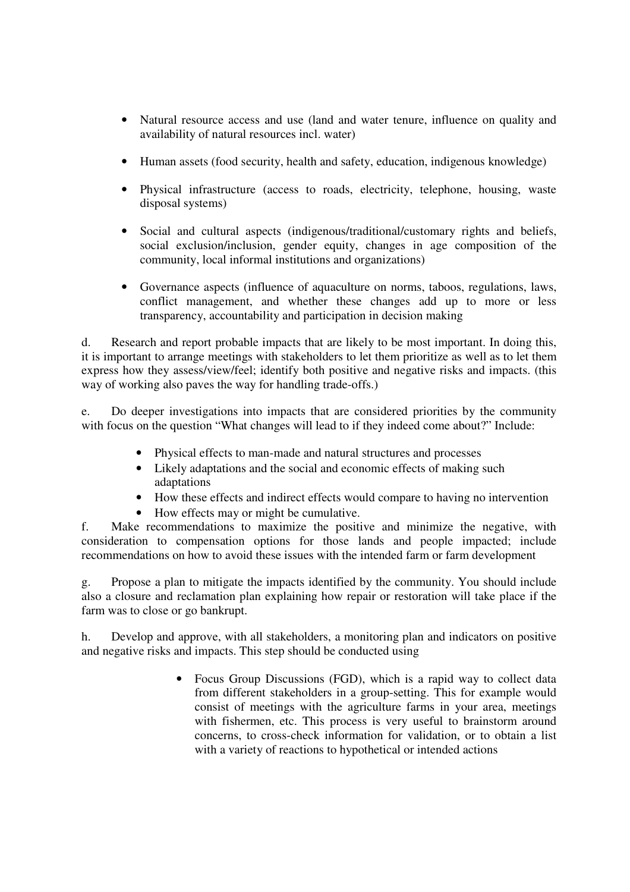- Natural resource access and use (land and water tenure, influence on quality and availability of natural resources incl. water)

- Human assets (food security, health and safety, education, indigenous knowledge)

- Physical infrastructure (access to roads, electricity, telephone, housing, waste disposal systems)

- Social and cultural aspects (indigenous/traditional/customary rights and beliefs, social exclusion/inclusion, gender equity, changes in age composition of the community, local informal institutions and organizations)

- Governance aspects (influence of aquaculture on norms, taboos, regulations, laws, conflict management, and whether these changes add up to more or less transparency, accountability and participation in decision making

d. Research and report probable impacts that are likely to be most important. In doing this, it is important to arrange meetings with stakeholders to let them prioritize as well as to let them express how they assess/view/feel; identify both positive and negative risks and impacts. (this way of working also paves the way for handling trade-offs.)

e. Do deeper investigations into impacts that are considered priorities by the community with focus on the question "What changes will lead to if they indeed come about?" Include:

- Physical effects to man-made and natural structures and processes
- Likely adaptations and the social and economic effects of making such adaptations
- How these effects and indirect effects would compare to having no intervention
- How effects may or might be cumulative.

f. Make recommendations to maximize the positive and minimize the negative, with consideration to compensation options for those lands and people impacted; include recommendations on how to avoid these issues with the intended farm or farm development

g. Propose a plan to mitigate the impacts identified by the community. You should include also a closure and reclamation plan explaining how repair or restoration will take place if the farm was to close or go bankrupt.

h. Develop and approve, with all stakeholders, a monitoring plan and indicators on positive and negative risks and impacts. This step should be conducted using

- Focus Group Discussions (FGD), which is a rapid way to collect data from different stakeholders in a group-setting. This for example would consist of meetings with the agriculture farms in your area, meetings with fishermen, etc. This process is very useful to brainstorm around concerns, to cross-check information for validation, or to obtain a list with a variety of reactions to hypothetical or intended actions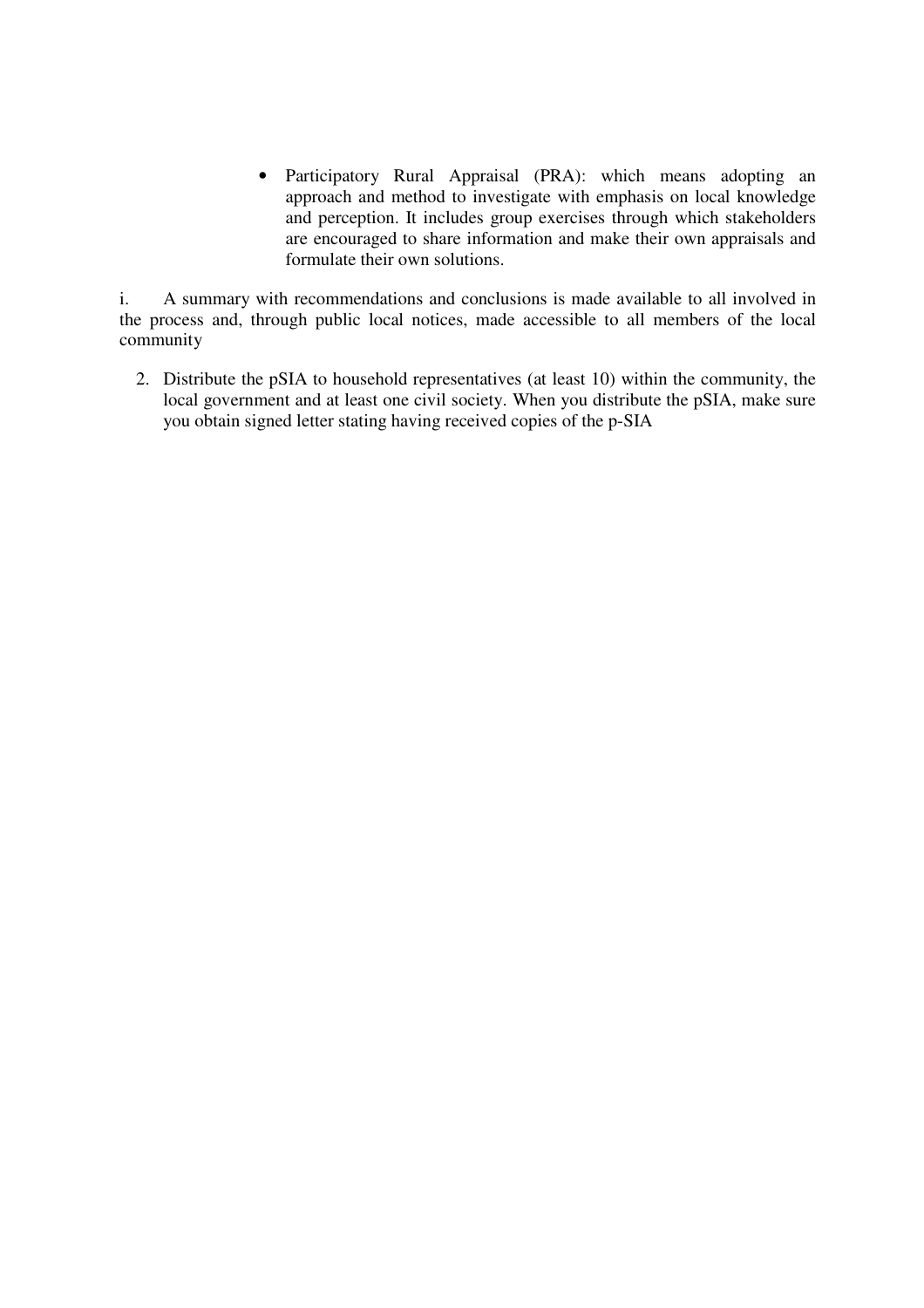- Participatory Rural Appraisal (PRA): which means adopting an approach and method to investigate with emphasis on local knowledge and perception. It includes group exercises through which stakeholders are encouraged to share information and make their own appraisals and formulate their own solutions.

i. A summary with recommendations and conclusions is made available to all involved in the process and, through public local notices, made accessible to all members of the local community

2. Distribute the pSIA to household representatives (at least 10) within the community, the local government and at least one civil society. When you distribute the pSIA, make sure you obtain signed letter stating having received copies of the p-SIA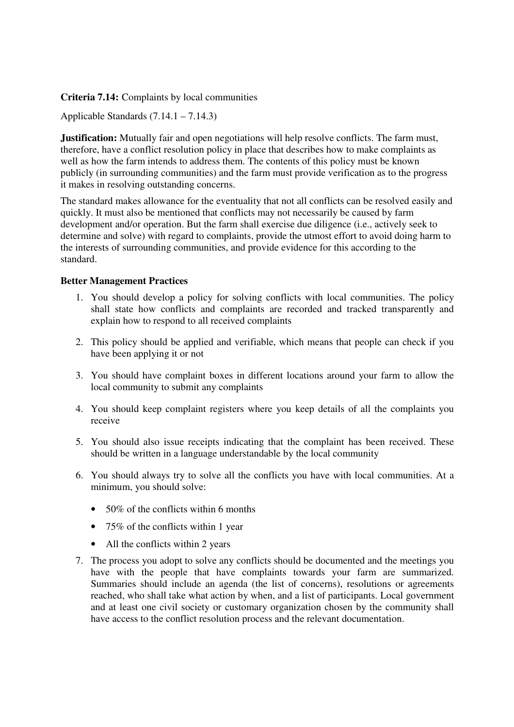**Criteria 7.14:** Complaints by local communities

Applicable Standards (7.14.1 – 7.14.3)

**Justification:** Mutually fair and open negotiations will help resolve conflicts. The farm must, therefore, have a conflict resolution policy in place that describes how to make complaints as well as how the farm intends to address them. The contents of this policy must be known publicly (in surrounding communities) and the farm must provide verification as to the progress it makes in resolving outstanding concerns.

The standard makes allowance for the eventuality that not all conflicts can be resolved easily and quickly. It must also be mentioned that conflicts may not necessarily be caused by farm development and/or operation. But the farm shall exercise due diligence (i.e., actively seek to determine and solve) with regard to complaints, provide the utmost effort to avoid doing harm to the interests of surrounding communities, and provide evidence for this according to the standard.

**Better Management Practices**

1. You should develop a policy for solving conflicts with local communities. The policy shall state how conflicts and complaints are recorded and tracked transparently and explain how to respond to all received complaints
2. This policy should be applied and verifiable, which means that people can check if you have been applying it or not
3. You should have complaint boxes in different locations around your farm to allow the local community to submit any complaints
4. You should keep complaint registers where you keep details of all the complaints you receive
5. You should also issue receipts indicating that the complaint has been received. These should be written in a language understandable by the local community
6. You should always try to solve all the conflicts you have with local communities. At a minimum, you should solve:
   - 50% of the conflicts within 6 months
   - 75% of the conflicts within 1 year
   - All the conflicts within 2 years
7. The process you adopt to solve any conflicts should be documented and the meetings you have with the people that have complaints towards your farm are summarized. Summaries should include an agenda (the list of concerns), resolutions or agreements reached, who shall take what action by when, and a list of participants. Local government and at least one civil society or customary organization chosen by the community shall have access to the conflict resolution process and the relevant documentation.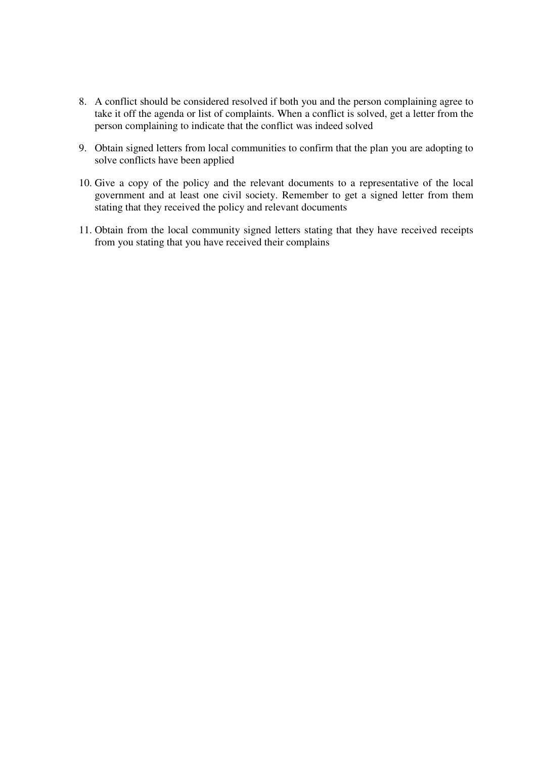8. A conflict should be considered resolved if both you and the person complaining agree to take it off the agenda or list of complaints. When a conflict is solved, get a letter from the person complaining to indicate that the conflict was indeed solved

9. Obtain signed letters from local communities to confirm that the plan you are adopting to solve conflicts have been applied

10. Give a copy of the policy and the relevant documents to a representative of the local government and at least one civil society. Remember to get a signed letter from them stating that they received the policy and relevant documents

11. Obtain from the local community signed letters stating that they have received receipts from you stating that you have received their complains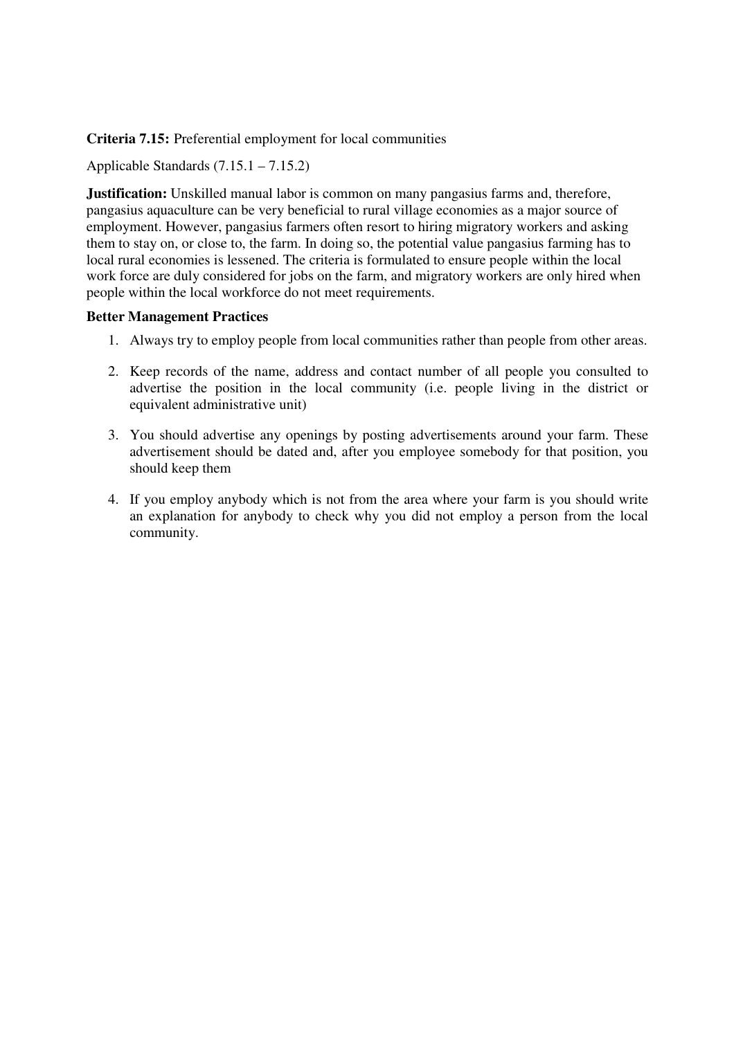**Criteria 7.15:** Preferential employment for local communities

Applicable Standards (7.15.1 – 7.15.2)

**Justification:** Unskilled manual labor is common on many pangasius farms and, therefore, pangasius aquaculture can be very beneficial to rural village economies as a major source of employment. However, pangasius farmers often resort to hiring migratory workers and asking them to stay on, or close to, the farm. In doing so, the potential value pangasius farming has to local rural economies is lessened. The criteria is formulated to ensure people within the local work force are duly considered for jobs on the farm, and migratory workers are only hired when people within the local workforce do not meet requirements.

**Better Management Practices**

1. Always try to employ people from local communities rather than people from other areas.
2. Keep records of the name, address and contact number of all people you consulted to advertise the position in the local community (i.e. people living in the district or equivalent administrative unit)
3. You should advertise any openings by posting advertisements around your farm. These advertisement should be dated and, after you employee somebody for that position, you should keep them
4. If you employ anybody which is not from the area where your farm is you should write an explanation for anybody to check why you did not employ a person from the local community.